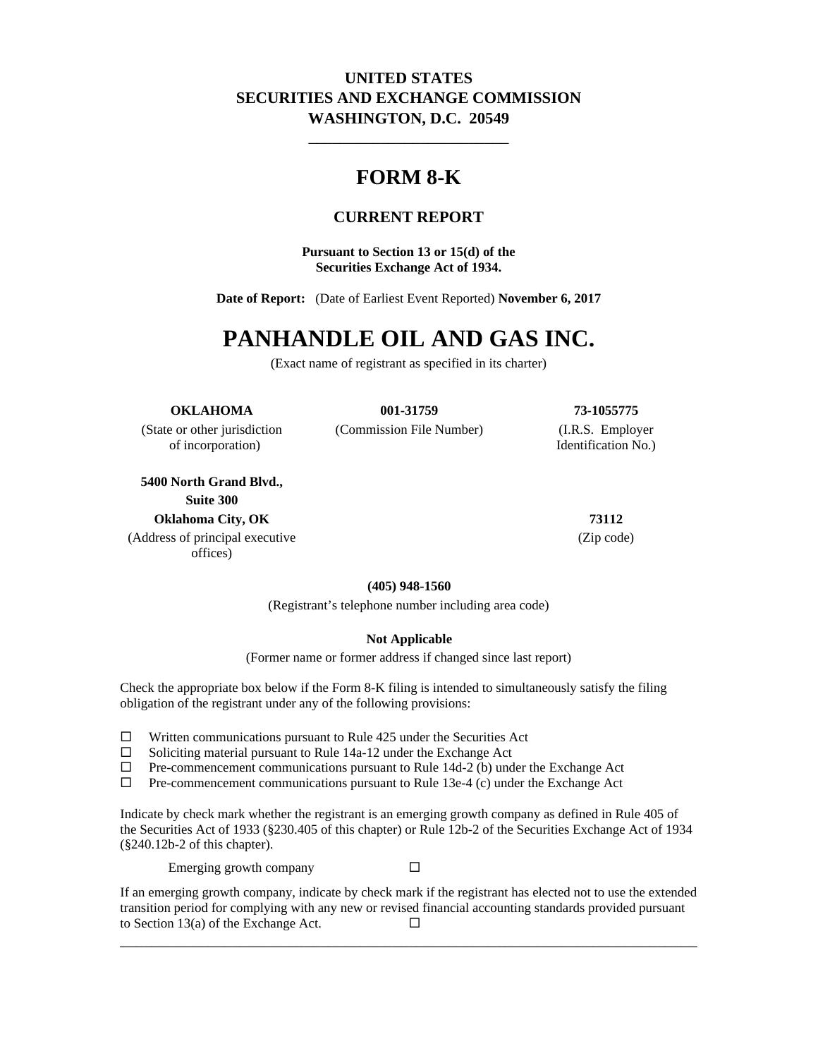**UNITED STATES**
**SECURITIES AND EXCHANGE COMMISSION**
**WASHINGTON, D.C. 20549**

---

# FORM 8-K

## CURRENT REPORT

**Pursuant to Section 13 or 15(d) of the Securities Exchange Act of 1934.**

**Date of Report:** (Date of Earliest Event Reported) **November 6, 2017**

# PANHANDLE OIL AND GAS INC.

(Exact name of registrant as specified in its charter)

| **OKLAHOMA** | **001-31759** | **73-1055775** |
|---|---|---|
| (State or other jurisdiction of incorporation) | (Commission File Number) | (I.R.S. Employer Identification No.) |

| **5400 North Grand Blvd., Suite 300 Oklahoma City, OK** | **73112** |
|---|---|
| (Address of principal executive offices) | (Zip code) |

**(405) 948-1560**

(Registrant's telephone number including area code)

**Not Applicable**

(Former name or former address if changed since last report)

Check the appropriate box below if the Form 8-K filing is intended to simultaneously satisfy the filing obligation of the registrant under any of the following provisions:

☐ Written communications pursuant to Rule 425 under the Securities Act
☐ Soliciting material pursuant to Rule 14a-12 under the Exchange Act
☐ Pre-commencement communications pursuant to Rule 14d-2 (b) under the Exchange Act
☐ Pre-commencement communications pursuant to Rule 13e-4 (c) under the Exchange Act

Indicate by check mark whether the registrant is an emerging growth company as defined in Rule 405 of the Securities Act of 1933 (§230.405 of this chapter) or Rule 12b-2 of the Securities Exchange Act of 1934 (§240.12b-2 of this chapter).

Emerging growth company ☐

If an emerging growth company, indicate by check mark if the registrant has elected not to use the extended transition period for complying with any new or revised financial accounting standards provided pursuant to Section 13(a) of the Exchange Act. ☐

---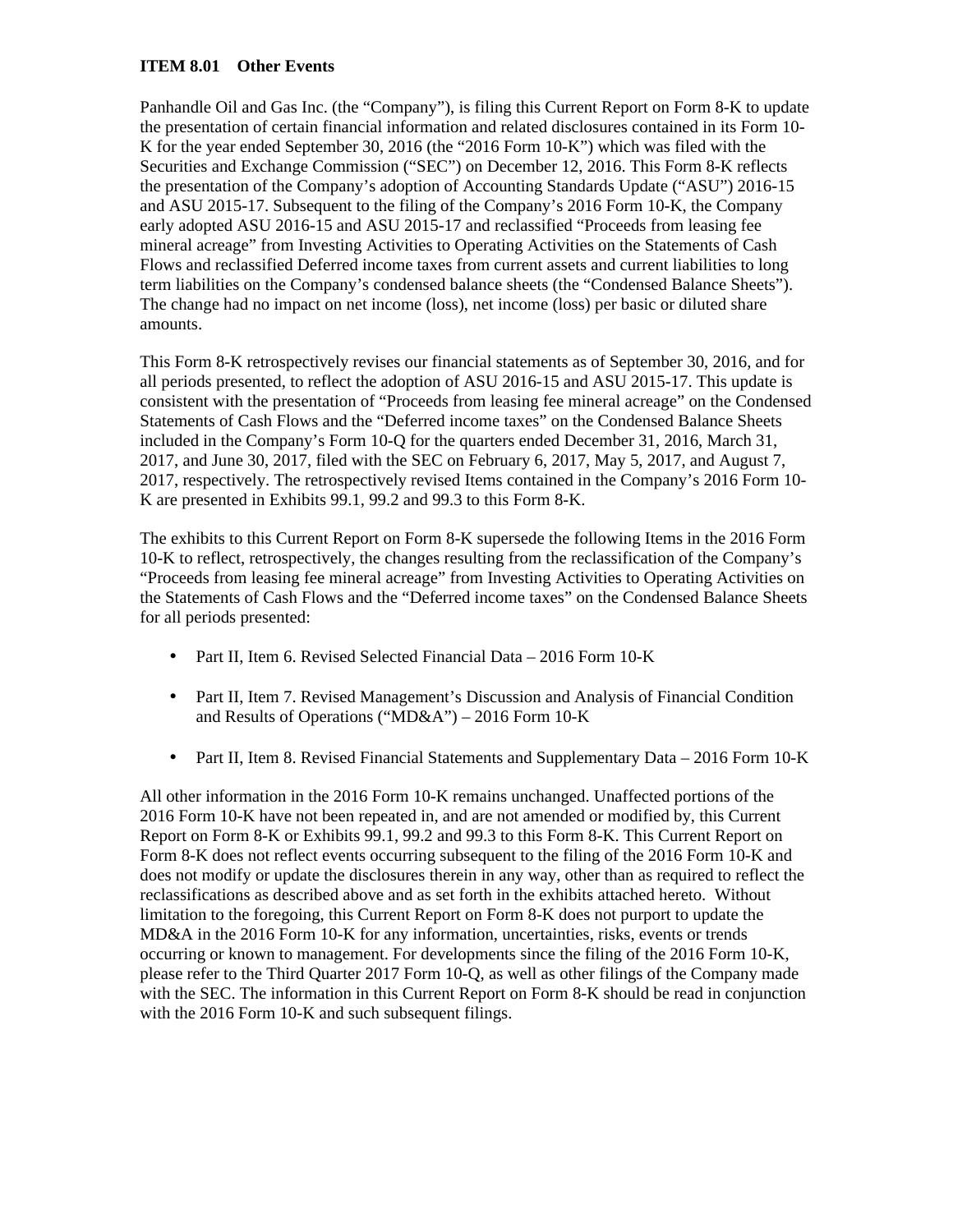**ITEM 8.01 Other Events**

Panhandle Oil and Gas Inc. (the "Company"), is filing this Current Report on Form 8-K to update the presentation of certain financial information and related disclosures contained in its Form 10-K for the year ended September 30, 2016 (the "2016 Form 10-K") which was filed with the Securities and Exchange Commission ("SEC") on December 12, 2016. This Form 8-K reflects the presentation of the Company's adoption of Accounting Standards Update ("ASU") 2016-15 and ASU 2015-17. Subsequent to the filing of the Company's 2016 Form 10-K, the Company early adopted ASU 2016-15 and ASU 2015-17 and reclassified "Proceeds from leasing fee mineral acreage" from Investing Activities to Operating Activities on the Statements of Cash Flows and reclassified Deferred income taxes from current assets and current liabilities to long term liabilities on the Company's condensed balance sheets (the "Condensed Balance Sheets"). The change had no impact on net income (loss), net income (loss) per basic or diluted share amounts.

This Form 8-K retrospectively revises our financial statements as of September 30, 2016, and for all periods presented, to reflect the adoption of ASU 2016-15 and ASU 2015-17. This update is consistent with the presentation of "Proceeds from leasing fee mineral acreage" on the Condensed Statements of Cash Flows and the "Deferred income taxes" on the Condensed Balance Sheets included in the Company's Form 10-Q for the quarters ended December 31, 2016, March 31, 2017, and June 30, 2017, filed with the SEC on February 6, 2017, May 5, 2017, and August 7, 2017, respectively. The retrospectively revised Items contained in the Company's 2016 Form 10-K are presented in Exhibits 99.1, 99.2 and 99.3 to this Form 8-K.

The exhibits to this Current Report on Form 8-K supersede the following Items in the 2016 Form 10-K to reflect, retrospectively, the changes resulting from the reclassification of the Company's "Proceeds from leasing fee mineral acreage" from Investing Activities to Operating Activities on the Statements of Cash Flows and the "Deferred income taxes" on the Condensed Balance Sheets for all periods presented:

- Part II, Item 6. Revised Selected Financial Data – 2016 Form 10-K
- Part II, Item 7. Revised Management's Discussion and Analysis of Financial Condition and Results of Operations ("MD&A") – 2016 Form 10-K
- Part II, Item 8. Revised Financial Statements and Supplementary Data – 2016 Form 10-K

All other information in the 2016 Form 10-K remains unchanged. Unaffected portions of the 2016 Form 10-K have not been repeated in, and are not amended or modified by, this Current Report on Form 8-K or Exhibits 99.1, 99.2 and 99.3 to this Form 8-K. This Current Report on Form 8-K does not reflect events occurring subsequent to the filing of the 2016 Form 10-K and does not modify or update the disclosures therein in any way, other than as required to reflect the reclassifications as described above and as set forth in the exhibits attached hereto. Without limitation to the foregoing, this Current Report on Form 8-K does not purport to update the MD&A in the 2016 Form 10-K for any information, uncertainties, risks, events or trends occurring or known to management. For developments since the filing of the 2016 Form 10-K, please refer to the Third Quarter 2017 Form 10-Q, as well as other filings of the Company made with the SEC. The information in this Current Report on Form 8-K should be read in conjunction with the 2016 Form 10-K and such subsequent filings.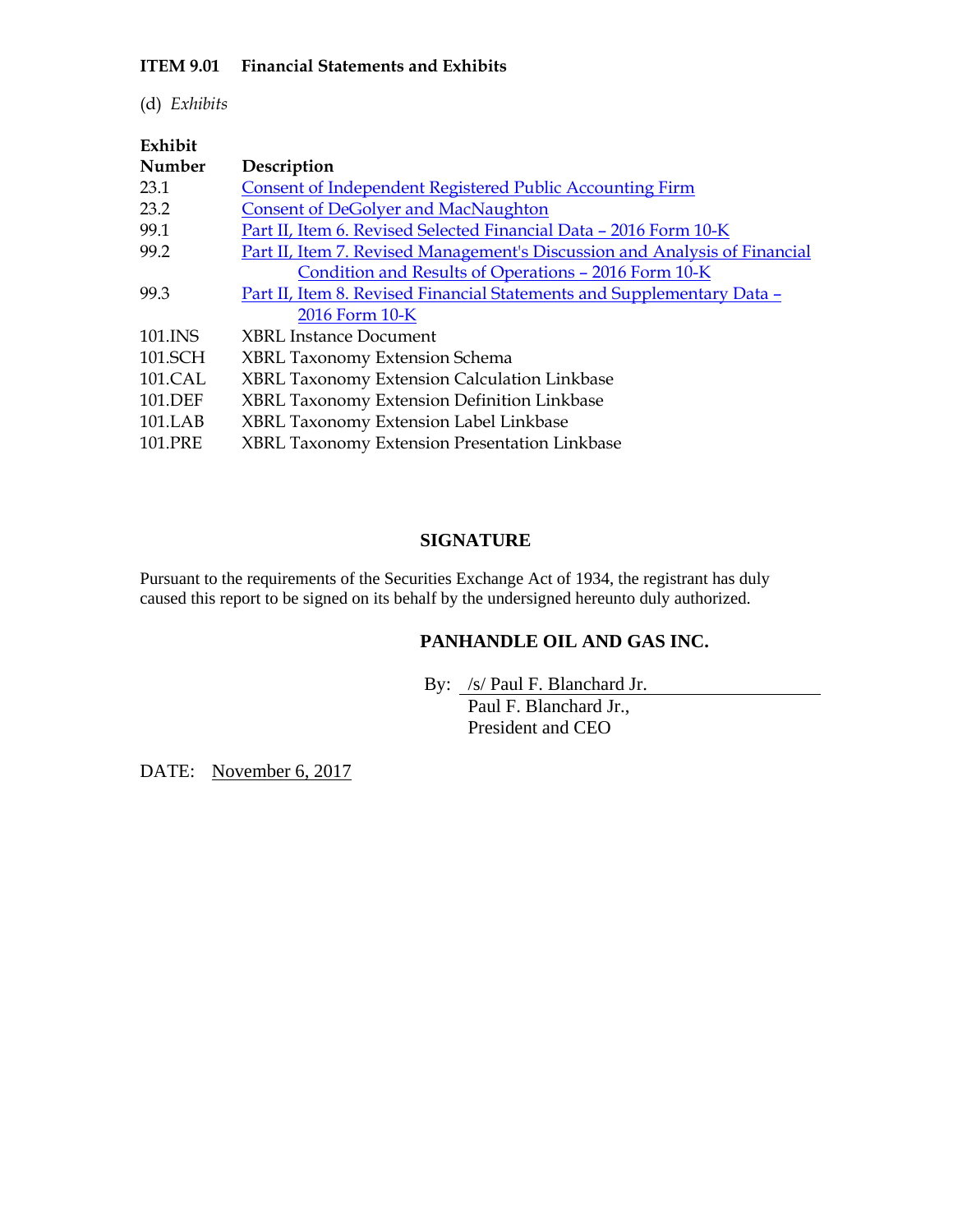**ITEM 9.01 Financial Statements and Exhibits**

(d) *Exhibits*

| Exhibit Number | Description |
|---|---|
| 23.1 | Consent of Independent Registered Public Accounting Firm |
| 23.2 | Consent of DeGolyer and MacNaughton |
| 99.1 | Part II, Item 6. Revised Selected Financial Data – 2016 Form 10-K |
| 99.2 | Part II, Item 7. Revised Management's Discussion and Analysis of Financial Condition and Results of Operations – 2016 Form 10-K |
| 99.3 | Part II, Item 8. Revised Financial Statements and Supplementary Data – 2016 Form 10-K |
| 101.INS | XBRL Instance Document |
| 101.SCH | XBRL Taxonomy Extension Schema |
| 101.CAL | XBRL Taxonomy Extension Calculation Linkbase |
| 101.DEF | XBRL Taxonomy Extension Definition Linkbase |
| 101.LAB | XBRL Taxonomy Extension Label Linkbase |
| 101.PRE | XBRL Taxonomy Extension Presentation Linkbase |

## SIGNATURE

Pursuant to the requirements of the Securities Exchange Act of 1934, the registrant has duly caused this report to be signed on its behalf by the undersigned hereunto duly authorized.

**PANHANDLE OIL AND GAS INC.**

By: /s/ Paul F. Blanchard Jr.
Paul F. Blanchard Jr.,
President and CEO

DATE: November 6, 2017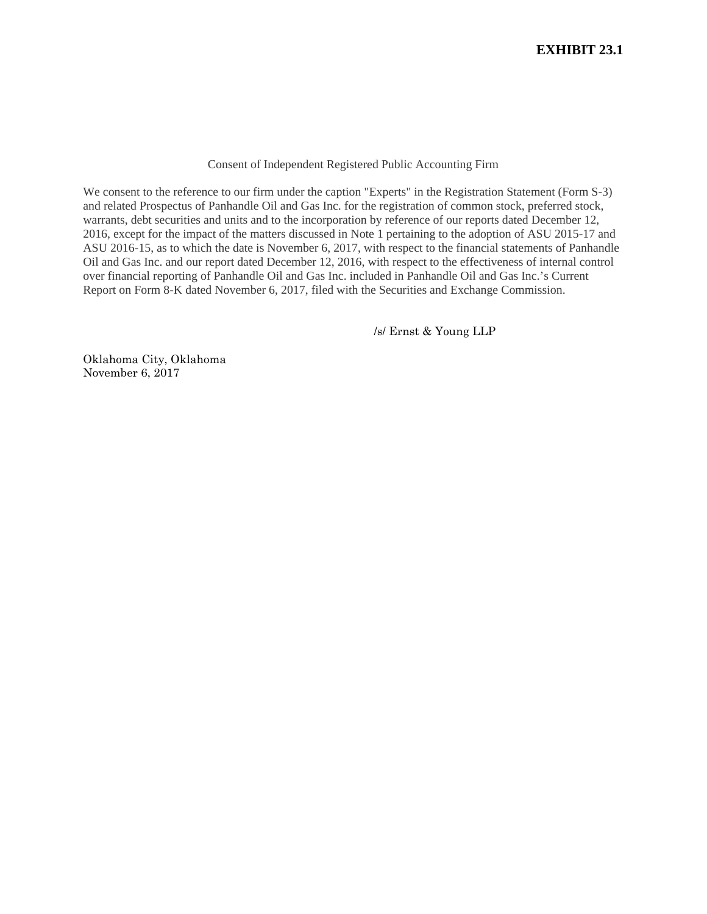**EXHIBIT 23.1**

Consent of Independent Registered Public Accounting Firm

We consent to the reference to our firm under the caption "Experts" in the Registration Statement (Form S-3) and related Prospectus of Panhandle Oil and Gas Inc. for the registration of common stock, preferred stock, warrants, debt securities and units and to the incorporation by reference of our reports dated December 12, 2016, except for the impact of the matters discussed in Note 1 pertaining to the adoption of ASU 2015-17 and ASU 2016-15, as to which the date is November 6, 2017, with respect to the financial statements of Panhandle Oil and Gas Inc. and our report dated December 12, 2016, with respect to the effectiveness of internal control over financial reporting of Panhandle Oil and Gas Inc. included in Panhandle Oil and Gas Inc.'s Current Report on Form 8-K dated November 6, 2017, filed with the Securities and Exchange Commission.

/s/ Ernst & Young LLP

Oklahoma City, Oklahoma
November 6, 2017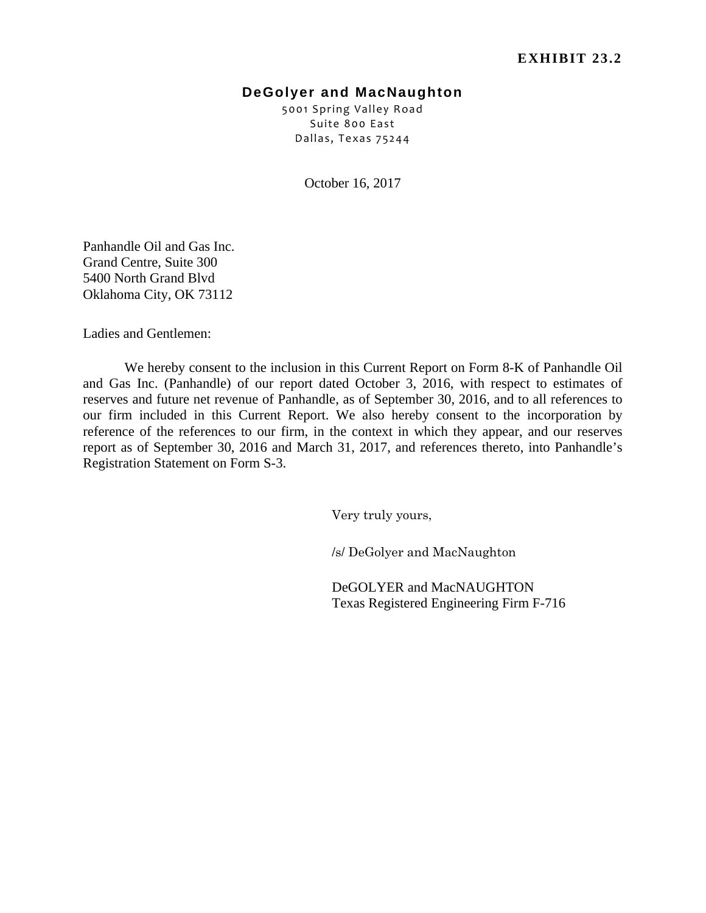**EXHIBIT 23.2**

**DeGolyer and MacNaughton**

5001 Spring Valley Road
Suite 800 East
Dallas, Texas 75244

October 16, 2017

Panhandle Oil and Gas Inc.
Grand Centre, Suite 300
5400 North Grand Blvd
Oklahoma City, OK 73112

Ladies and Gentlemen:

We hereby consent to the inclusion in this Current Report on Form 8-K of Panhandle Oil and Gas Inc. (Panhandle) of our report dated October 3, 2016, with respect to estimates of reserves and future net revenue of Panhandle, as of September 30, 2016, and to all references to our firm included in this Current Report. We also hereby consent to the incorporation by reference of the references to our firm, in the context in which they appear, and our reserves report as of September 30, 2016 and March 31, 2017, and references thereto, into Panhandle's Registration Statement on Form S-3.

Very truly yours,

/s/ DeGolyer and MacNaughton

DeGOLYER and MacNAUGHTON
Texas Registered Engineering Firm F-716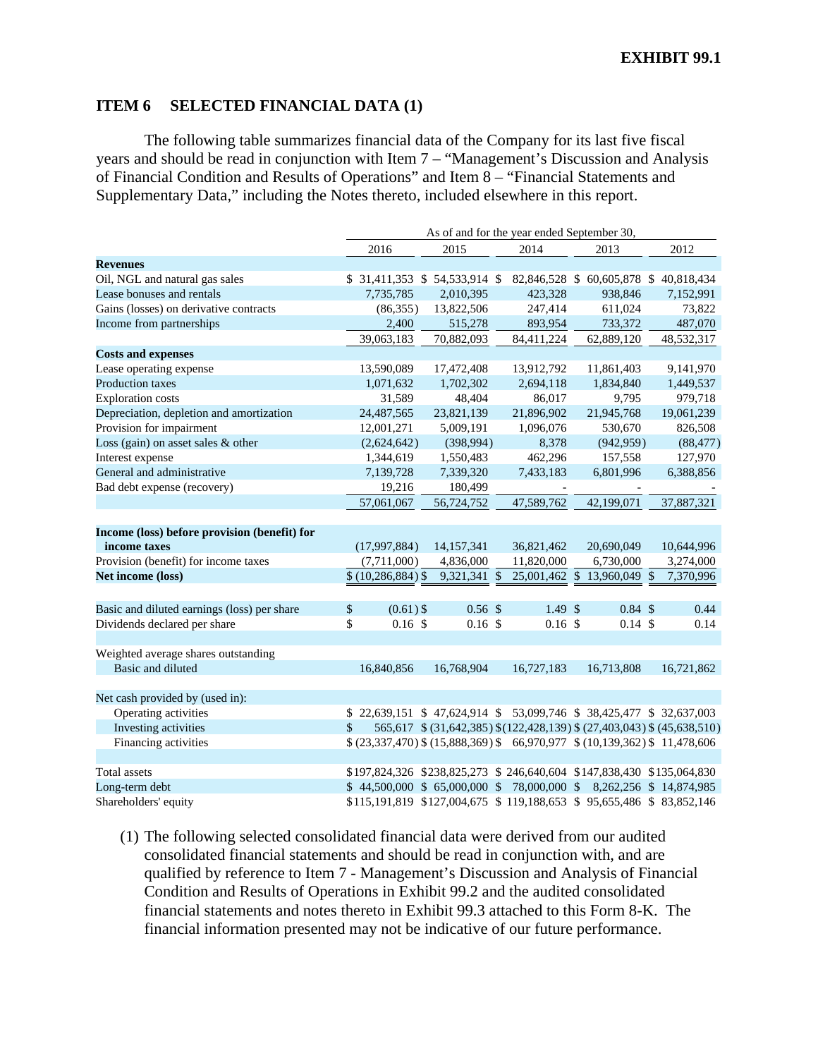**EXHIBIT 99.1**

## ITEM 6 SELECTED FINANCIAL DATA (1)

The following table summarizes financial data of the Company for its last five fiscal years and should be read in conjunction with Item 7 – "Management's Discussion and Analysis of Financial Condition and Results of Operations" and Item 8 – "Financial Statements and Supplementary Data," including the Notes thereto, included elsewhere in this report.

| | As of and for the year ended September 30, | | | | |
|---|---|---|---|---|---|
| | 2016 | 2015 | 2014 | 2013 | 2012 |
| **Revenues** | | | | | |
| Oil, NGL and natural gas sales | $ 31,411,353 | $ 54,533,914 | $ 82,846,528 | $ 60,605,878 | $ 40,818,434 |
| Lease bonuses and rentals | 7,735,785 | 2,010,395 | 423,328 | 938,846 | 7,152,991 |
| Gains (losses) on derivative contracts | (86,355) | 13,822,506 | 247,414 | 611,024 | 73,822 |
| Income from partnerships | 2,400 | 515,278 | 893,954 | 733,372 | 487,070 |
| | 39,063,183 | 70,882,093 | 84,411,224 | 62,889,120 | 48,532,317 |
| **Costs and expenses** | | | | | |
| Lease operating expense | 13,590,089 | 17,472,408 | 13,912,792 | 11,861,403 | 9,141,970 |
| Production taxes | 1,071,632 | 1,702,302 | 2,694,118 | 1,834,840 | 1,449,537 |
| Exploration costs | 31,589 | 48,404 | 86,017 | 9,795 | 979,718 |
| Depreciation, depletion and amortization | 24,487,565 | 23,821,139 | 21,896,902 | 21,945,768 | 19,061,239 |
| Provision for impairment | 12,001,271 | 5,009,191 | 1,096,076 | 530,670 | 826,508 |
| Loss (gain) on asset sales & other | (2,624,642) | (398,994) | 8,378 | (942,959) | (88,477) |
| Interest expense | 1,344,619 | 1,550,483 | 462,296 | 157,558 | 127,970 |
| General and administrative | 7,139,728 | 7,339,320 | 7,433,183 | 6,801,996 | 6,388,856 |
| Bad debt expense (recovery) | 19,216 | 180,499 | - | - | - |
| | 57,061,067 | 56,724,752 | 47,589,762 | 42,199,071 | 37,887,321 |
| **Income (loss) before provision (benefit) for income taxes** | (17,997,884) | 14,157,341 | 36,821,462 | 20,690,049 | 10,644,996 |
| Provision (benefit) for income taxes | (7,711,000) | 4,836,000 | 11,820,000 | 6,730,000 | 3,274,000 |
| **Net income (loss)** | $ (10,286,884) | $ 9,321,341 | $ 25,001,462 | $ 13,960,049 | $ 7,370,996 |
| Basic and diluted earnings (loss) per share | $ (0.61) | $ 0.56 | $ 1.49 | $ 0.84 | $ 0.44 |
| Dividends declared per share | $ 0.16 | $ 0.16 | $ 0.16 | $ 0.14 | $ 0.14 |
| Weighted average shares outstanding | | | | | |
| Basic and diluted | 16,840,856 | 16,768,904 | 16,727,183 | 16,713,808 | 16,721,862 |
| Net cash provided by (used in): | | | | | |
| Operating activities | $ 22,639,151 | $ 47,624,914 | $ 53,099,746 | $ 38,425,477 | $ 32,637,003 |
| Investing activities | $ 565,617 | $ (31,642,385) | $ (122,428,139) | $ (27,403,043) | $ (45,638,510) |
| Financing activities | $ (23,337,470) | $ (15,888,369) | $ 66,970,977 | $ (10,139,362) | $ 11,478,606 |
| Total assets | $197,824,326 | $238,825,273 | $ 246,640,604 | $147,838,430 | $135,064,830 |
| Long-term debt | $ 44,500,000 | $ 65,000,000 | $ 78,000,000 | $ 8,262,256 | $ 14,874,985 |
| Shareholders' equity | $115,191,819 | $127,004,675 | $ 119,188,653 | $ 95,655,486 | $ 83,852,146 |

(1) The following selected consolidated financial data were derived from our audited consolidated financial statements and should be read in conjunction with, and are qualified by reference to Item 7 - Management's Discussion and Analysis of Financial Condition and Results of Operations in Exhibit 99.2 and the audited consolidated financial statements and notes thereto in Exhibit 99.3 attached to this Form 8-K. The financial information presented may not be indicative of our future performance.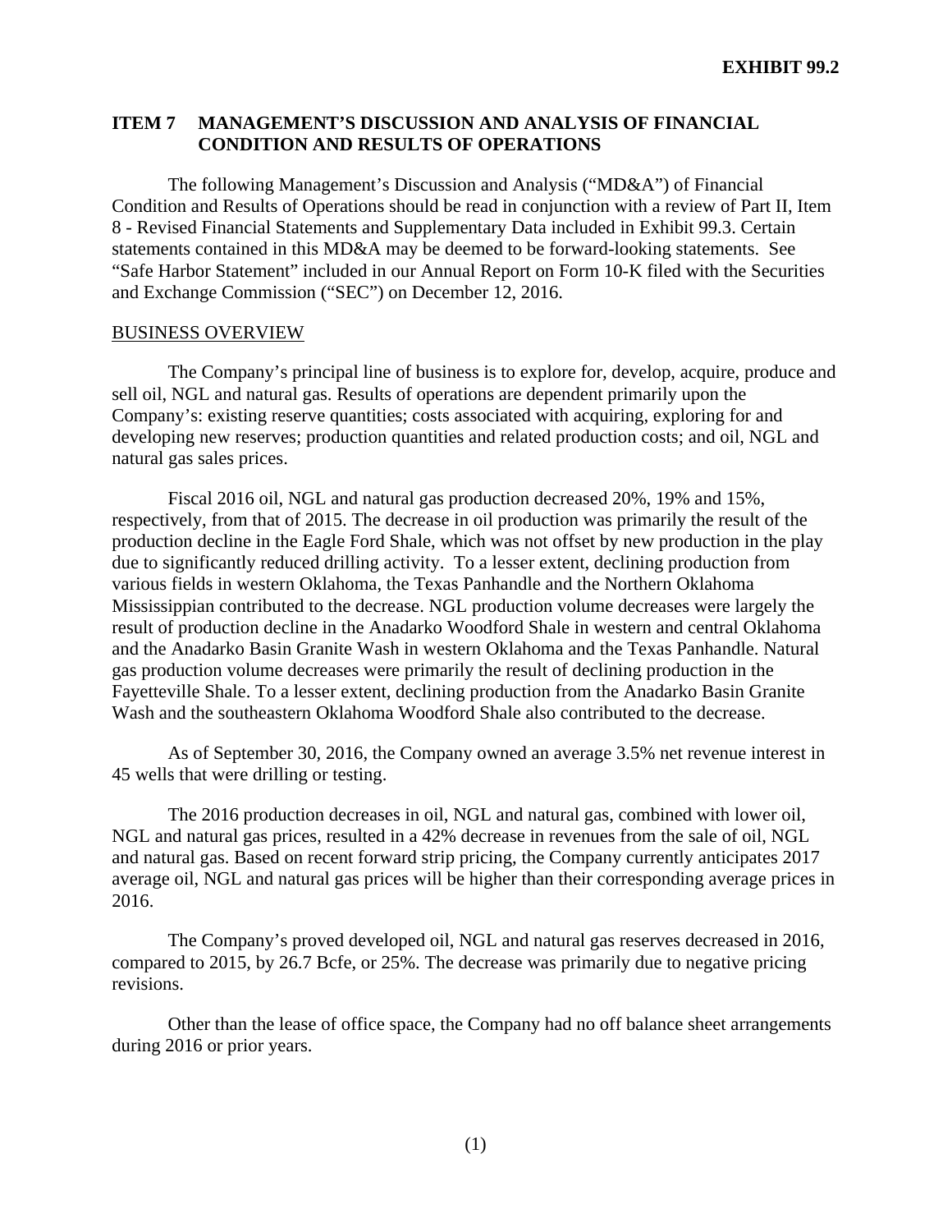**EXHIBIT 99.2**

## ITEM 7 MANAGEMENT'S DISCUSSION AND ANALYSIS OF FINANCIAL CONDITION AND RESULTS OF OPERATIONS

The following Management's Discussion and Analysis ("MD&A") of Financial Condition and Results of Operations should be read in conjunction with a review of Part II, Item 8 - Revised Financial Statements and Supplementary Data included in Exhibit 99.3. Certain statements contained in this MD&A may be deemed to be forward-looking statements. See "Safe Harbor Statement" included in our Annual Report on Form 10-K filed with the Securities and Exchange Commission ("SEC") on December 12, 2016.

### BUSINESS OVERVIEW

The Company's principal line of business is to explore for, develop, acquire, produce and sell oil, NGL and natural gas. Results of operations are dependent primarily upon the Company's: existing reserve quantities; costs associated with acquiring, exploring for and developing new reserves; production quantities and related production costs; and oil, NGL and natural gas sales prices.

Fiscal 2016 oil, NGL and natural gas production decreased 20%, 19% and 15%, respectively, from that of 2015. The decrease in oil production was primarily the result of the production decline in the Eagle Ford Shale, which was not offset by new production in the play due to significantly reduced drilling activity. To a lesser extent, declining production from various fields in western Oklahoma, the Texas Panhandle and the Northern Oklahoma Mississippian contributed to the decrease. NGL production volume decreases were largely the result of production decline in the Anadarko Woodford Shale in western and central Oklahoma and the Anadarko Basin Granite Wash in western Oklahoma and the Texas Panhandle. Natural gas production volume decreases were primarily the result of declining production in the Fayetteville Shale. To a lesser extent, declining production from the Anadarko Basin Granite Wash and the southeastern Oklahoma Woodford Shale also contributed to the decrease.

As of September 30, 2016, the Company owned an average 3.5% net revenue interest in 45 wells that were drilling or testing.

The 2016 production decreases in oil, NGL and natural gas, combined with lower oil, NGL and natural gas prices, resulted in a 42% decrease in revenues from the sale of oil, NGL and natural gas. Based on recent forward strip pricing, the Company currently anticipates 2017 average oil, NGL and natural gas prices will be higher than their corresponding average prices in 2016.

The Company's proved developed oil, NGL and natural gas reserves decreased in 2016, compared to 2015, by 26.7 Bcfe, or 25%. The decrease was primarily due to negative pricing revisions.

Other than the lease of office space, the Company had no off balance sheet arrangements during 2016 or prior years.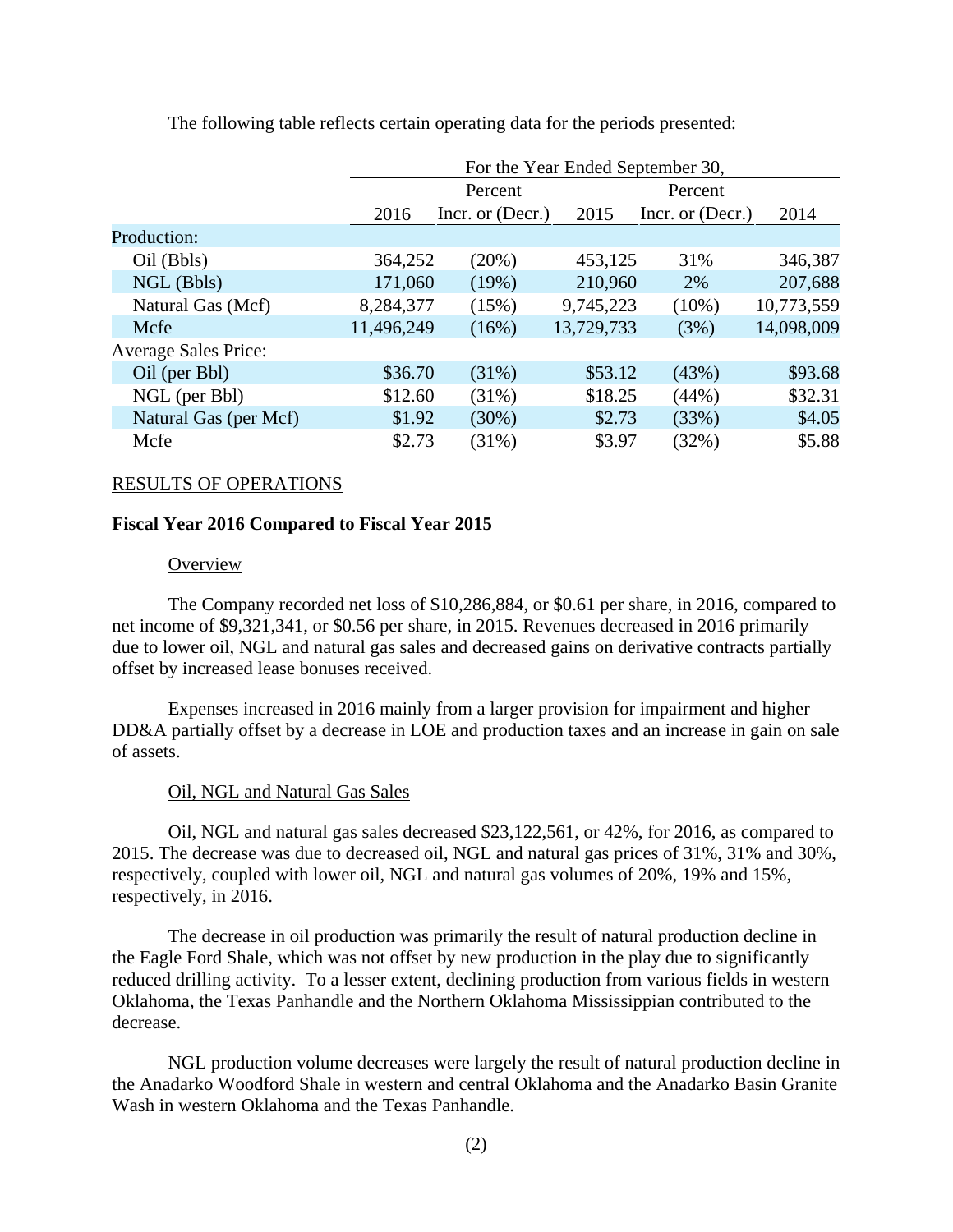The following table reflects certain operating data for the periods presented:

| | For the Year Ended September 30, | | | | |
|---|---|---|---|---|---|
| | 2016 | Percent Incr. or (Decr.) | 2015 | Percent Incr. or (Decr.) | 2014 |
| Production: | | | | | |
| Oil (Bbls) | 364,252 | (20%) | 453,125 | 31% | 346,387 |
| NGL (Bbls) | 171,060 | (19%) | 210,960 | 2% | 207,688 |
| Natural Gas (Mcf) | 8,284,377 | (15%) | 9,745,223 | (10%) | 10,773,559 |
| Mcfe | 11,496,249 | (16%) | 13,729,733 | (3%) | 14,098,009 |
| Average Sales Price: | | | | | |
| Oil (per Bbl) | $36.70 | (31%) | $53.12 | (43%) | $93.68 |
| NGL (per Bbl) | $12.60 | (31%) | $18.25 | (44%) | $32.31 |
| Natural Gas (per Mcf) | $1.92 | (30%) | $2.73 | (33%) | $4.05 |
| Mcfe | $2.73 | (31%) | $3.97 | (32%) | $5.88 |

## RESULTS OF OPERATIONS

### Fiscal Year 2016 Compared to Fiscal Year 2015

#### Overview

The Company recorded net loss of $10,286,884, or $0.61 per share, in 2016, compared to net income of $9,321,341, or $0.56 per share, in 2015. Revenues decreased in 2016 primarily due to lower oil, NGL and natural gas sales and decreased gains on derivative contracts partially offset by increased lease bonuses received.

Expenses increased in 2016 mainly from a larger provision for impairment and higher DD&A partially offset by a decrease in LOE and production taxes and an increase in gain on sale of assets.

#### Oil, NGL and Natural Gas Sales

Oil, NGL and natural gas sales decreased $23,122,561, or 42%, for 2016, as compared to 2015. The decrease was due to decreased oil, NGL and natural gas prices of 31%, 31% and 30%, respectively, coupled with lower oil, NGL and natural gas volumes of 20%, 19% and 15%, respectively, in 2016.

The decrease in oil production was primarily the result of natural production decline in the Eagle Ford Shale, which was not offset by new production in the play due to significantly reduced drilling activity. To a lesser extent, declining production from various fields in western Oklahoma, the Texas Panhandle and the Northern Oklahoma Mississippian contributed to the decrease.

NGL production volume decreases were largely the result of natural production decline in the Anadarko Woodford Shale in western and central Oklahoma and the Anadarko Basin Granite Wash in western Oklahoma and the Texas Panhandle.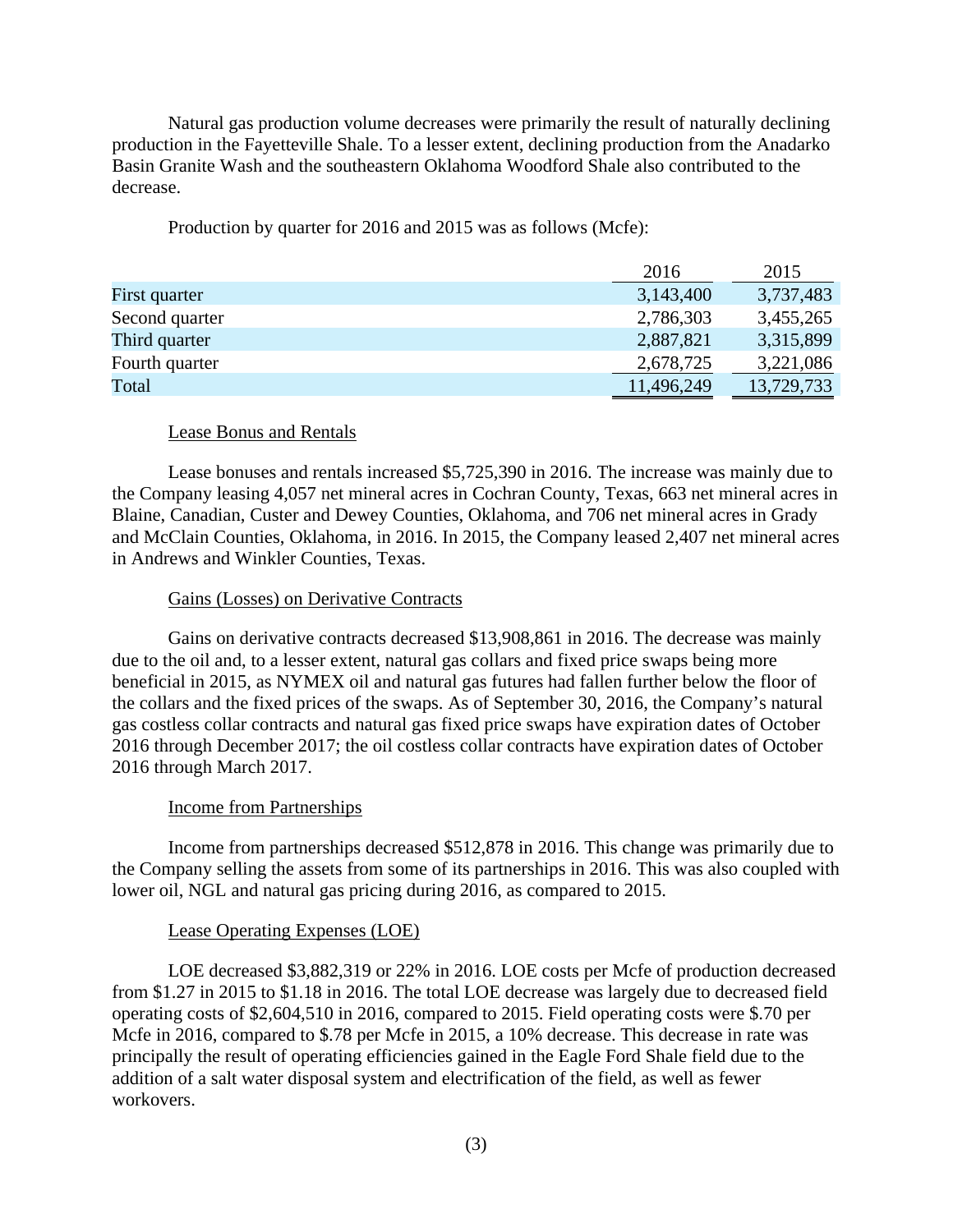Natural gas production volume decreases were primarily the result of naturally declining production in the Fayetteville Shale. To a lesser extent, declining production from the Anadarko Basin Granite Wash and the southeastern Oklahoma Woodford Shale also contributed to the decrease.

Production by quarter for 2016 and 2015 was as follows (Mcfe):

| | 2016 | 2015 |
|---|---|---|
| First quarter | 3,143,400 | 3,737,483 |
| Second quarter | 2,786,303 | 3,455,265 |
| Third quarter | 2,887,821 | 3,315,899 |
| Fourth quarter | 2,678,725 | 3,221,086 |
| Total | 11,496,249 | 13,729,733 |

Lease Bonus and Rentals

Lease bonuses and rentals increased $5,725,390 in 2016. The increase was mainly due to the Company leasing 4,057 net mineral acres in Cochran County, Texas, 663 net mineral acres in Blaine, Canadian, Custer and Dewey Counties, Oklahoma, and 706 net mineral acres in Grady and McClain Counties, Oklahoma, in 2016. In 2015, the Company leased 2,407 net mineral acres in Andrews and Winkler Counties, Texas.

Gains (Losses) on Derivative Contracts

Gains on derivative contracts decreased $13,908,861 in 2016. The decrease was mainly due to the oil and, to a lesser extent, natural gas collars and fixed price swaps being more beneficial in 2015, as NYMEX oil and natural gas futures had fallen further below the floor of the collars and the fixed prices of the swaps. As of September 30, 2016, the Company's natural gas costless collar contracts and natural gas fixed price swaps have expiration dates of October 2016 through December 2017; the oil costless collar contracts have expiration dates of October 2016 through March 2017.

Income from Partnerships

Income from partnerships decreased $512,878 in 2016. This change was primarily due to the Company selling the assets from some of its partnerships in 2016. This was also coupled with lower oil, NGL and natural gas pricing during 2016, as compared to 2015.

Lease Operating Expenses (LOE)

LOE decreased $3,882,319 or 22% in 2016. LOE costs per Mcfe of production decreased from $1.27 in 2015 to $1.18 in 2016. The total LOE decrease was largely due to decreased field operating costs of $2,604,510 in 2016, compared to 2015. Field operating costs were $.70 per Mcfe in 2016, compared to $.78 per Mcfe in 2015, a 10% decrease. This decrease in rate was principally the result of operating efficiencies gained in the Eagle Ford Shale field due to the addition of a salt water disposal system and electrification of the field, as well as fewer workovers.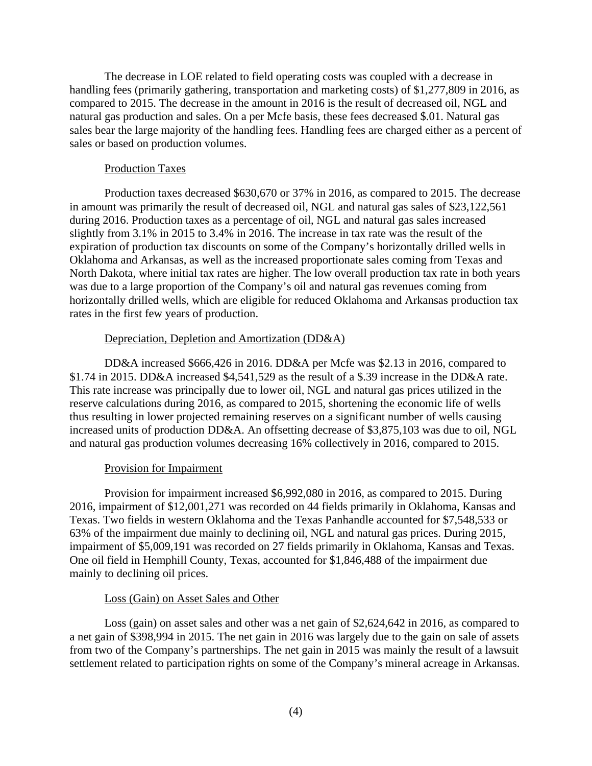The decrease in LOE related to field operating costs was coupled with a decrease in handling fees (primarily gathering, transportation and marketing costs) of $1,277,809 in 2016, as compared to 2015. The decrease in the amount in 2016 is the result of decreased oil, NGL and natural gas production and sales. On a per Mcfe basis, these fees decreased $.01. Natural gas sales bear the large majority of the handling fees. Handling fees are charged either as a percent of sales or based on production volumes.

Production Taxes

Production taxes decreased $630,670 or 37% in 2016, as compared to 2015. The decrease in amount was primarily the result of decreased oil, NGL and natural gas sales of $23,122,561 during 2016. Production taxes as a percentage of oil, NGL and natural gas sales increased slightly from 3.1% in 2015 to 3.4% in 2016. The increase in tax rate was the result of the expiration of production tax discounts on some of the Company's horizontally drilled wells in Oklahoma and Arkansas, as well as the increased proportionate sales coming from Texas and North Dakota, where initial tax rates are higher. The low overall production tax rate in both years was due to a large proportion of the Company's oil and natural gas revenues coming from horizontally drilled wells, which are eligible for reduced Oklahoma and Arkansas production tax rates in the first few years of production.

Depreciation, Depletion and Amortization (DD&A)

DD&A increased $666,426 in 2016. DD&A per Mcfe was $2.13 in 2016, compared to $1.74 in 2015. DD&A increased $4,541,529 as the result of a $.39 increase in the DD&A rate. This rate increase was principally due to lower oil, NGL and natural gas prices utilized in the reserve calculations during 2016, as compared to 2015, shortening the economic life of wells thus resulting in lower projected remaining reserves on a significant number of wells causing increased units of production DD&A. An offsetting decrease of $3,875,103 was due to oil, NGL and natural gas production volumes decreasing 16% collectively in 2016, compared to 2015.

Provision for Impairment

Provision for impairment increased $6,992,080 in 2016, as compared to 2015. During 2016, impairment of $12,001,271 was recorded on 44 fields primarily in Oklahoma, Kansas and Texas. Two fields in western Oklahoma and the Texas Panhandle accounted for $7,548,533 or 63% of the impairment due mainly to declining oil, NGL and natural gas prices. During 2015, impairment of $5,009,191 was recorded on 27 fields primarily in Oklahoma, Kansas and Texas. One oil field in Hemphill County, Texas, accounted for $1,846,488 of the impairment due mainly to declining oil prices.

Loss (Gain) on Asset Sales and Other

Loss (gain) on asset sales and other was a net gain of $2,624,642 in 2016, as compared to a net gain of $398,994 in 2015. The net gain in 2016 was largely due to the gain on sale of assets from two of the Company's partnerships. The net gain in 2015 was mainly the result of a lawsuit settlement related to participation rights on some of the Company's mineral acreage in Arkansas.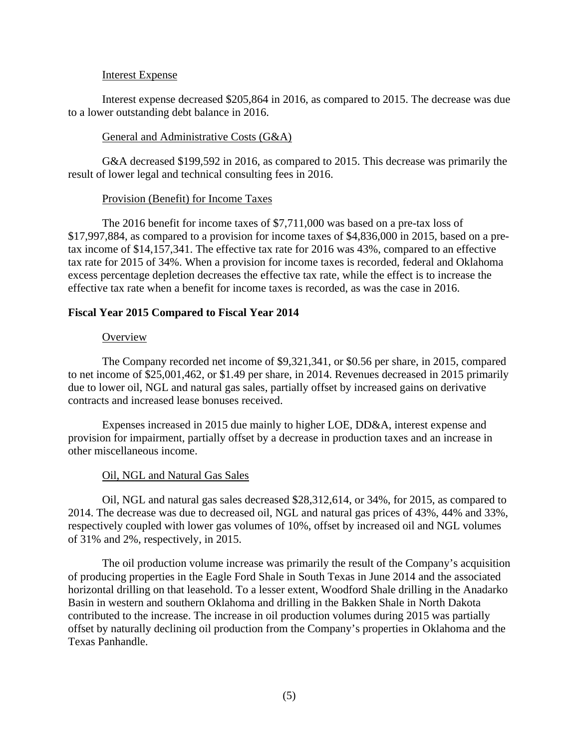Interest Expense

Interest expense decreased $205,864 in 2016, as compared to 2015. The decrease was due to a lower outstanding debt balance in 2016.

General and Administrative Costs (G&A)

G&A decreased $199,592 in 2016, as compared to 2015. This decrease was primarily the result of lower legal and technical consulting fees in 2016.

Provision (Benefit) for Income Taxes

The 2016 benefit for income taxes of $7,711,000 was based on a pre-tax loss of $17,997,884, as compared to a provision for income taxes of $4,836,000 in 2015, based on a pre-tax income of $14,157,341. The effective tax rate for 2016 was 43%, compared to an effective tax rate for 2015 of 34%. When a provision for income taxes is recorded, federal and Oklahoma excess percentage depletion decreases the effective tax rate, while the effect is to increase the effective tax rate when a benefit for income taxes is recorded, as was the case in 2016.

**Fiscal Year 2015 Compared to Fiscal Year 2014**

Overview

The Company recorded net income of $9,321,341, or $0.56 per share, in 2015, compared to net income of $25,001,462, or $1.49 per share, in 2014. Revenues decreased in 2015 primarily due to lower oil, NGL and natural gas sales, partially offset by increased gains on derivative contracts and increased lease bonuses received.

Expenses increased in 2015 due mainly to higher LOE, DD&A, interest expense and provision for impairment, partially offset by a decrease in production taxes and an increase in other miscellaneous income.

Oil, NGL and Natural Gas Sales

Oil, NGL and natural gas sales decreased $28,312,614, or 34%, for 2015, as compared to 2014. The decrease was due to decreased oil, NGL and natural gas prices of 43%, 44% and 33%, respectively coupled with lower gas volumes of 10%, offset by increased oil and NGL volumes of 31% and 2%, respectively, in 2015.

The oil production volume increase was primarily the result of the Company's acquisition of producing properties in the Eagle Ford Shale in South Texas in June 2014 and the associated horizontal drilling on that leasehold. To a lesser extent, Woodford Shale drilling in the Anadarko Basin in western and southern Oklahoma and drilling in the Bakken Shale in North Dakota contributed to the increase. The increase in oil production volumes during 2015 was partially offset by naturally declining oil production from the Company's properties in Oklahoma and the Texas Panhandle.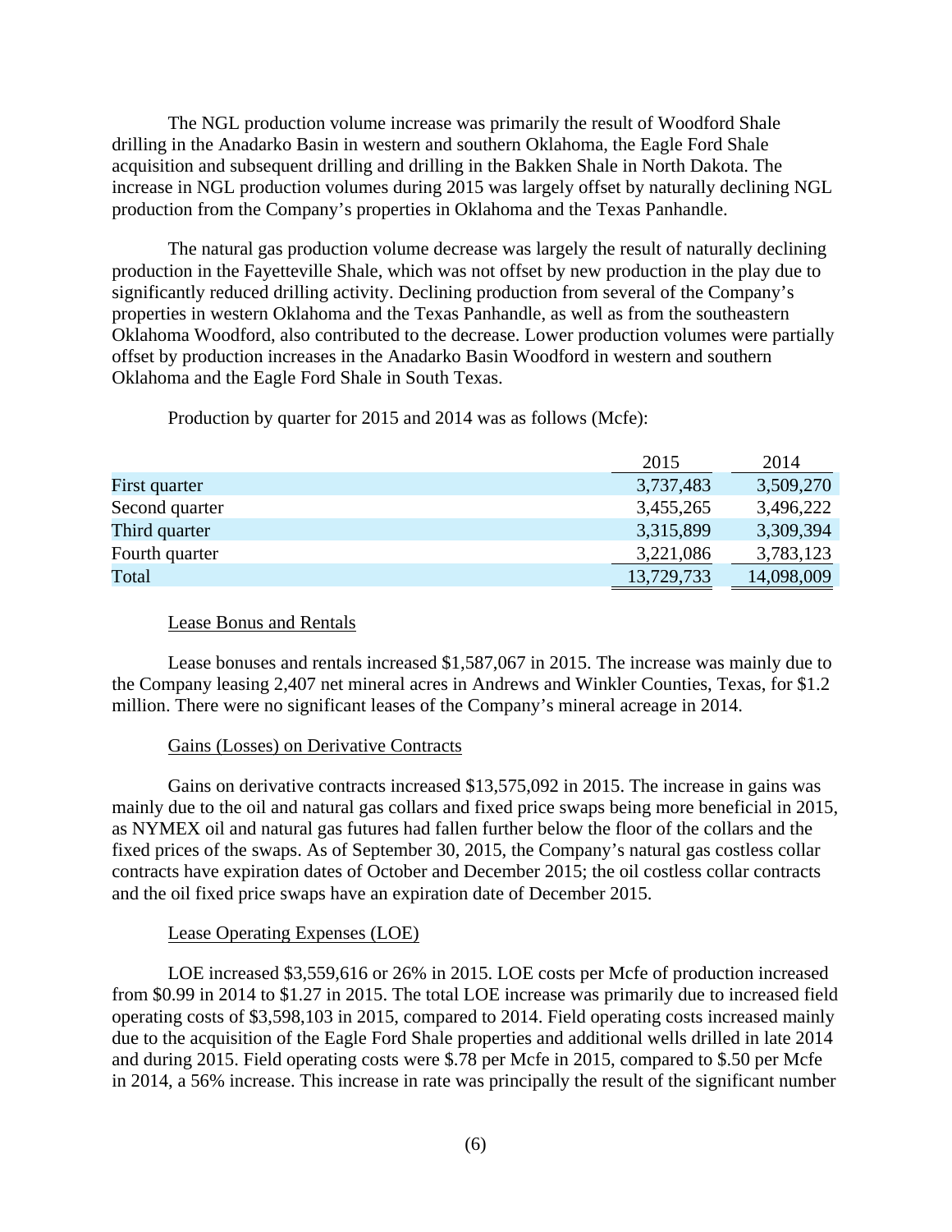The NGL production volume increase was primarily the result of Woodford Shale drilling in the Anadarko Basin in western and southern Oklahoma, the Eagle Ford Shale acquisition and subsequent drilling and drilling in the Bakken Shale in North Dakota. The increase in NGL production volumes during 2015 was largely offset by naturally declining NGL production from the Company's properties in Oklahoma and the Texas Panhandle.

The natural gas production volume decrease was largely the result of naturally declining production in the Fayetteville Shale, which was not offset by new production in the play due to significantly reduced drilling activity. Declining production from several of the Company's properties in western Oklahoma and the Texas Panhandle, as well as from the southeastern Oklahoma Woodford, also contributed to the decrease. Lower production volumes were partially offset by production increases in the Anadarko Basin Woodford in western and southern Oklahoma and the Eagle Ford Shale in South Texas.

Production by quarter for 2015 and 2014 was as follows (Mcfe):

| | 2015 | 2014 |
|---|---|---|
| First quarter | 3,737,483 | 3,509,270 |
| Second quarter | 3,455,265 | 3,496,222 |
| Third quarter | 3,315,899 | 3,309,394 |
| Fourth quarter | 3,221,086 | 3,783,123 |
| Total | 13,729,733 | 14,098,009 |

Lease Bonus and Rentals

Lease bonuses and rentals increased $1,587,067 in 2015. The increase was mainly due to the Company leasing 2,407 net mineral acres in Andrews and Winkler Counties, Texas, for $1.2 million. There were no significant leases of the Company's mineral acreage in 2014.

Gains (Losses) on Derivative Contracts

Gains on derivative contracts increased $13,575,092 in 2015. The increase in gains was mainly due to the oil and natural gas collars and fixed price swaps being more beneficial in 2015, as NYMEX oil and natural gas futures had fallen further below the floor of the collars and the fixed prices of the swaps. As of September 30, 2015, the Company's natural gas costless collar contracts have expiration dates of October and December 2015; the oil costless collar contracts and the oil fixed price swaps have an expiration date of December 2015.

Lease Operating Expenses (LOE)

LOE increased $3,559,616 or 26% in 2015. LOE costs per Mcfe of production increased from $0.99 in 2014 to $1.27 in 2015. The total LOE increase was primarily due to increased field operating costs of $3,598,103 in 2015, compared to 2014. Field operating costs increased mainly due to the acquisition of the Eagle Ford Shale properties and additional wells drilled in late 2014 and during 2015. Field operating costs were $.78 per Mcfe in 2015, compared to $.50 per Mcfe in 2014, a 56% increase. This increase in rate was principally the result of the significant number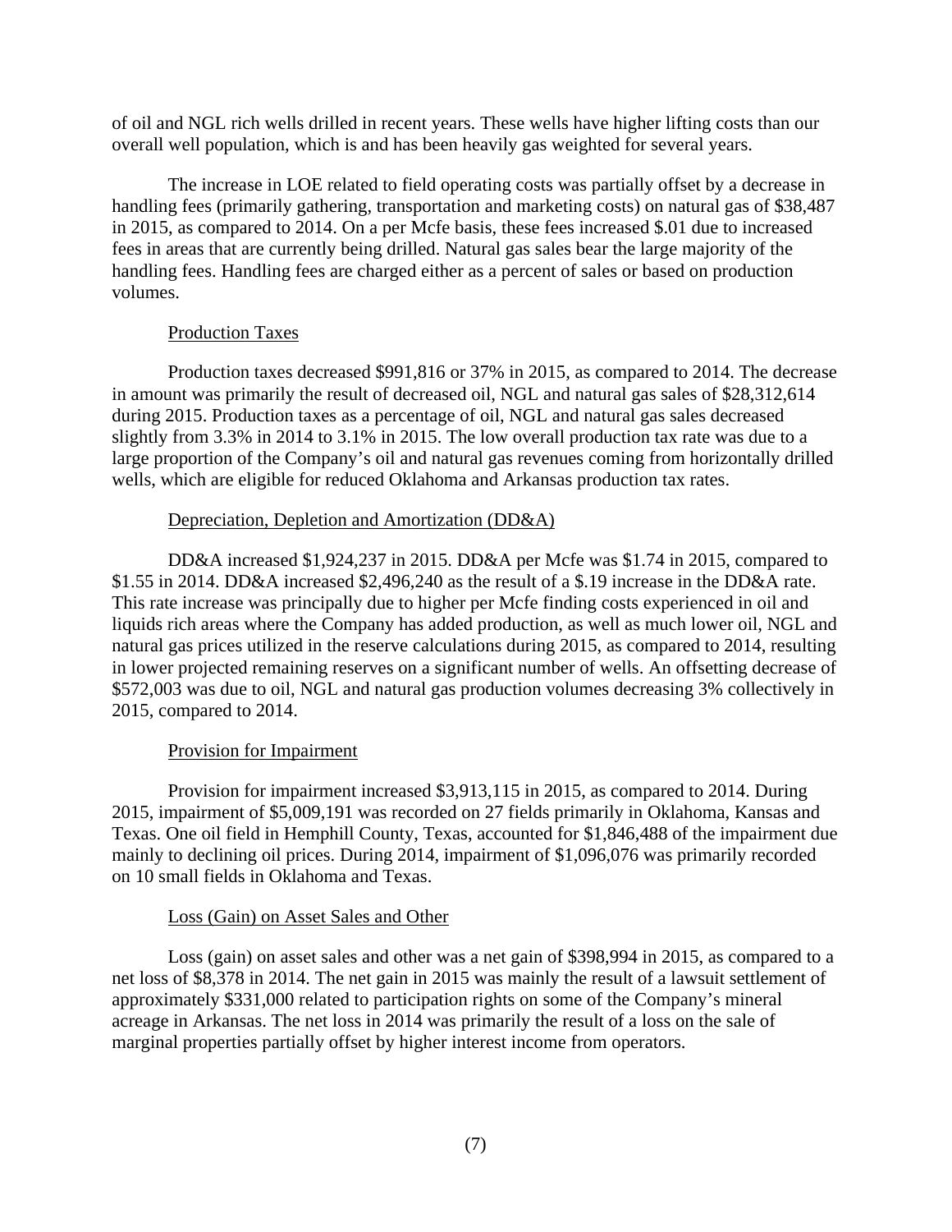of oil and NGL rich wells drilled in recent years. These wells have higher lifting costs than our overall well population, which is and has been heavily gas weighted for several years.

The increase in LOE related to field operating costs was partially offset by a decrease in handling fees (primarily gathering, transportation and marketing costs) on natural gas of $38,487 in 2015, as compared to 2014. On a per Mcfe basis, these fees increased $.01 due to increased fees in areas that are currently being drilled. Natural gas sales bear the large majority of the handling fees. Handling fees are charged either as a percent of sales or based on production volumes.

### Production Taxes

Production taxes decreased $991,816 or 37% in 2015, as compared to 2014. The decrease in amount was primarily the result of decreased oil, NGL and natural gas sales of $28,312,614 during 2015. Production taxes as a percentage of oil, NGL and natural gas sales decreased slightly from 3.3% in 2014 to 3.1% in 2015. The low overall production tax rate was due to a large proportion of the Company's oil and natural gas revenues coming from horizontally drilled wells, which are eligible for reduced Oklahoma and Arkansas production tax rates.

### Depreciation, Depletion and Amortization (DD&A)

DD&A increased $1,924,237 in 2015. DD&A per Mcfe was $1.74 in 2015, compared to $1.55 in 2014. DD&A increased $2,496,240 as the result of a $.19 increase in the DD&A rate. This rate increase was principally due to higher per Mcfe finding costs experienced in oil and liquids rich areas where the Company has added production, as well as much lower oil, NGL and natural gas prices utilized in the reserve calculations during 2015, as compared to 2014, resulting in lower projected remaining reserves on a significant number of wells. An offsetting decrease of $572,003 was due to oil, NGL and natural gas production volumes decreasing 3% collectively in 2015, compared to 2014.

### Provision for Impairment

Provision for impairment increased $3,913,115 in 2015, as compared to 2014. During 2015, impairment of $5,009,191 was recorded on 27 fields primarily in Oklahoma, Kansas and Texas. One oil field in Hemphill County, Texas, accounted for $1,846,488 of the impairment due mainly to declining oil prices. During 2014, impairment of $1,096,076 was primarily recorded on 10 small fields in Oklahoma and Texas.

### Loss (Gain) on Asset Sales and Other

Loss (gain) on asset sales and other was a net gain of $398,994 in 2015, as compared to a net loss of $8,378 in 2014. The net gain in 2015 was mainly the result of a lawsuit settlement of approximately $331,000 related to participation rights on some of the Company's mineral acreage in Arkansas. The net loss in 2014 was primarily the result of a loss on the sale of marginal properties partially offset by higher interest income from operators.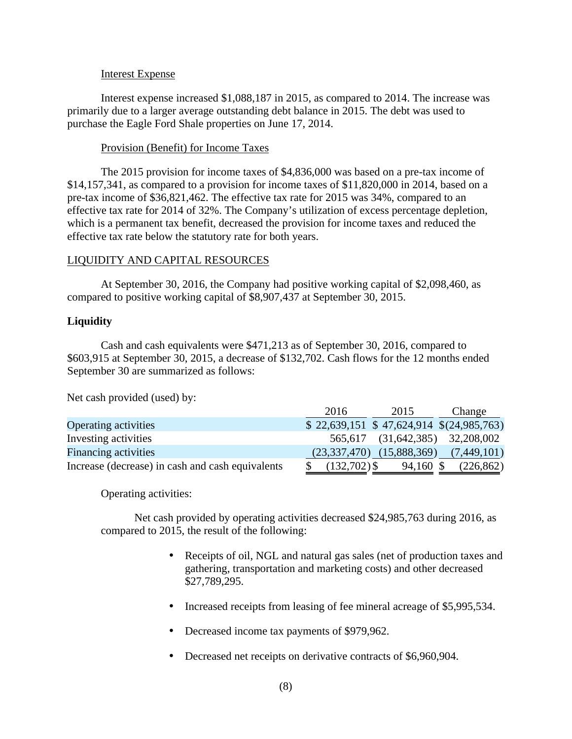Interest Expense

Interest expense increased $1,088,187 in 2015, as compared to 2014. The increase was primarily due to a larger average outstanding debt balance in 2015. The debt was used to purchase the Eagle Ford Shale properties on June 17, 2014.

Provision (Benefit) for Income Taxes

The 2015 provision for income taxes of $4,836,000 was based on a pre-tax income of $14,157,341, as compared to a provision for income taxes of $11,820,000 in 2014, based on a pre-tax income of $36,821,462. The effective tax rate for 2015 was 34%, compared to an effective tax rate for 2014 of 32%. The Company's utilization of excess percentage depletion, which is a permanent tax benefit, decreased the provision for income taxes and reduced the effective tax rate below the statutory rate for both years.

LIQUIDITY AND CAPITAL RESOURCES

At September 30, 2016, the Company had positive working capital of $2,098,460, as compared to positive working capital of $8,907,437 at September 30, 2015.

**Liquidity**

Cash and cash equivalents were $471,213 as of September 30, 2016, compared to $603,915 at September 30, 2015, a decrease of $132,702. Cash flows for the 12 months ended September 30 are summarized as follows:

Net cash provided (used) by:

| | 2016 | 2015 | Change |
|---|---|---|---|
| Operating activities | $ 22,639,151 | $ 47,624,914 | $(24,985,763) |
| Investing activities | 565,617 | (31,642,385) | 32,208,002 |
| Financing activities | (23,337,470) | (15,888,369) | (7,449,101) |
| Increase (decrease) in cash and cash equivalents | $ (132,702) | $ 94,160 | $ (226,862) |

Operating activities:

Net cash provided by operating activities decreased $24,985,763 during 2016, as compared to 2015, the result of the following:

- Receipts of oil, NGL and natural gas sales (net of production taxes and gathering, transportation and marketing costs) and other decreased $27,789,295.
- Increased receipts from leasing of fee mineral acreage of $5,995,534.
- Decreased income tax payments of $979,962.
- Decreased net receipts on derivative contracts of $6,960,904.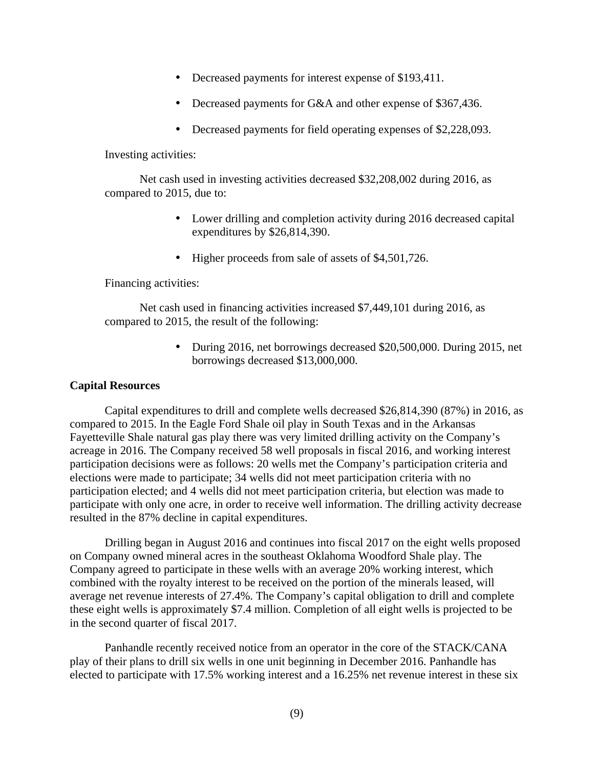- Decreased payments for interest expense of $193,411.
- Decreased payments for G&A and other expense of $367,436.
- Decreased payments for field operating expenses of $2,228,093.

Investing activities:

Net cash used in investing activities decreased $32,208,002 during 2016, as compared to 2015, due to:

- Lower drilling and completion activity during 2016 decreased capital expenditures by $26,814,390.
- Higher proceeds from sale of assets of $4,501,726.

Financing activities:

Net cash used in financing activities increased $7,449,101 during 2016, as compared to 2015, the result of the following:

- During 2016, net borrowings decreased $20,500,000. During 2015, net borrowings decreased $13,000,000.

**Capital Resources**

Capital expenditures to drill and complete wells decreased $26,814,390 (87%) in 2016, as compared to 2015. In the Eagle Ford Shale oil play in South Texas and in the Arkansas Fayetteville Shale natural gas play there was very limited drilling activity on the Company's acreage in 2016. The Company received 58 well proposals in fiscal 2016, and working interest participation decisions were as follows: 20 wells met the Company's participation criteria and elections were made to participate; 34 wells did not meet participation criteria with no participation elected; and 4 wells did not meet participation criteria, but election was made to participate with only one acre, in order to receive well information. The drilling activity decrease resulted in the 87% decline in capital expenditures.

Drilling began in August 2016 and continues into fiscal 2017 on the eight wells proposed on Company owned mineral acres in the southeast Oklahoma Woodford Shale play. The Company agreed to participate in these wells with an average 20% working interest, which combined with the royalty interest to be received on the portion of the minerals leased, will average net revenue interests of 27.4%. The Company's capital obligation to drill and complete these eight wells is approximately $7.4 million. Completion of all eight wells is projected to be in the second quarter of fiscal 2017.

Panhandle recently received notice from an operator in the core of the STACK/CANA play of their plans to drill six wells in one unit beginning in December 2016. Panhandle has elected to participate with 17.5% working interest and a 16.25% net revenue interest in these six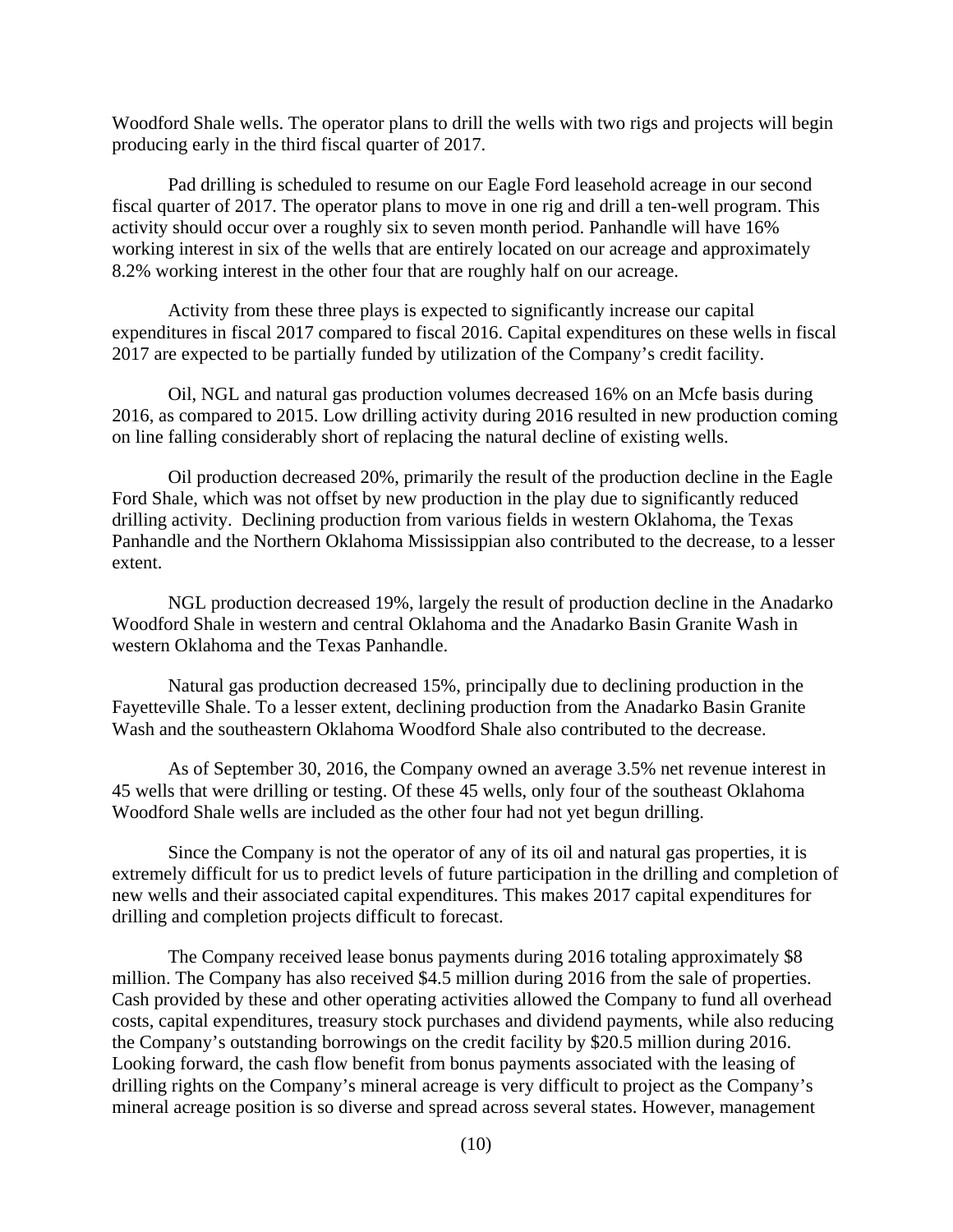Woodford Shale wells. The operator plans to drill the wells with two rigs and projects will begin producing early in the third fiscal quarter of 2017.

Pad drilling is scheduled to resume on our Eagle Ford leasehold acreage in our second fiscal quarter of 2017. The operator plans to move in one rig and drill a ten-well program. This activity should occur over a roughly six to seven month period. Panhandle will have 16% working interest in six of the wells that are entirely located on our acreage and approximately 8.2% working interest in the other four that are roughly half on our acreage.

Activity from these three plays is expected to significantly increase our capital expenditures in fiscal 2017 compared to fiscal 2016. Capital expenditures on these wells in fiscal 2017 are expected to be partially funded by utilization of the Company's credit facility.

Oil, NGL and natural gas production volumes decreased 16% on an Mcfe basis during 2016, as compared to 2015. Low drilling activity during 2016 resulted in new production coming on line falling considerably short of replacing the natural decline of existing wells.

Oil production decreased 20%, primarily the result of the production decline in the Eagle Ford Shale, which was not offset by new production in the play due to significantly reduced drilling activity. Declining production from various fields in western Oklahoma, the Texas Panhandle and the Northern Oklahoma Mississippian also contributed to the decrease, to a lesser extent.

NGL production decreased 19%, largely the result of production decline in the Anadarko Woodford Shale in western and central Oklahoma and the Anadarko Basin Granite Wash in western Oklahoma and the Texas Panhandle.

Natural gas production decreased 15%, principally due to declining production in the Fayetteville Shale. To a lesser extent, declining production from the Anadarko Basin Granite Wash and the southeastern Oklahoma Woodford Shale also contributed to the decrease.

As of September 30, 2016, the Company owned an average 3.5% net revenue interest in 45 wells that were drilling or testing. Of these 45 wells, only four of the southeast Oklahoma Woodford Shale wells are included as the other four had not yet begun drilling.

Since the Company is not the operator of any of its oil and natural gas properties, it is extremely difficult for us to predict levels of future participation in the drilling and completion of new wells and their associated capital expenditures. This makes 2017 capital expenditures for drilling and completion projects difficult to forecast.

The Company received lease bonus payments during 2016 totaling approximately $8 million. The Company has also received $4.5 million during 2016 from the sale of properties. Cash provided by these and other operating activities allowed the Company to fund all overhead costs, capital expenditures, treasury stock purchases and dividend payments, while also reducing the Company's outstanding borrowings on the credit facility by $20.5 million during 2016. Looking forward, the cash flow benefit from bonus payments associated with the leasing of drilling rights on the Company's mineral acreage is very difficult to project as the Company's mineral acreage position is so diverse and spread across several states. However, management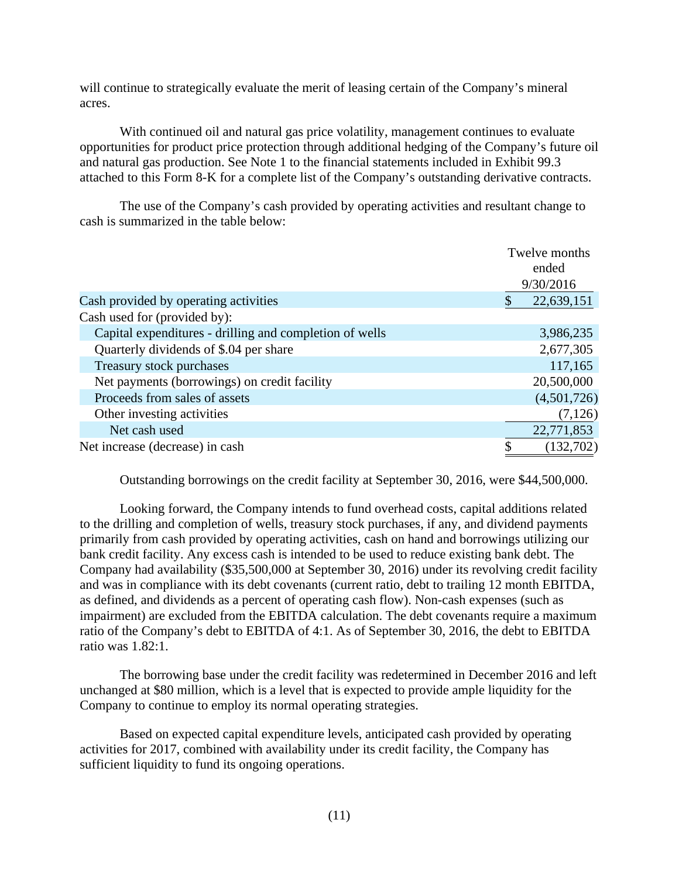will continue to strategically evaluate the merit of leasing certain of the Company's mineral acres.

With continued oil and natural gas price volatility, management continues to evaluate opportunities for product price protection through additional hedging of the Company's future oil and natural gas production. See Note 1 to the financial statements included in Exhibit 99.3 attached to this Form 8-K for a complete list of the Company's outstanding derivative contracts.

The use of the Company's cash provided by operating activities and resultant change to cash is summarized in the table below:

| | Twelve months ended 9/30/2016 |
|---|---|
| Cash provided by operating activities | $ 22,639,151 |
| Cash used for (provided by): | |
| Capital expenditures - drilling and completion of wells | 3,986,235 |
| Quarterly dividends of $.04 per share | 2,677,305 |
| Treasury stock purchases | 117,165 |
| Net payments (borrowings) on credit facility | 20,500,000 |
| Proceeds from sales of assets | (4,501,726) |
| Other investing activities | (7,126) |
| Net cash used | 22,771,853 |
| Net increase (decrease) in cash | $ (132,702) |

Outstanding borrowings on the credit facility at September 30, 2016, were $44,500,000.

Looking forward, the Company intends to fund overhead costs, capital additions related to the drilling and completion of wells, treasury stock purchases, if any, and dividend payments primarily from cash provided by operating activities, cash on hand and borrowings utilizing our bank credit facility. Any excess cash is intended to be used to reduce existing bank debt. The Company had availability ($35,500,000 at September 30, 2016) under its revolving credit facility and was in compliance with its debt covenants (current ratio, debt to trailing 12 month EBITDA, as defined, and dividends as a percent of operating cash flow). Non-cash expenses (such as impairment) are excluded from the EBITDA calculation. The debt covenants require a maximum ratio of the Company's debt to EBITDA of 4:1. As of September 30, 2016, the debt to EBITDA ratio was 1.82:1.

The borrowing base under the credit facility was redetermined in December 2016 and left unchanged at $80 million, which is a level that is expected to provide ample liquidity for the Company to continue to employ its normal operating strategies.

Based on expected capital expenditure levels, anticipated cash provided by operating activities for 2017, combined with availability under its credit facility, the Company has sufficient liquidity to fund its ongoing operations.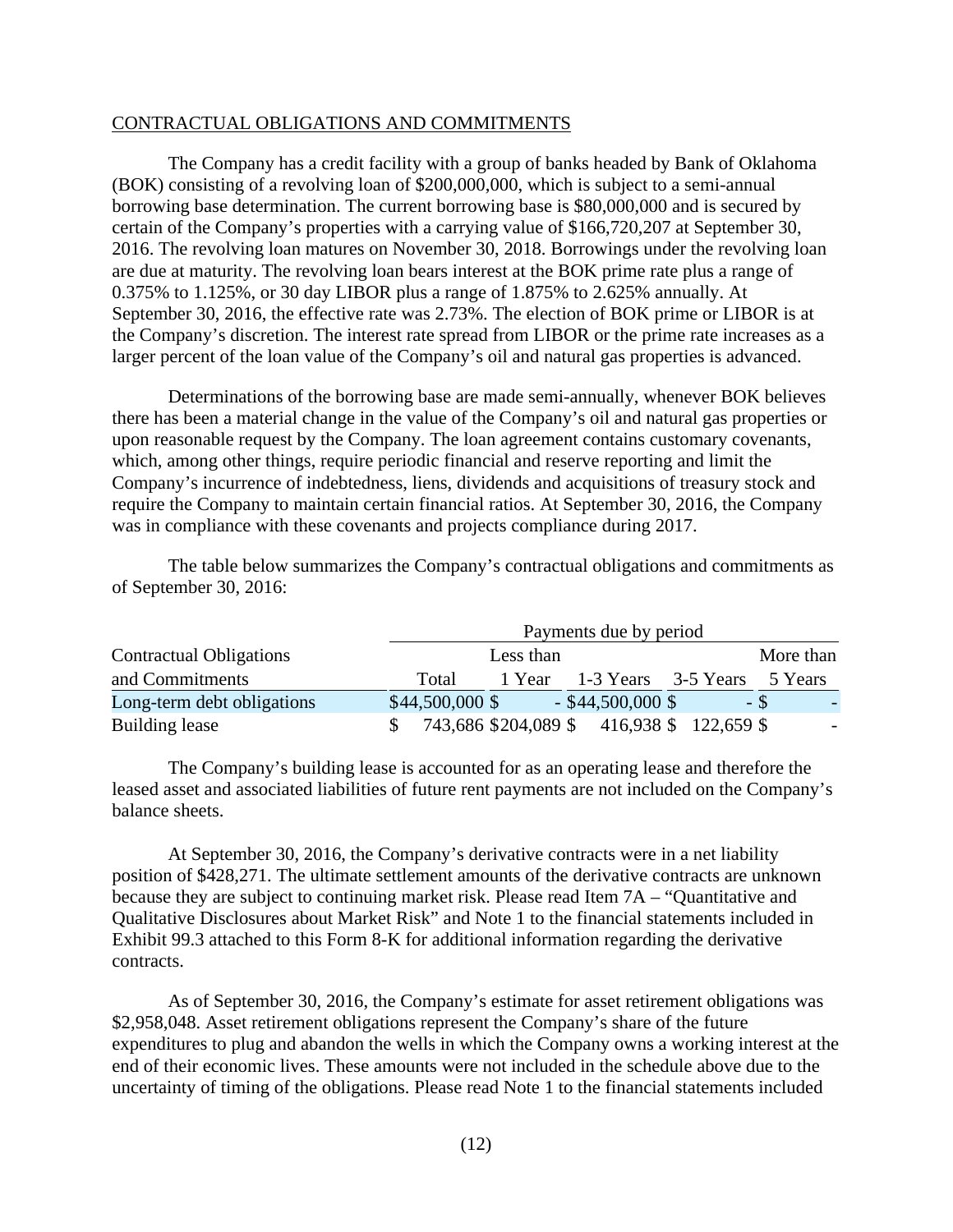CONTRACTUAL OBLIGATIONS AND COMMITMENTS

The Company has a credit facility with a group of banks headed by Bank of Oklahoma (BOK) consisting of a revolving loan of $200,000,000, which is subject to a semi-annual borrowing base determination. The current borrowing base is $80,000,000 and is secured by certain of the Company's properties with a carrying value of $166,720,207 at September 30, 2016. The revolving loan matures on November 30, 2018. Borrowings under the revolving loan are due at maturity. The revolving loan bears interest at the BOK prime rate plus a range of 0.375% to 1.125%, or 30 day LIBOR plus a range of 1.875% to 2.625% annually. At September 30, 2016, the effective rate was 2.73%. The election of BOK prime or LIBOR is at the Company's discretion. The interest rate spread from LIBOR or the prime rate increases as a larger percent of the loan value of the Company's oil and natural gas properties is advanced.

Determinations of the borrowing base are made semi-annually, whenever BOK believes there has been a material change in the value of the Company's oil and natural gas properties or upon reasonable request by the Company. The loan agreement contains customary covenants, which, among other things, require periodic financial and reserve reporting and limit the Company's incurrence of indebtedness, liens, dividends and acquisitions of treasury stock and require the Company to maintain certain financial ratios. At September 30, 2016, the Company was in compliance with these covenants and projects compliance during 2017.

The table below summarizes the Company's contractual obligations and commitments as of September 30, 2016:

| Contractual Obligations and Commitments | Payments due by period | | | | |
|---|---|---|---|---|---|
| | Total | Less than 1 Year | 1-3 Years | 3-5 Years | More than 5 Years |
| Long-term debt obligations | $44,500,000 | $ - | $44,500,000 | $ - | $ - |
| Building lease | $ 743,686 | $204,089 | $ 416,938 | $ 122,659 | $ - |

The Company's building lease is accounted for as an operating lease and therefore the leased asset and associated liabilities of future rent payments are not included on the Company's balance sheets.

At September 30, 2016, the Company's derivative contracts were in a net liability position of $428,271. The ultimate settlement amounts of the derivative contracts are unknown because they are subject to continuing market risk. Please read Item 7A – "Quantitative and Qualitative Disclosures about Market Risk" and Note 1 to the financial statements included in Exhibit 99.3 attached to this Form 8-K for additional information regarding the derivative contracts.

As of September 30, 2016, the Company's estimate for asset retirement obligations was $2,958,048. Asset retirement obligations represent the Company's share of the future expenditures to plug and abandon the wells in which the Company owns a working interest at the end of their economic lives. These amounts were not included in the schedule above due to the uncertainty of timing of the obligations. Please read Note 1 to the financial statements included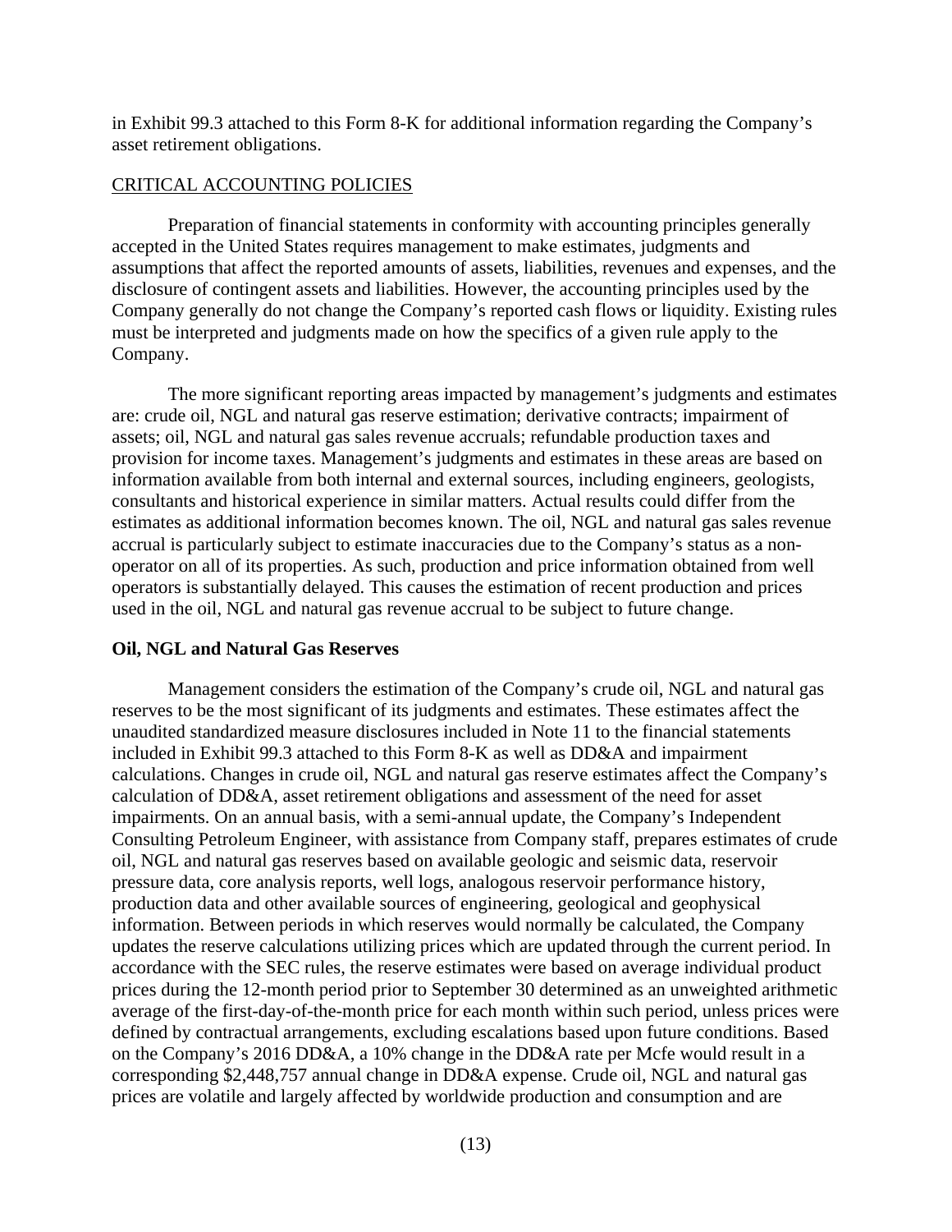in Exhibit 99.3 attached to this Form 8-K for additional information regarding the Company's asset retirement obligations.

## CRITICAL ACCOUNTING POLICIES

Preparation of financial statements in conformity with accounting principles generally accepted in the United States requires management to make estimates, judgments and assumptions that affect the reported amounts of assets, liabilities, revenues and expenses, and the disclosure of contingent assets and liabilities. However, the accounting principles used by the Company generally do not change the Company's reported cash flows or liquidity. Existing rules must be interpreted and judgments made on how the specifics of a given rule apply to the Company.

The more significant reporting areas impacted by management's judgments and estimates are: crude oil, NGL and natural gas reserve estimation; derivative contracts; impairment of assets; oil, NGL and natural gas sales revenue accruals; refundable production taxes and provision for income taxes. Management's judgments and estimates in these areas are based on information available from both internal and external sources, including engineers, geologists, consultants and historical experience in similar matters. Actual results could differ from the estimates as additional information becomes known. The oil, NGL and natural gas sales revenue accrual is particularly subject to estimate inaccuracies due to the Company's status as a non-operator on all of its properties. As such, production and price information obtained from well operators is substantially delayed. This causes the estimation of recent production and prices used in the oil, NGL and natural gas revenue accrual to be subject to future change.

### Oil, NGL and Natural Gas Reserves

Management considers the estimation of the Company's crude oil, NGL and natural gas reserves to be the most significant of its judgments and estimates. These estimates affect the unaudited standardized measure disclosures included in Note 11 to the financial statements included in Exhibit 99.3 attached to this Form 8-K as well as DD&A and impairment calculations. Changes in crude oil, NGL and natural gas reserve estimates affect the Company's calculation of DD&A, asset retirement obligations and assessment of the need for asset impairments. On an annual basis, with a semi-annual update, the Company's Independent Consulting Petroleum Engineer, with assistance from Company staff, prepares estimates of crude oil, NGL and natural gas reserves based on available geologic and seismic data, reservoir pressure data, core analysis reports, well logs, analogous reservoir performance history, production data and other available sources of engineering, geological and geophysical information. Between periods in which reserves would normally be calculated, the Company updates the reserve calculations utilizing prices which are updated through the current period. In accordance with the SEC rules, the reserve estimates were based on average individual product prices during the 12-month period prior to September 30 determined as an unweighted arithmetic average of the first-day-of-the-month price for each month within such period, unless prices were defined by contractual arrangements, excluding escalations based upon future conditions. Based on the Company's 2016 DD&A, a 10% change in the DD&A rate per Mcfe would result in a corresponding $2,448,757 annual change in DD&A expense. Crude oil, NGL and natural gas prices are volatile and largely affected by worldwide production and consumption and are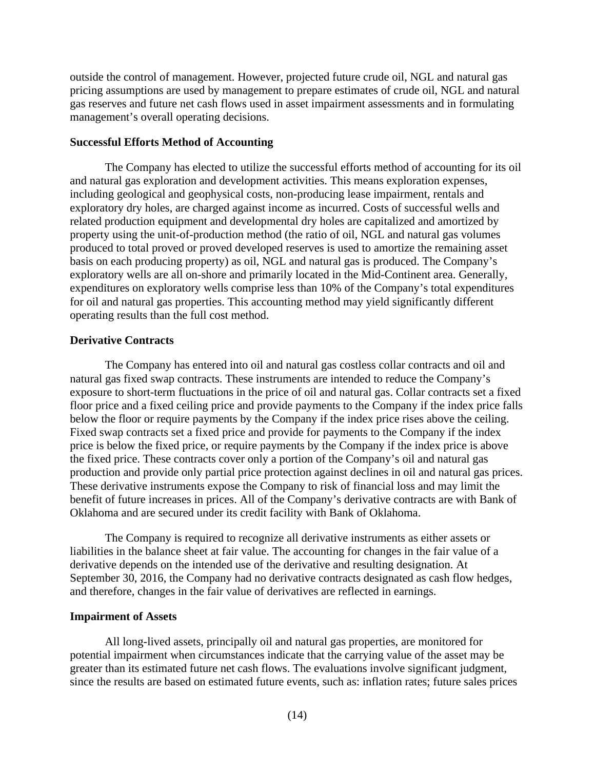outside the control of management. However, projected future crude oil, NGL and natural gas pricing assumptions are used by management to prepare estimates of crude oil, NGL and natural gas reserves and future net cash flows used in asset impairment assessments and in formulating management's overall operating decisions.

**Successful Efforts Method of Accounting**

The Company has elected to utilize the successful efforts method of accounting for its oil and natural gas exploration and development activities. This means exploration expenses, including geological and geophysical costs, non-producing lease impairment, rentals and exploratory dry holes, are charged against income as incurred. Costs of successful wells and related production equipment and developmental dry holes are capitalized and amortized by property using the unit-of-production method (the ratio of oil, NGL and natural gas volumes produced to total proved or proved developed reserves is used to amortize the remaining asset basis on each producing property) as oil, NGL and natural gas is produced. The Company's exploratory wells are all on-shore and primarily located in the Mid-Continent area. Generally, expenditures on exploratory wells comprise less than 10% of the Company's total expenditures for oil and natural gas properties. This accounting method may yield significantly different operating results than the full cost method.

**Derivative Contracts**

The Company has entered into oil and natural gas costless collar contracts and oil and natural gas fixed swap contracts. These instruments are intended to reduce the Company's exposure to short-term fluctuations in the price of oil and natural gas. Collar contracts set a fixed floor price and a fixed ceiling price and provide payments to the Company if the index price falls below the floor or require payments by the Company if the index price rises above the ceiling. Fixed swap contracts set a fixed price and provide for payments to the Company if the index price is below the fixed price, or require payments by the Company if the index price is above the fixed price. These contracts cover only a portion of the Company's oil and natural gas production and provide only partial price protection against declines in oil and natural gas prices. These derivative instruments expose the Company to risk of financial loss and may limit the benefit of future increases in prices. All of the Company's derivative contracts are with Bank of Oklahoma and are secured under its credit facility with Bank of Oklahoma.

The Company is required to recognize all derivative instruments as either assets or liabilities in the balance sheet at fair value. The accounting for changes in the fair value of a derivative depends on the intended use of the derivative and resulting designation. At September 30, 2016, the Company had no derivative contracts designated as cash flow hedges, and therefore, changes in the fair value of derivatives are reflected in earnings.

**Impairment of Assets**

All long-lived assets, principally oil and natural gas properties, are monitored for potential impairment when circumstances indicate that the carrying value of the asset may be greater than its estimated future net cash flows. The evaluations involve significant judgment, since the results are based on estimated future events, such as: inflation rates; future sales prices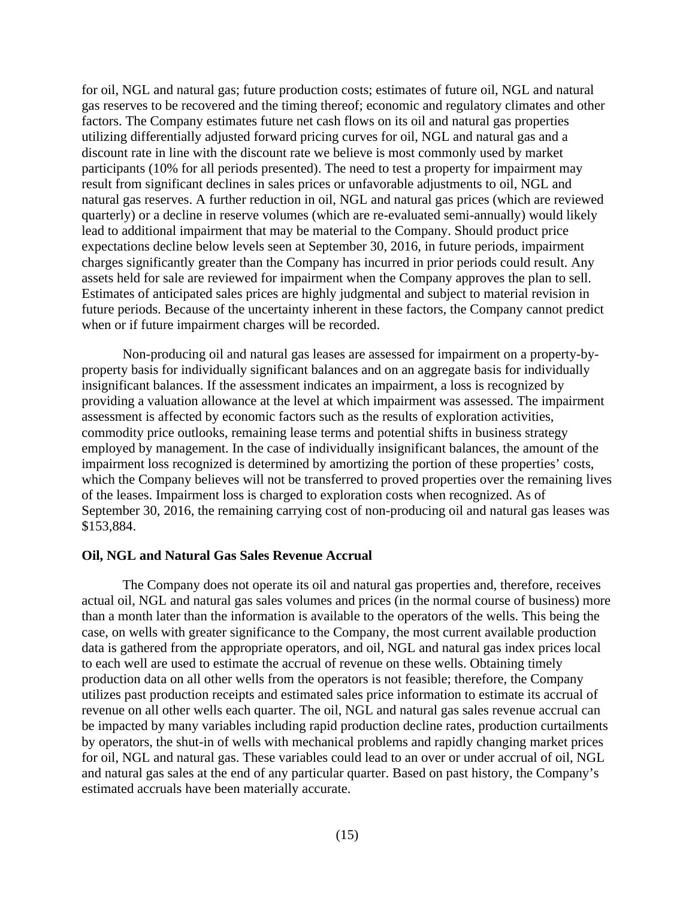for oil, NGL and natural gas; future production costs; estimates of future oil, NGL and natural gas reserves to be recovered and the timing thereof; economic and regulatory climates and other factors. The Company estimates future net cash flows on its oil and natural gas properties utilizing differentially adjusted forward pricing curves for oil, NGL and natural gas and a discount rate in line with the discount rate we believe is most commonly used by market participants (10% for all periods presented). The need to test a property for impairment may result from significant declines in sales prices or unfavorable adjustments to oil, NGL and natural gas reserves. A further reduction in oil, NGL and natural gas prices (which are reviewed quarterly) or a decline in reserve volumes (which are re-evaluated semi-annually) would likely lead to additional impairment that may be material to the Company. Should product price expectations decline below levels seen at September 30, 2016, in future periods, impairment charges significantly greater than the Company has incurred in prior periods could result. Any assets held for sale are reviewed for impairment when the Company approves the plan to sell. Estimates of anticipated sales prices are highly judgmental and subject to material revision in future periods. Because of the uncertainty inherent in these factors, the Company cannot predict when or if future impairment charges will be recorded.

Non-producing oil and natural gas leases are assessed for impairment on a property-by-property basis for individually significant balances and on an aggregate basis for individually insignificant balances. If the assessment indicates an impairment, a loss is recognized by providing a valuation allowance at the level at which impairment was assessed. The impairment assessment is affected by economic factors such as the results of exploration activities, commodity price outlooks, remaining lease terms and potential shifts in business strategy employed by management. In the case of individually insignificant balances, the amount of the impairment loss recognized is determined by amortizing the portion of these properties' costs, which the Company believes will not be transferred to proved properties over the remaining lives of the leases. Impairment loss is charged to exploration costs when recognized. As of September 30, 2016, the remaining carrying cost of non-producing oil and natural gas leases was $153,884.

**Oil, NGL and Natural Gas Sales Revenue Accrual**

The Company does not operate its oil and natural gas properties and, therefore, receives actual oil, NGL and natural gas sales volumes and prices (in the normal course of business) more than a month later than the information is available to the operators of the wells. This being the case, on wells with greater significance to the Company, the most current available production data is gathered from the appropriate operators, and oil, NGL and natural gas index prices local to each well are used to estimate the accrual of revenue on these wells. Obtaining timely production data on all other wells from the operators is not feasible; therefore, the Company utilizes past production receipts and estimated sales price information to estimate its accrual of revenue on all other wells each quarter. The oil, NGL and natural gas sales revenue accrual can be impacted by many variables including rapid production decline rates, production curtailments by operators, the shut-in of wells with mechanical problems and rapidly changing market prices for oil, NGL and natural gas. These variables could lead to an over or under accrual of oil, NGL and natural gas sales at the end of any particular quarter. Based on past history, the Company's estimated accruals have been materially accurate.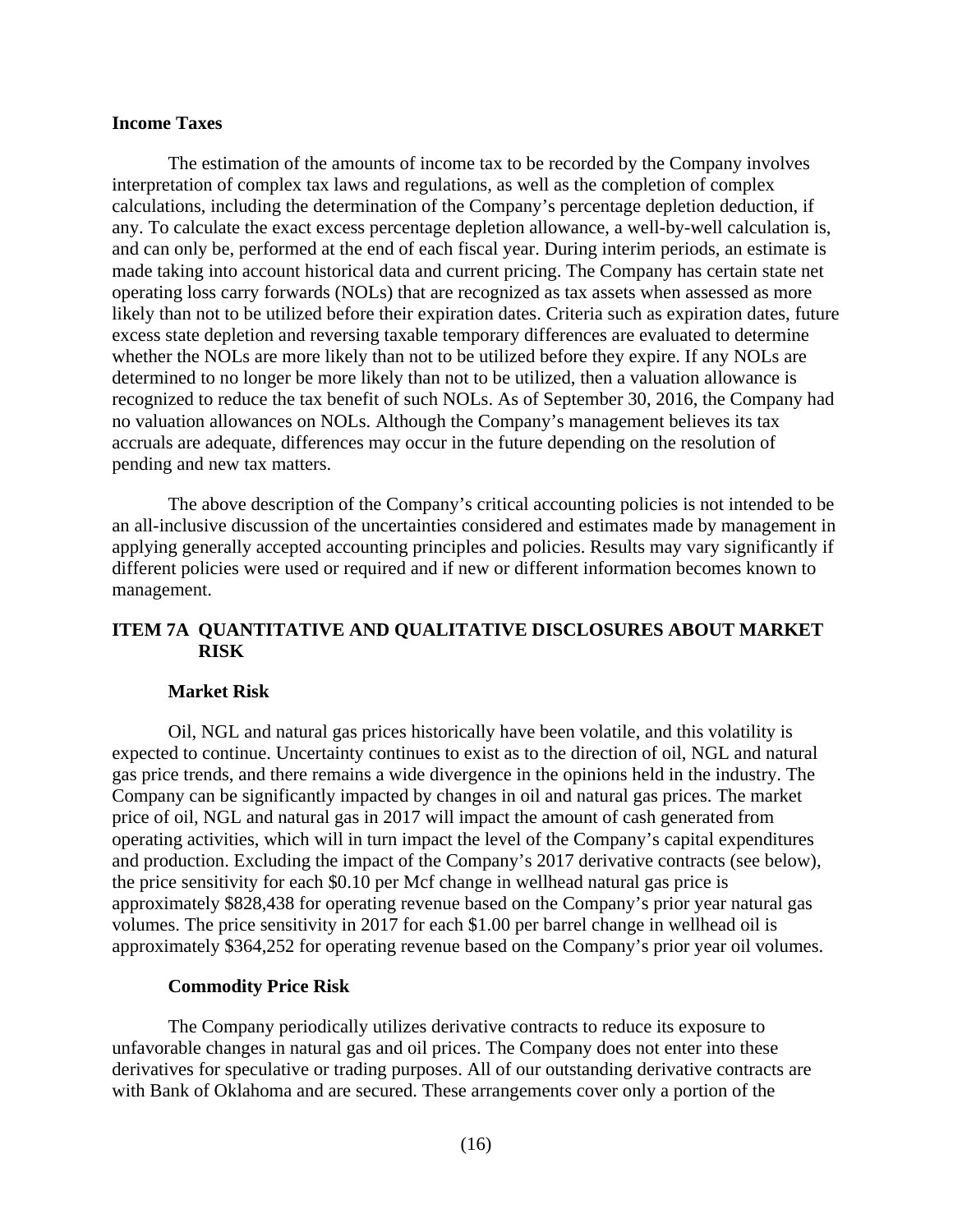**Income Taxes**

The estimation of the amounts of income tax to be recorded by the Company involves interpretation of complex tax laws and regulations, as well as the completion of complex calculations, including the determination of the Company's percentage depletion deduction, if any. To calculate the exact excess percentage depletion allowance, a well-by-well calculation is, and can only be, performed at the end of each fiscal year. During interim periods, an estimate is made taking into account historical data and current pricing. The Company has certain state net operating loss carry forwards (NOLs) that are recognized as tax assets when assessed as more likely than not to be utilized before their expiration dates. Criteria such as expiration dates, future excess state depletion and reversing taxable temporary differences are evaluated to determine whether the NOLs are more likely than not to be utilized before they expire. If any NOLs are determined to no longer be more likely than not to be utilized, then a valuation allowance is recognized to reduce the tax benefit of such NOLs. As of September 30, 2016, the Company had no valuation allowances on NOLs. Although the Company's management believes its tax accruals are adequate, differences may occur in the future depending on the resolution of pending and new tax matters.

The above description of the Company's critical accounting policies is not intended to be an all-inclusive discussion of the uncertainties considered and estimates made by management in applying generally accepted accounting principles and policies. Results may vary significantly if different policies were used or required and if new or different information becomes known to management.

## ITEM 7A QUANTITATIVE AND QUALITATIVE DISCLOSURES ABOUT MARKET RISK

**Market Risk**

Oil, NGL and natural gas prices historically have been volatile, and this volatility is expected to continue. Uncertainty continues to exist as to the direction of oil, NGL and natural gas price trends, and there remains a wide divergence in the opinions held in the industry. The Company can be significantly impacted by changes in oil and natural gas prices. The market price of oil, NGL and natural gas in 2017 will impact the amount of cash generated from operating activities, which will in turn impact the level of the Company's capital expenditures and production. Excluding the impact of the Company's 2017 derivative contracts (see below), the price sensitivity for each $0.10 per Mcf change in wellhead natural gas price is approximately $828,438 for operating revenue based on the Company's prior year natural gas volumes. The price sensitivity in 2017 for each $1.00 per barrel change in wellhead oil is approximately $364,252 for operating revenue based on the Company's prior year oil volumes.

**Commodity Price Risk**

The Company periodically utilizes derivative contracts to reduce its exposure to unfavorable changes in natural gas and oil prices. The Company does not enter into these derivatives for speculative or trading purposes. All of our outstanding derivative contracts are with Bank of Oklahoma and are secured. These arrangements cover only a portion of the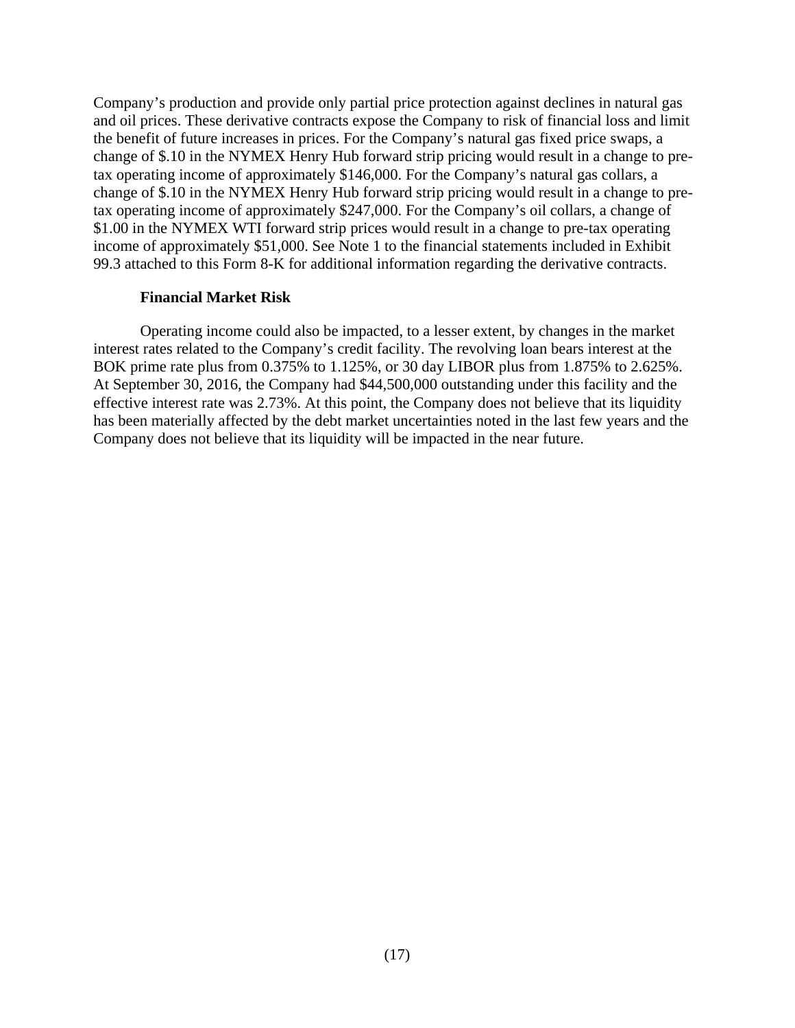Company's production and provide only partial price protection against declines in natural gas and oil prices. These derivative contracts expose the Company to risk of financial loss and limit the benefit of future increases in prices. For the Company's natural gas fixed price swaps, a change of $.10 in the NYMEX Henry Hub forward strip pricing would result in a change to pre-tax operating income of approximately $146,000. For the Company's natural gas collars, a change of $.10 in the NYMEX Henry Hub forward strip pricing would result in a change to pre-tax operating income of approximately $247,000. For the Company's oil collars, a change of $1.00 in the NYMEX WTI forward strip prices would result in a change to pre-tax operating income of approximately $51,000. See Note 1 to the financial statements included in Exhibit 99.3 attached to this Form 8-K for additional information regarding the derivative contracts.

**Financial Market Risk**

Operating income could also be impacted, to a lesser extent, by changes in the market interest rates related to the Company's credit facility. The revolving loan bears interest at the BOK prime rate plus from 0.375% to 1.125%, or 30 day LIBOR plus from 1.875% to 2.625%. At September 30, 2016, the Company had $44,500,000 outstanding under this facility and the effective interest rate was 2.73%. At this point, the Company does not believe that its liquidity has been materially affected by the debt market uncertainties noted in the last few years and the Company does not believe that its liquidity will be impacted in the near future.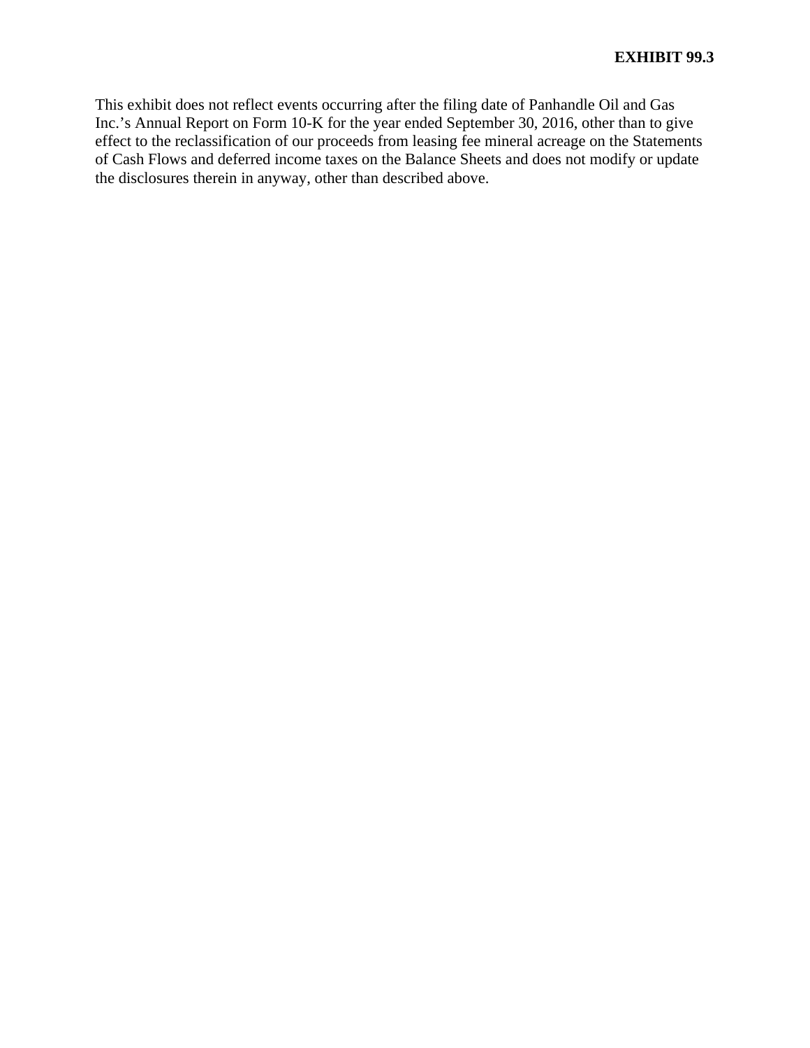**EXHIBIT 99.3**

This exhibit does not reflect events occurring after the filing date of Panhandle Oil and Gas Inc.'s Annual Report on Form 10-K for the year ended September 30, 2016, other than to give effect to the reclassification of our proceeds from leasing fee mineral acreage on the Statements of Cash Flows and deferred income taxes on the Balance Sheets and does not modify or update the disclosures therein in anyway, other than described above.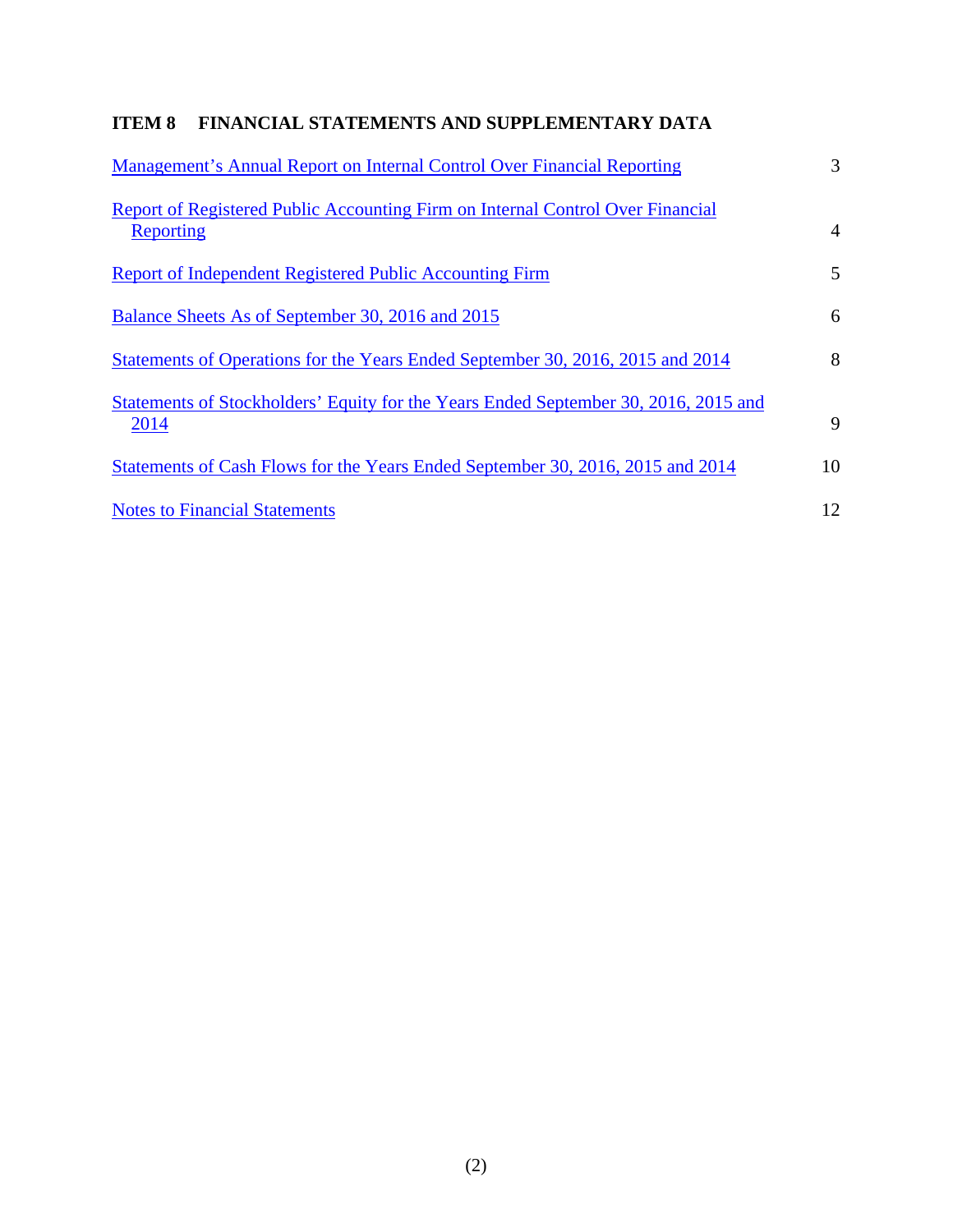## ITEM 8 FINANCIAL STATEMENTS AND SUPPLEMENTARY DATA

| | |
|---|---|
| Management's Annual Report on Internal Control Over Financial Reporting | 3 |
| Report of Registered Public Accounting Firm on Internal Control Over Financial Reporting | 4 |
| Report of Independent Registered Public Accounting Firm | 5 |
| Balance Sheets As of September 30, 2016 and 2015 | 6 |
| Statements of Operations for the Years Ended September 30, 2016, 2015 and 2014 | 8 |
| Statements of Stockholders' Equity for the Years Ended September 30, 2016, 2015 and 2014 | 9 |
| Statements of Cash Flows for the Years Ended September 30, 2016, 2015 and 2014 | 10 |
| Notes to Financial Statements | 12 |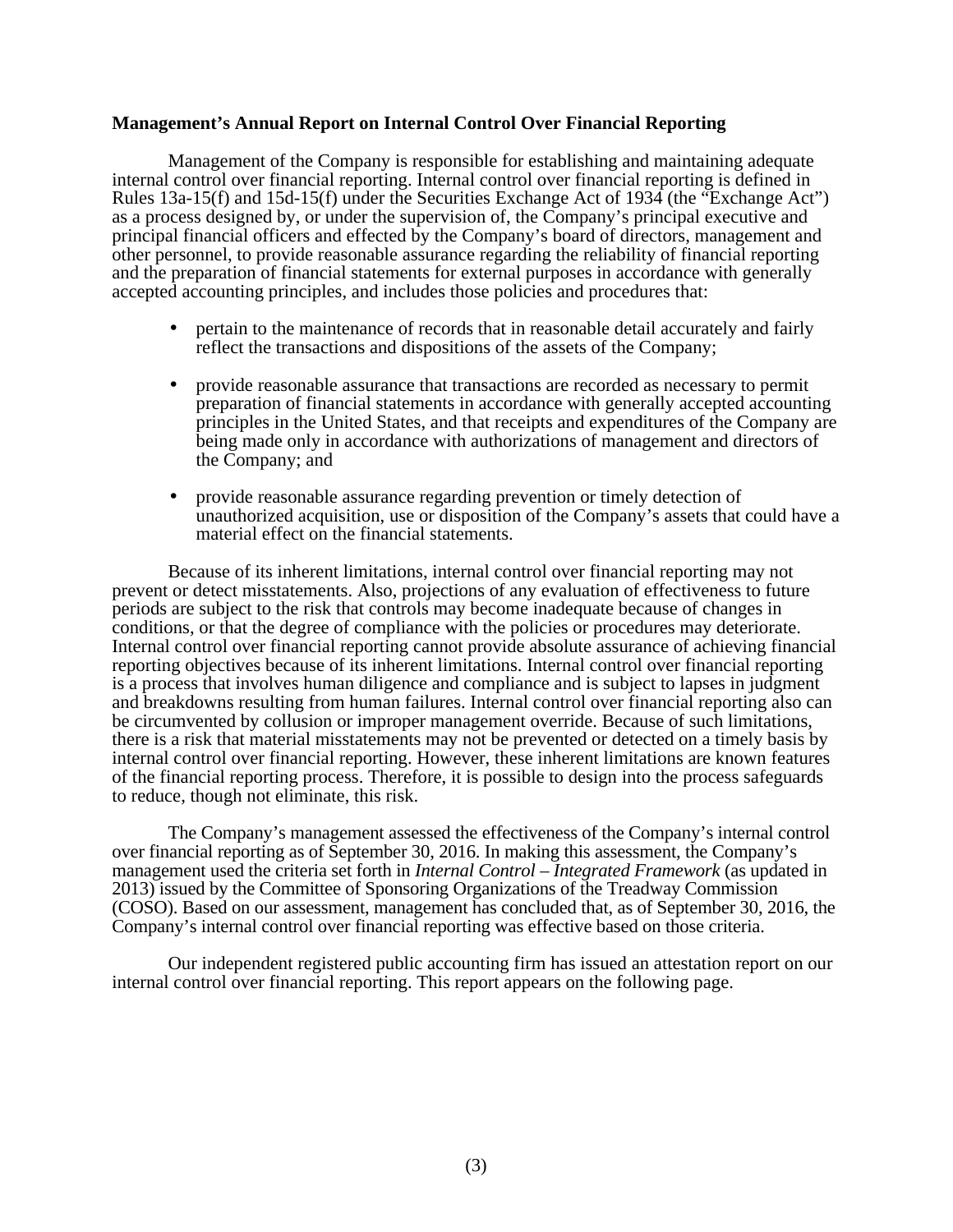**Management's Annual Report on Internal Control Over Financial Reporting**

Management of the Company is responsible for establishing and maintaining adequate internal control over financial reporting. Internal control over financial reporting is defined in Rules 13a-15(f) and 15d-15(f) under the Securities Exchange Act of 1934 (the "Exchange Act") as a process designed by, or under the supervision of, the Company's principal executive and principal financial officers and effected by the Company's board of directors, management and other personnel, to provide reasonable assurance regarding the reliability of financial reporting and the preparation of financial statements for external purposes in accordance with generally accepted accounting principles, and includes those policies and procedures that:

- pertain to the maintenance of records that in reasonable detail accurately and fairly reflect the transactions and dispositions of the assets of the Company;
- provide reasonable assurance that transactions are recorded as necessary to permit preparation of financial statements in accordance with generally accepted accounting principles in the United States, and that receipts and expenditures of the Company are being made only in accordance with authorizations of management and directors of the Company; and
- provide reasonable assurance regarding prevention or timely detection of unauthorized acquisition, use or disposition of the Company's assets that could have a material effect on the financial statements.

Because of its inherent limitations, internal control over financial reporting may not prevent or detect misstatements. Also, projections of any evaluation of effectiveness to future periods are subject to the risk that controls may become inadequate because of changes in conditions, or that the degree of compliance with the policies or procedures may deteriorate. Internal control over financial reporting cannot provide absolute assurance of achieving financial reporting objectives because of its inherent limitations. Internal control over financial reporting is a process that involves human diligence and compliance and is subject to lapses in judgment and breakdowns resulting from human failures. Internal control over financial reporting also can be circumvented by collusion or improper management override. Because of such limitations, there is a risk that material misstatements may not be prevented or detected on a timely basis by internal control over financial reporting. However, these inherent limitations are known features of the financial reporting process. Therefore, it is possible to design into the process safeguards to reduce, though not eliminate, this risk.

The Company's management assessed the effectiveness of the Company's internal control over financial reporting as of September 30, 2016. In making this assessment, the Company's management used the criteria set forth in *Internal Control – Integrated Framework* (as updated in 2013) issued by the Committee of Sponsoring Organizations of the Treadway Commission (COSO). Based on our assessment, management has concluded that, as of September 30, 2016, the Company's internal control over financial reporting was effective based on those criteria.

Our independent registered public accounting firm has issued an attestation report on our internal control over financial reporting. This report appears on the following page.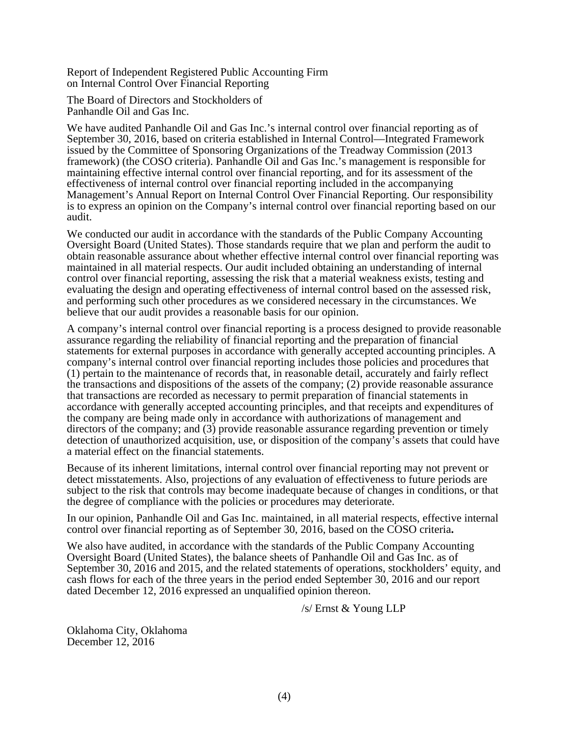Report of Independent Registered Public Accounting Firm
on Internal Control Over Financial Reporting

The Board of Directors and Stockholders of
Panhandle Oil and Gas Inc.

We have audited Panhandle Oil and Gas Inc.'s internal control over financial reporting as of September 30, 2016, based on criteria established in Internal Control—Integrated Framework issued by the Committee of Sponsoring Organizations of the Treadway Commission (2013 framework) (the COSO criteria). Panhandle Oil and Gas Inc.'s management is responsible for maintaining effective internal control over financial reporting, and for its assessment of the effectiveness of internal control over financial reporting included in the accompanying Management's Annual Report on Internal Control Over Financial Reporting. Our responsibility is to express an opinion on the Company's internal control over financial reporting based on our audit.

We conducted our audit in accordance with the standards of the Public Company Accounting Oversight Board (United States). Those standards require that we plan and perform the audit to obtain reasonable assurance about whether effective internal control over financial reporting was maintained in all material respects. Our audit included obtaining an understanding of internal control over financial reporting, assessing the risk that a material weakness exists, testing and evaluating the design and operating effectiveness of internal control based on the assessed risk, and performing such other procedures as we considered necessary in the circumstances. We believe that our audit provides a reasonable basis for our opinion.

A company's internal control over financial reporting is a process designed to provide reasonable assurance regarding the reliability of financial reporting and the preparation of financial statements for external purposes in accordance with generally accepted accounting principles. A company's internal control over financial reporting includes those policies and procedures that (1) pertain to the maintenance of records that, in reasonable detail, accurately and fairly reflect the transactions and dispositions of the assets of the company; (2) provide reasonable assurance that transactions are recorded as necessary to permit preparation of financial statements in accordance with generally accepted accounting principles, and that receipts and expenditures of the company are being made only in accordance with authorizations of management and directors of the company; and (3) provide reasonable assurance regarding prevention or timely detection of unauthorized acquisition, use, or disposition of the company's assets that could have a material effect on the financial statements.

Because of its inherent limitations, internal control over financial reporting may not prevent or detect misstatements. Also, projections of any evaluation of effectiveness to future periods are subject to the risk that controls may become inadequate because of changes in conditions, or that the degree of compliance with the policies or procedures may deteriorate.

In our opinion, Panhandle Oil and Gas Inc. maintained, in all material respects, effective internal control over financial reporting as of September 30, 2016, based on the COSO criteria.

We also have audited, in accordance with the standards of the Public Company Accounting Oversight Board (United States), the balance sheets of Panhandle Oil and Gas Inc. as of September 30, 2016 and 2015, and the related statements of operations, stockholders' equity, and cash flows for each of the three years in the period ended September 30, 2016 and our report dated December 12, 2016 expressed an unqualified opinion thereon.

/s/ Ernst & Young LLP

Oklahoma City, Oklahoma
December 12, 2016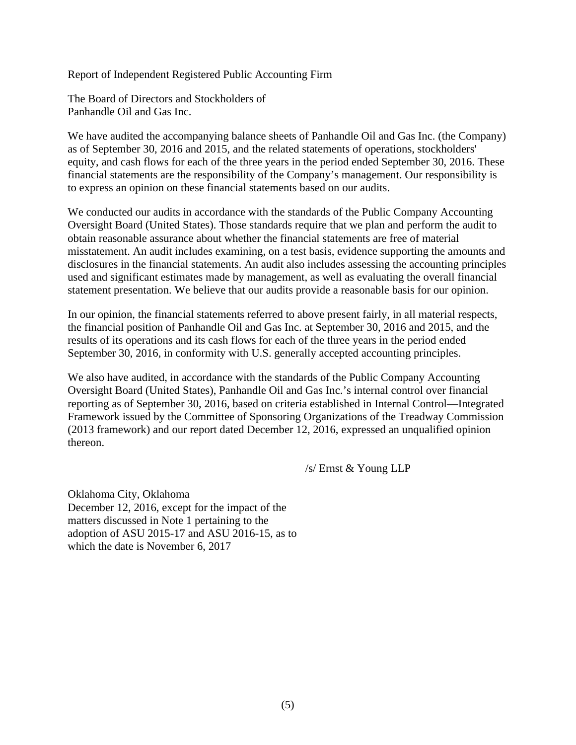# Report of Independent Registered Public Accounting Firm

The Board of Directors and Stockholders of
Panhandle Oil and Gas Inc.

We have audited the accompanying balance sheets of Panhandle Oil and Gas Inc. (the Company) as of September 30, 2016 and 2015, and the related statements of operations, stockholders' equity, and cash flows for each of the three years in the period ended September 30, 2016. These financial statements are the responsibility of the Company's management. Our responsibility is to express an opinion on these financial statements based on our audits.

We conducted our audits in accordance with the standards of the Public Company Accounting Oversight Board (United States). Those standards require that we plan and perform the audit to obtain reasonable assurance about whether the financial statements are free of material misstatement. An audit includes examining, on a test basis, evidence supporting the amounts and disclosures in the financial statements. An audit also includes assessing the accounting principles used and significant estimates made by management, as well as evaluating the overall financial statement presentation. We believe that our audits provide a reasonable basis for our opinion.

In our opinion, the financial statements referred to above present fairly, in all material respects, the financial position of Panhandle Oil and Gas Inc. at September 30, 2016 and 2015, and the results of its operations and its cash flows for each of the three years in the period ended September 30, 2016, in conformity with U.S. generally accepted accounting principles.

We also have audited, in accordance with the standards of the Public Company Accounting Oversight Board (United States), Panhandle Oil and Gas Inc.'s internal control over financial reporting as of September 30, 2016, based on criteria established in Internal Control—Integrated Framework issued by the Committee of Sponsoring Organizations of the Treadway Commission (2013 framework) and our report dated December 12, 2016, expressed an unqualified opinion thereon.

/s/ Ernst & Young LLP

Oklahoma City, Oklahoma
December 12, 2016, except for the impact of the matters discussed in Note 1 pertaining to the adoption of ASU 2015-17 and ASU 2016-15, as to which the date is November 6, 2017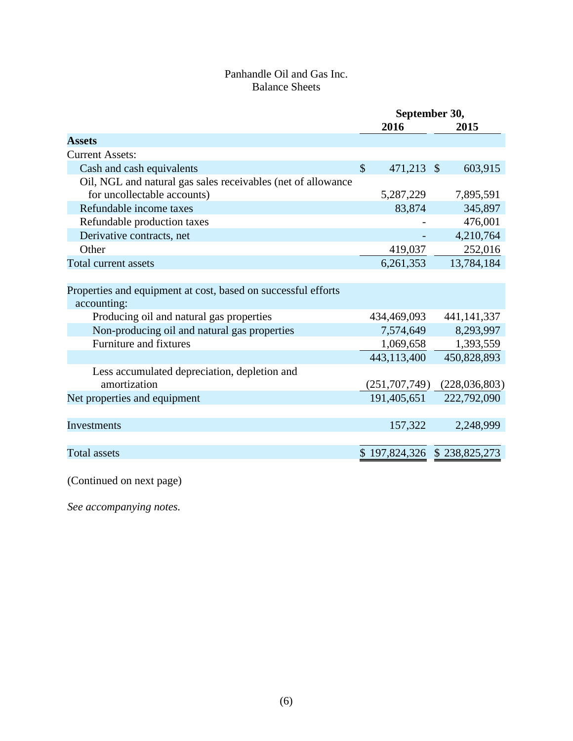Panhandle Oil and Gas Inc.
Balance Sheets

| | September 30, | |
|---|---|---|
| | 2016 | 2015 |
| **Assets** | | |
| Current Assets: | | |
| Cash and cash equivalents | $ 471,213 | $ 603,915 |
| Oil, NGL and natural gas sales receivables (net of allowance for uncollectable accounts) | 5,287,229 | 7,895,591 |
| Refundable income taxes | 83,874 | 345,897 |
| Refundable production taxes | - | 476,001 |
| Derivative contracts, net | - | 4,210,764 |
| Other | 419,037 | 252,016 |
| Total current assets | 6,261,353 | 13,784,184 |
| | | |
| Properties and equipment at cost, based on successful efforts accounting: | | |
| Producing oil and natural gas properties | 434,469,093 | 441,141,337 |
| Non-producing oil and natural gas properties | 7,574,649 | 8,293,997 |
| Furniture and fixtures | 1,069,658 | 1,393,559 |
| | 443,113,400 | 450,828,893 |
| Less accumulated depreciation, depletion and amortization | (251,707,749) | (228,036,803) |
| Net properties and equipment | 191,405,651 | 222,792,090 |
| | | |
| Investments | 157,322 | 2,248,999 |
| | | |
| Total assets | $ 197,824,326 | $ 238,825,273 |

(Continued on next page)

*See accompanying notes.*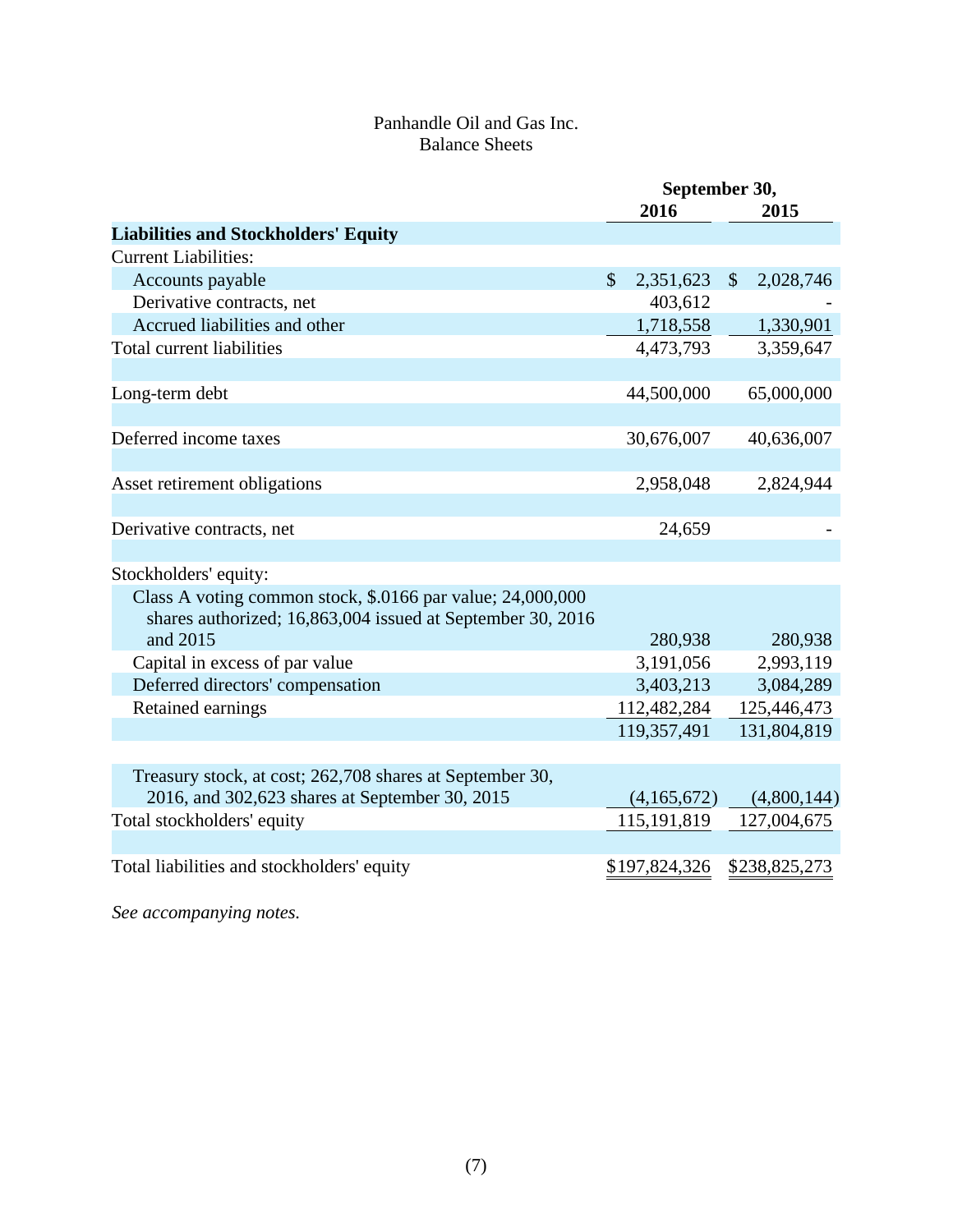Panhandle Oil and Gas Inc.
Balance Sheets

| | September 30, | |
|---|---|---|
| | 2016 | 2015 |
| **Liabilities and Stockholders' Equity** | | |
| Current Liabilities: | | |
| Accounts payable | $ 2,351,623 | $ 2,028,746 |
| Derivative contracts, net | 403,612 | - |
| Accrued liabilities and other | 1,718,558 | 1,330,901 |
| Total current liabilities | 4,473,793 | 3,359,647 |
| | | |
| Long-term debt | 44,500,000 | 65,000,000 |
| | | |
| Deferred income taxes | 30,676,007 | 40,636,007 |
| | | |
| Asset retirement obligations | 2,958,048 | 2,824,944 |
| | | |
| Derivative contracts, net | 24,659 | - |
| | | |
| Stockholders' equity: | | |
| Class A voting common stock, $.0166 par value; 24,000,000 shares authorized; 16,863,004 issued at September 30, 2016 and 2015 | 280,938 | 280,938 |
| Capital in excess of par value | 3,191,056 | 2,993,119 |
| Deferred directors' compensation | 3,403,213 | 3,084,289 |
| Retained earnings | 112,482,284 | 125,446,473 |
| | 119,357,491 | 131,804,819 |
| | | |
| Treasury stock, at cost; 262,708 shares at September 30, 2016, and 302,623 shares at September 30, 2015 | (4,165,672) | (4,800,144) |
| Total stockholders' equity | 115,191,819 | 127,004,675 |
| | | |
| Total liabilities and stockholders' equity | $197,824,326 | $238,825,273 |

*See accompanying notes.*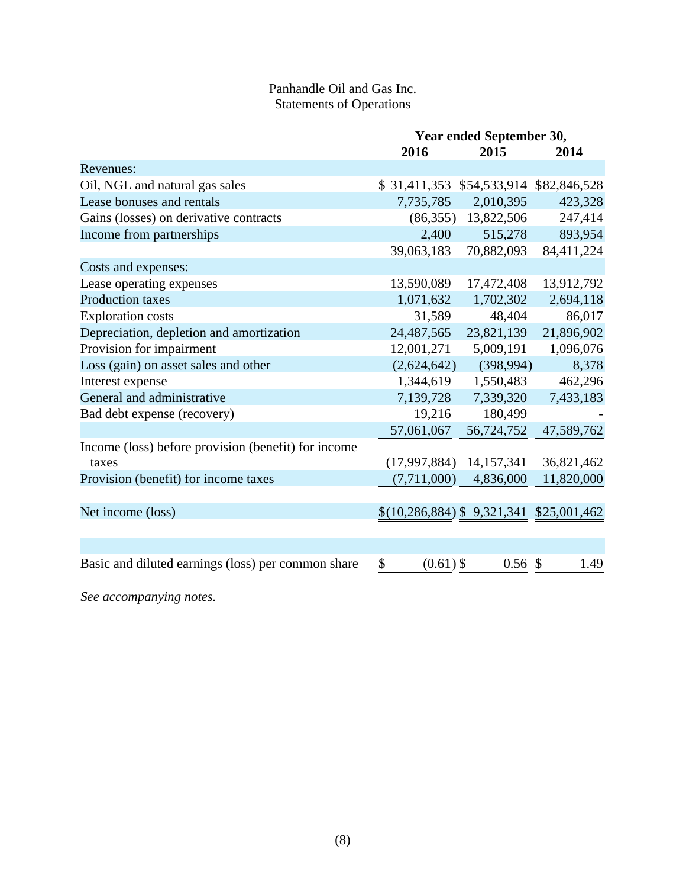Panhandle Oil and Gas Inc.
Statements of Operations

| | Year ended September 30, | | |
|---|---|---|---|
| | 2016 | 2015 | 2014 |
| Revenues: | | | |
| Oil, NGL and natural gas sales | $ 31,411,353 | $54,533,914 | $82,846,528 |
| Lease bonuses and rentals | 7,735,785 | 2,010,395 | 423,328 |
| Gains (losses) on derivative contracts | (86,355) | 13,822,506 | 247,414 |
| Income from partnerships | 2,400 | 515,278 | 893,954 |
| | 39,063,183 | 70,882,093 | 84,411,224 |
| Costs and expenses: | | | |
| Lease operating expenses | 13,590,089 | 17,472,408 | 13,912,792 |
| Production taxes | 1,071,632 | 1,702,302 | 2,694,118 |
| Exploration costs | 31,589 | 48,404 | 86,017 |
| Depreciation, depletion and amortization | 24,487,565 | 23,821,139 | 21,896,902 |
| Provision for impairment | 12,001,271 | 5,009,191 | 1,096,076 |
| Loss (gain) on asset sales and other | (2,624,642) | (398,994) | 8,378 |
| Interest expense | 1,344,619 | 1,550,483 | 462,296 |
| General and administrative | 7,139,728 | 7,339,320 | 7,433,183 |
| Bad debt expense (recovery) | 19,216 | 180,499 | - |
| | 57,061,067 | 56,724,752 | 47,589,762 |
| Income (loss) before provision (benefit) for income taxes | (17,997,884) | 14,157,341 | 36,821,462 |
| Provision (benefit) for income taxes | (7,711,000) | 4,836,000 | 11,820,000 |
| Net income (loss) | $(10,286,884) | $ 9,321,341 | $25,001,462 |
| Basic and diluted earnings (loss) per common share | $ (0.61) | $ 0.56 | $ 1.49 |

*See accompanying notes.*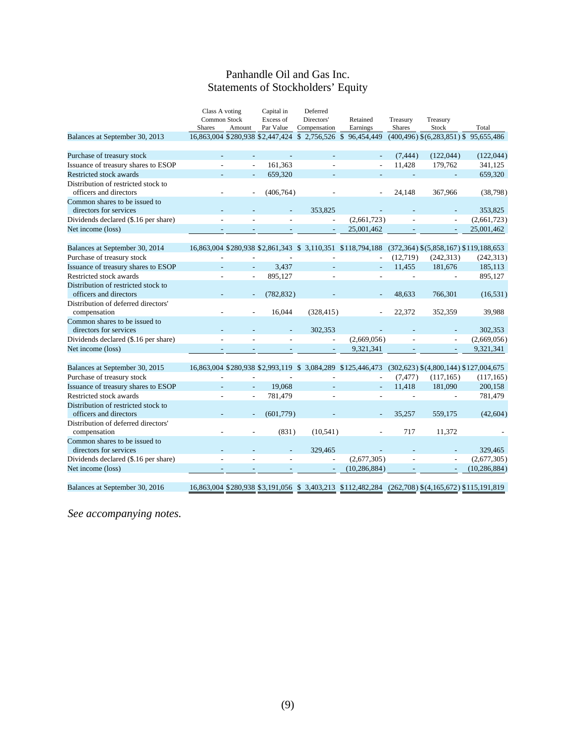# Panhandle Oil and Gas Inc.
## Statements of Stockholders' Equity

| | Class A voting Common Stock Shares | Class A voting Common Stock Amount | Capital in Excess of Par Value | Deferred Directors' Compensation | Retained Earnings | Treasury Shares | Treasury Stock | Total |
|---|---|---|---|---|---|---|---|---|
| Balances at September 30, 2013 | 16,863,004 | $280,938 | $2,447,424 | $ 2,756,526 | $ 96,454,449 | (400,496) | $(6,283,851) | $ 95,655,486 |
| Purchase of treasury stock | - | - | - | - | - | (7,444) | (122,044) | (122,044) |
| Issuance of treasury shares to ESOP | - | - | 161,363 | - | - | 11,428 | 179,762 | 341,125 |
| Restricted stock awards | - | - | 659,320 | - | - | - | - | 659,320 |
| Distribution of restricted stock to officers and directors | - | - | (406,764) | - | - | 24,148 | 367,966 | (38,798) |
| Common shares to be issued to directors for services | - | - | - | 353,825 | - | - | - | 353,825 |
| Dividends declared ($.16 per share) | - | - | - | - | (2,661,723) | - | - | (2,661,723) |
| Net income (loss) | - | - | - | - | 25,001,462 | - | - | 25,001,462 |
| Balances at September 30, 2014 | 16,863,004 | $280,938 | $2,861,343 | $ 3,110,351 | $118,794,188 | (372,364) | $(5,858,167) | $119,188,653 |
| Purchase of treasury stock | - | - | - | - | - | (12,719) | (242,313) | (242,313) |
| Issuance of treasury shares to ESOP | - | - | 3,437 | - | - | 11,455 | 181,676 | 185,113 |
| Restricted stock awards | - | - | 895,127 | - | - | - | - | 895,127 |
| Distribution of restricted stock to officers and directors | - | - | (782,832) | - | - | 48,633 | 766,301 | (16,531) |
| Distribution of deferred directors' compensation | - | - | 16,044 | (328,415) | - | 22,372 | 352,359 | 39,988 |
| Common shares to be issued to directors for services | - | - | - | 302,353 | - | - | - | 302,353 |
| Dividends declared ($.16 per share) | - | - | - | - | (2,669,056) | - | - | (2,669,056) |
| Net income (loss) | - | - | - | - | 9,321,341 | - | - | 9,321,341 |
| Balances at September 30, 2015 | 16,863,004 | $280,938 | $2,993,119 | $ 3,084,289 | $125,446,473 | (302,623) | $(4,800,144) | $127,004,675 |
| Purchase of treasury stock | - | - | - | - | - | (7,477) | (117,165) | (117,165) |
| Issuance of treasury shares to ESOP | - | - | 19,068 | - | - | 11,418 | 181,090 | 200,158 |
| Restricted stock awards | - | - | 781,479 | - | - | - | - | 781,479 |
| Distribution of restricted stock to officers and directors | - | - | (601,779) | - | - | 35,257 | 559,175 | (42,604) |
| Distribution of deferred directors' compensation | - | - | (831) | (10,541) | - | 717 | 11,372 | - |
| Common shares to be issued to directors for services | - | - | - | 329,465 | - | - | - | 329,465 |
| Dividends declared ($.16 per share) | - | - | - | - | (2,677,305) | - | - | (2,677,305) |
| Net income (loss) | - | - | - | - | (10,286,884) | - | - | (10,286,884) |
| Balances at September 30, 2016 | 16,863,004 | $280,938 | $3,191,056 | $ 3,403,213 | $112,482,284 | (262,708) | $(4,165,672) | $115,191,819 |

*See accompanying notes.*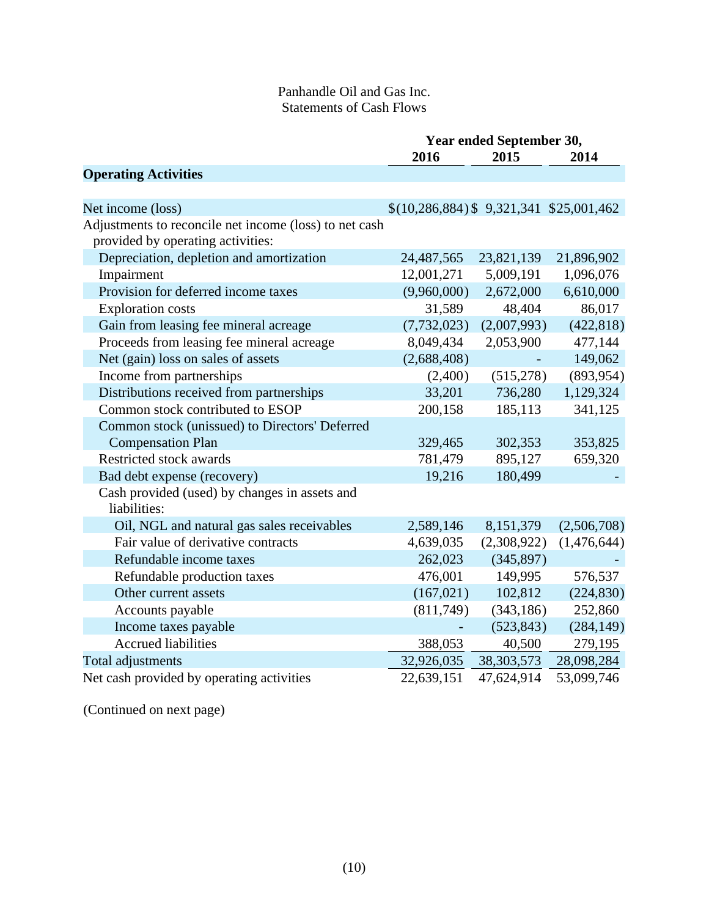Panhandle Oil and Gas Inc.
Statements of Cash Flows

| | Year ended September 30, | | |
|---|---|---|---|
| | 2016 | 2015 | 2014 |
| **Operating Activities** | | | |
| Net income (loss) | $(10,286,884) | $ 9,321,341 | $25,001,462 |
| Adjustments to reconcile net income (loss) to net cash provided by operating activities: | | | |
| Depreciation, depletion and amortization | 24,487,565 | 23,821,139 | 21,896,902 |
| Impairment | 12,001,271 | 5,009,191 | 1,096,076 |
| Provision for deferred income taxes | (9,960,000) | 2,672,000 | 6,610,000 |
| Exploration costs | 31,589 | 48,404 | 86,017 |
| Gain from leasing fee mineral acreage | (7,732,023) | (2,007,993) | (422,818) |
| Proceeds from leasing fee mineral acreage | 8,049,434 | 2,053,900 | 477,144 |
| Net (gain) loss on sales of assets | (2,688,408) | - | 149,062 |
| Income from partnerships | (2,400) | (515,278) | (893,954) |
| Distributions received from partnerships | 33,201 | 736,280 | 1,129,324 |
| Common stock contributed to ESOP | 200,158 | 185,113 | 341,125 |
| Common stock (unissued) to Directors' Deferred Compensation Plan | 329,465 | 302,353 | 353,825 |
| Restricted stock awards | 781,479 | 895,127 | 659,320 |
| Bad debt expense (recovery) | 19,216 | 180,499 | - |
| Cash provided (used) by changes in assets and liabilities: | | | |
| Oil, NGL and natural gas sales receivables | 2,589,146 | 8,151,379 | (2,506,708) |
| Fair value of derivative contracts | 4,639,035 | (2,308,922) | (1,476,644) |
| Refundable income taxes | 262,023 | (345,897) | - |
| Refundable production taxes | 476,001 | 149,995 | 576,537 |
| Other current assets | (167,021) | 102,812 | (224,830) |
| Accounts payable | (811,749) | (343,186) | 252,860 |
| Income taxes payable | - | (523,843) | (284,149) |
| Accrued liabilities | 388,053 | 40,500 | 279,195 |
| Total adjustments | 32,926,035 | 38,303,573 | 28,098,284 |
| Net cash provided by operating activities | 22,639,151 | 47,624,914 | 53,099,746 |

(Continued on next page)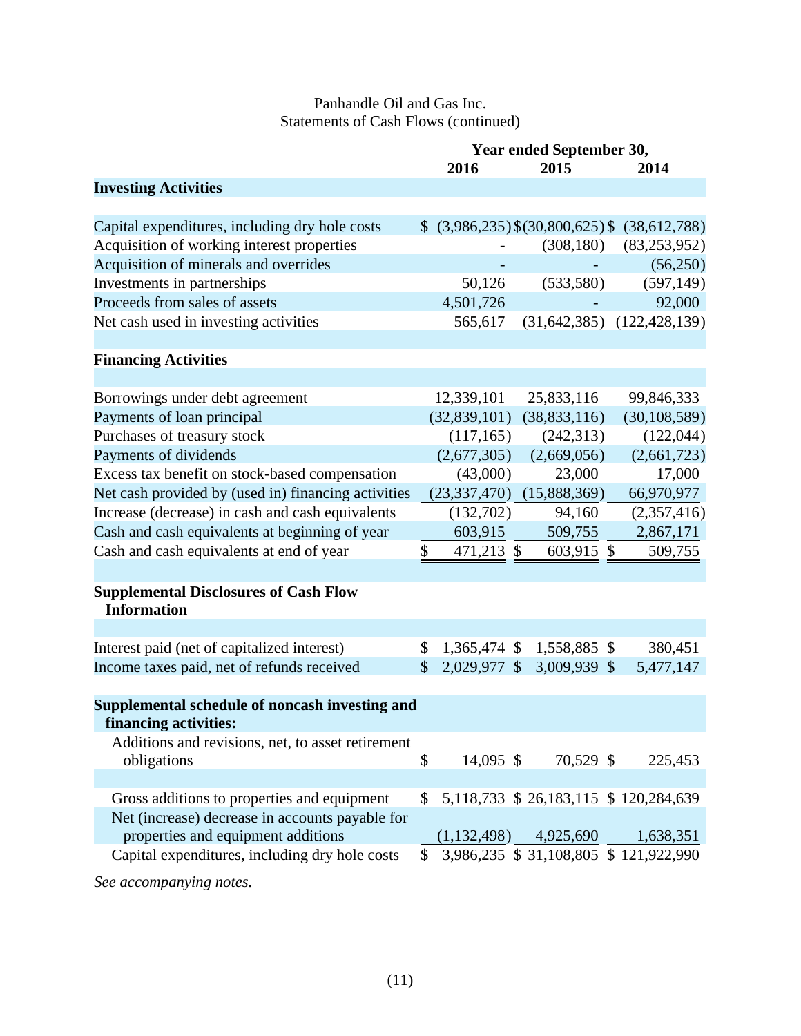Panhandle Oil and Gas Inc.
Statements of Cash Flows (continued)

| | Year ended September 30, | | |
|---|---|---|---|
| | 2016 | 2015 | 2014 |
| **Investing Activities** | | | |
| Capital expenditures, including dry hole costs | $ (3,986,235) | $ (30,800,625) | $ (38,612,788) |
| Acquisition of working interest properties | - | (308,180) | (83,253,952) |
| Acquisition of minerals and overrides | - | - | (56,250) |
| Investments in partnerships | 50,126 | (533,580) | (597,149) |
| Proceeds from sales of assets | 4,501,726 | - | 92,000 |
| Net cash used in investing activities | 565,617 | (31,642,385) | (122,428,139) |
| **Financing Activities** | | | |
| Borrowings under debt agreement | 12,339,101 | 25,833,116 | 99,846,333 |
| Payments of loan principal | (32,839,101) | (38,833,116) | (30,108,589) |
| Purchases of treasury stock | (117,165) | (242,313) | (122,044) |
| Payments of dividends | (2,677,305) | (2,669,056) | (2,661,723) |
| Excess tax benefit on stock-based compensation | (43,000) | 23,000 | 17,000 |
| Net cash provided by (used in) financing activities | (23,337,470) | (15,888,369) | 66,970,977 |
| Increase (decrease) in cash and cash equivalents | (132,702) | 94,160 | (2,357,416) |
| Cash and cash equivalents at beginning of year | 603,915 | 509,755 | 2,867,171 |
| Cash and cash equivalents at end of year | $ 471,213 | $ 603,915 | $ 509,755 |
| **Supplemental Disclosures of Cash Flow Information** | | | |
| Interest paid (net of capitalized interest) | $ 1,365,474 | $ 1,558,885 | $ 380,451 |
| Income taxes paid, net of refunds received | $ 2,029,977 | $ 3,009,939 | $ 5,477,147 |
| **Supplemental schedule of noncash investing and financing activities:** | | | |
| Additions and revisions, net, to asset retirement obligations | $ 14,095 | $ 70,529 | $ 225,453 |
| Gross additions to properties and equipment | $ 5,118,733 | $ 26,183,115 | $ 120,284,639 |
| Net (increase) decrease in accounts payable for properties and equipment additions | (1,132,498) | 4,925,690 | 1,638,351 |
| Capital expenditures, including dry hole costs | $ 3,986,235 | $ 31,108,805 | $ 121,922,990 |

*See accompanying notes.*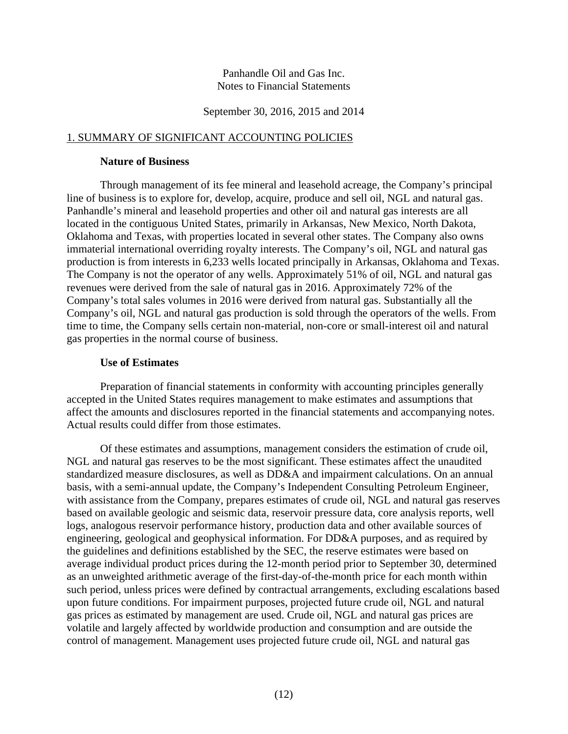Panhandle Oil and Gas Inc.
Notes to Financial Statements

September 30, 2016, 2015 and 2014

## 1. SUMMARY OF SIGNIFICANT ACCOUNTING POLICIES

### Nature of Business

Through management of its fee mineral and leasehold acreage, the Company's principal line of business is to explore for, develop, acquire, produce and sell oil, NGL and natural gas. Panhandle's mineral and leasehold properties and other oil and natural gas interests are all located in the contiguous United States, primarily in Arkansas, New Mexico, North Dakota, Oklahoma and Texas, with properties located in several other states. The Company also owns immaterial international overriding royalty interests. The Company's oil, NGL and natural gas production is from interests in 6,233 wells located principally in Arkansas, Oklahoma and Texas. The Company is not the operator of any wells. Approximately 51% of oil, NGL and natural gas revenues were derived from the sale of natural gas in 2016. Approximately 72% of the Company's total sales volumes in 2016 were derived from natural gas. Substantially all the Company's oil, NGL and natural gas production is sold through the operators of the wells. From time to time, the Company sells certain non-material, non-core or small-interest oil and natural gas properties in the normal course of business.

### Use of Estimates

Preparation of financial statements in conformity with accounting principles generally accepted in the United States requires management to make estimates and assumptions that affect the amounts and disclosures reported in the financial statements and accompanying notes. Actual results could differ from those estimates.

Of these estimates and assumptions, management considers the estimation of crude oil, NGL and natural gas reserves to be the most significant. These estimates affect the unaudited standardized measure disclosures, as well as DD&A and impairment calculations. On an annual basis, with a semi-annual update, the Company's Independent Consulting Petroleum Engineer, with assistance from the Company, prepares estimates of crude oil, NGL and natural gas reserves based on available geologic and seismic data, reservoir pressure data, core analysis reports, well logs, analogous reservoir performance history, production data and other available sources of engineering, geological and geophysical information. For DD&A purposes, and as required by the guidelines and definitions established by the SEC, the reserve estimates were based on average individual product prices during the 12-month period prior to September 30, determined as an unweighted arithmetic average of the first-day-of-the-month price for each month within such period, unless prices were defined by contractual arrangements, excluding escalations based upon future conditions. For impairment purposes, projected future crude oil, NGL and natural gas prices as estimated by management are used. Crude oil, NGL and natural gas prices are volatile and largely affected by worldwide production and consumption and are outside the control of management. Management uses projected future crude oil, NGL and natural gas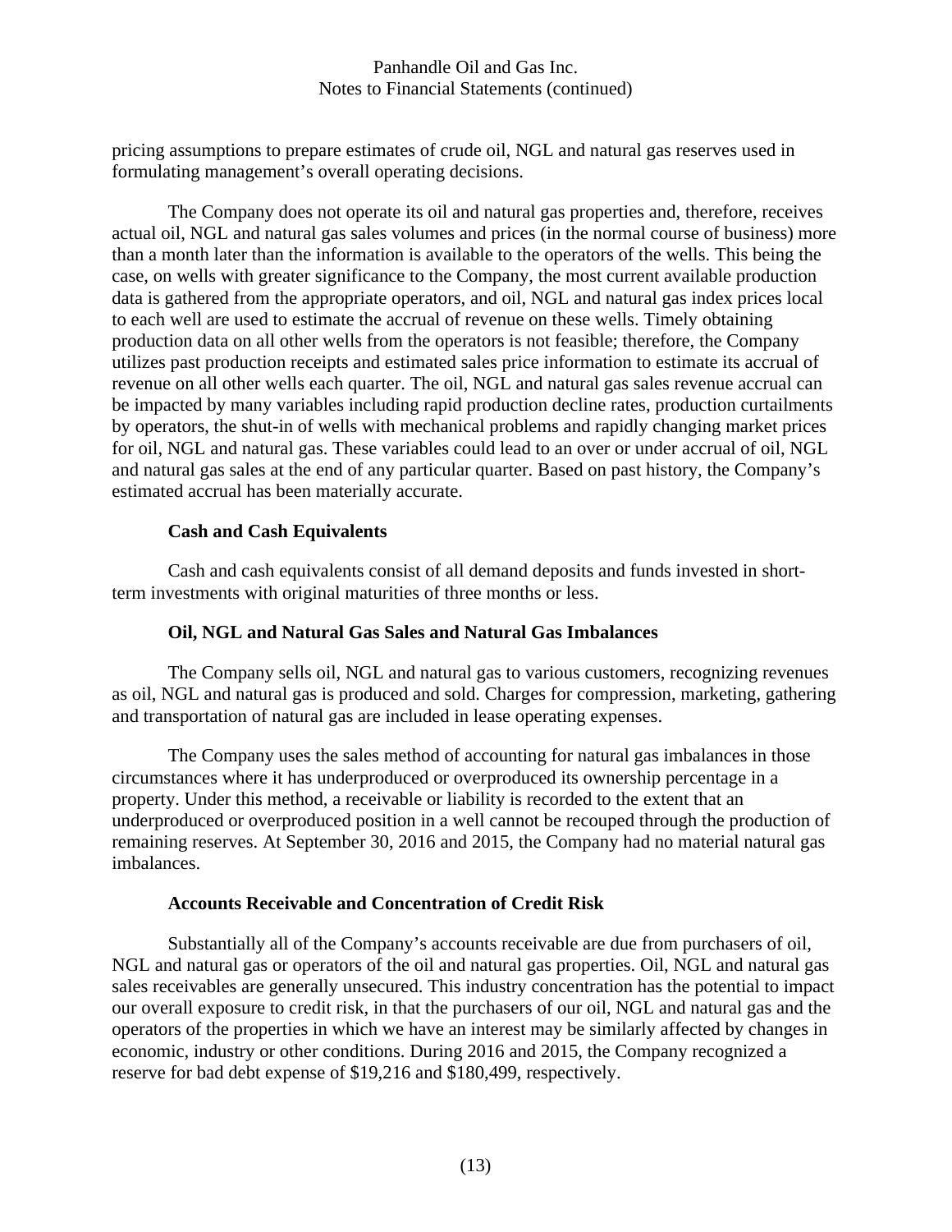pricing assumptions to prepare estimates of crude oil, NGL and natural gas reserves used in formulating management's overall operating decisions.

The Company does not operate its oil and natural gas properties and, therefore, receives actual oil, NGL and natural gas sales volumes and prices (in the normal course of business) more than a month later than the information is available to the operators of the wells. This being the case, on wells with greater significance to the Company, the most current available production data is gathered from the appropriate operators, and oil, NGL and natural gas index prices local to each well are used to estimate the accrual of revenue on these wells. Timely obtaining production data on all other wells from the operators is not feasible; therefore, the Company utilizes past production receipts and estimated sales price information to estimate its accrual of revenue on all other wells each quarter. The oil, NGL and natural gas sales revenue accrual can be impacted by many variables including rapid production decline rates, production curtailments by operators, the shut-in of wells with mechanical problems and rapidly changing market prices for oil, NGL and natural gas. These variables could lead to an over or under accrual of oil, NGL and natural gas sales at the end of any particular quarter. Based on past history, the Company's estimated accrual has been materially accurate.

**Cash and Cash Equivalents**

Cash and cash equivalents consist of all demand deposits and funds invested in short-term investments with original maturities of three months or less.

**Oil, NGL and Natural Gas Sales and Natural Gas Imbalances**

The Company sells oil, NGL and natural gas to various customers, recognizing revenues as oil, NGL and natural gas is produced and sold. Charges for compression, marketing, gathering and transportation of natural gas are included in lease operating expenses.

The Company uses the sales method of accounting for natural gas imbalances in those circumstances where it has underproduced or overproduced its ownership percentage in a property. Under this method, a receivable or liability is recorded to the extent that an underproduced or overproduced position in a well cannot be recouped through the production of remaining reserves. At September 30, 2016 and 2015, the Company had no material natural gas imbalances.

**Accounts Receivable and Concentration of Credit Risk**

Substantially all of the Company's accounts receivable are due from purchasers of oil, NGL and natural gas or operators of the oil and natural gas properties. Oil, NGL and natural gas sales receivables are generally unsecured. This industry concentration has the potential to impact our overall exposure to credit risk, in that the purchasers of our oil, NGL and natural gas and the operators of the properties in which we have an interest may be similarly affected by changes in economic, industry or other conditions. During 2016 and 2015, the Company recognized a reserve for bad debt expense of $19,216 and $180,499, respectively.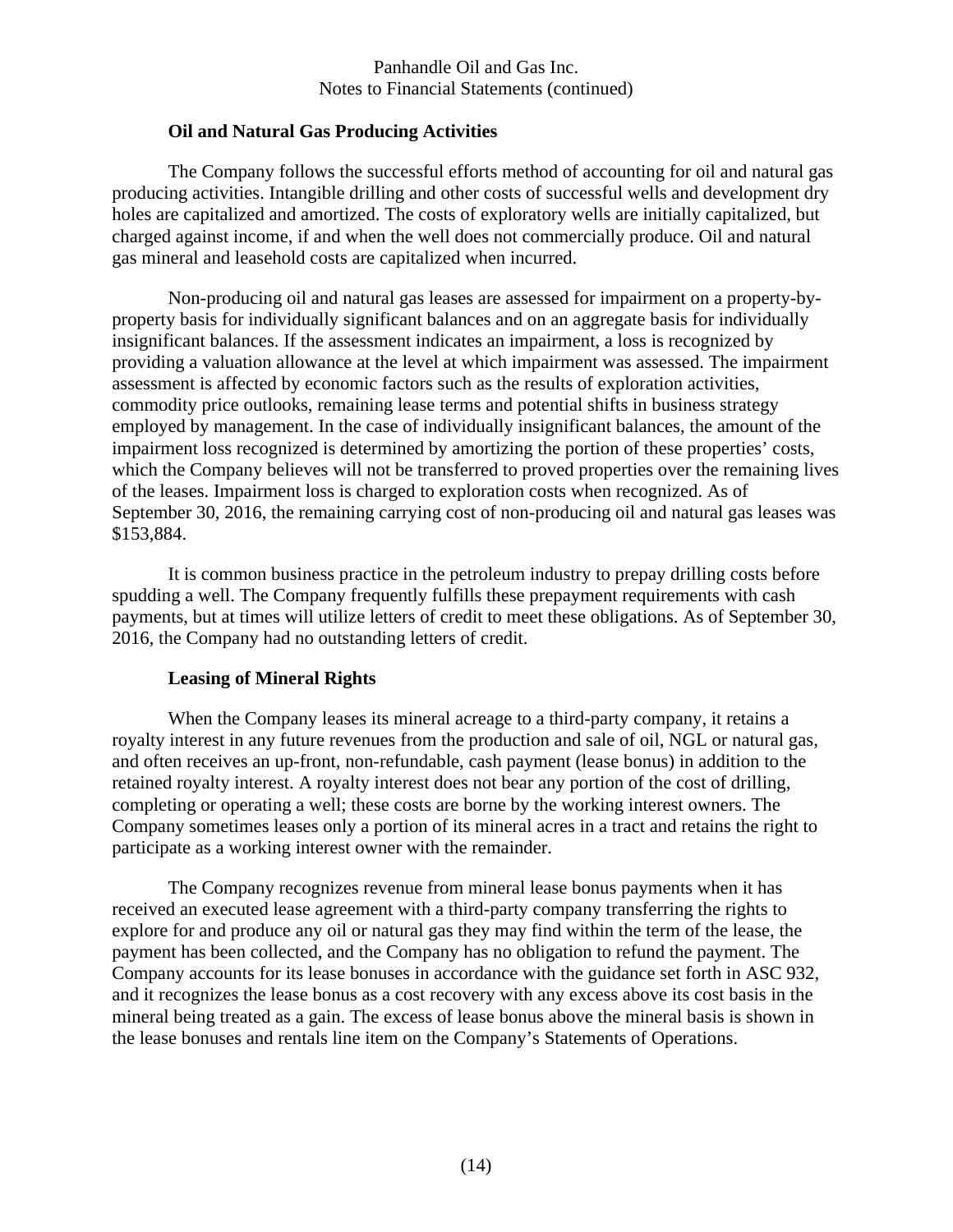### Oil and Natural Gas Producing Activities

The Company follows the successful efforts method of accounting for oil and natural gas producing activities. Intangible drilling and other costs of successful wells and development dry holes are capitalized and amortized. The costs of exploratory wells are initially capitalized, but charged against income, if and when the well does not commercially produce. Oil and natural gas mineral and leasehold costs are capitalized when incurred.

Non-producing oil and natural gas leases are assessed for impairment on a property-by-property basis for individually significant balances and on an aggregate basis for individually insignificant balances. If the assessment indicates an impairment, a loss is recognized by providing a valuation allowance at the level at which impairment was assessed. The impairment assessment is affected by economic factors such as the results of exploration activities, commodity price outlooks, remaining lease terms and potential shifts in business strategy employed by management. In the case of individually insignificant balances, the amount of the impairment loss recognized is determined by amortizing the portion of these properties' costs, which the Company believes will not be transferred to proved properties over the remaining lives of the leases. Impairment loss is charged to exploration costs when recognized. As of September 30, 2016, the remaining carrying cost of non-producing oil and natural gas leases was $153,884.

It is common business practice in the petroleum industry to prepay drilling costs before spudding a well. The Company frequently fulfills these prepayment requirements with cash payments, but at times will utilize letters of credit to meet these obligations. As of September 30, 2016, the Company had no outstanding letters of credit.

### Leasing of Mineral Rights

When the Company leases its mineral acreage to a third-party company, it retains a royalty interest in any future revenues from the production and sale of oil, NGL or natural gas, and often receives an up-front, non-refundable, cash payment (lease bonus) in addition to the retained royalty interest. A royalty interest does not bear any portion of the cost of drilling, completing or operating a well; these costs are borne by the working interest owners. The Company sometimes leases only a portion of its mineral acres in a tract and retains the right to participate as a working interest owner with the remainder.

The Company recognizes revenue from mineral lease bonus payments when it has received an executed lease agreement with a third-party company transferring the rights to explore for and produce any oil or natural gas they may find within the term of the lease, the payment has been collected, and the Company has no obligation to refund the payment. The Company accounts for its lease bonuses in accordance with the guidance set forth in ASC 932, and it recognizes the lease bonus as a cost recovery with any excess above its cost basis in the mineral being treated as a gain. The excess of lease bonus above the mineral basis is shown in the lease bonuses and rentals line item on the Company's Statements of Operations.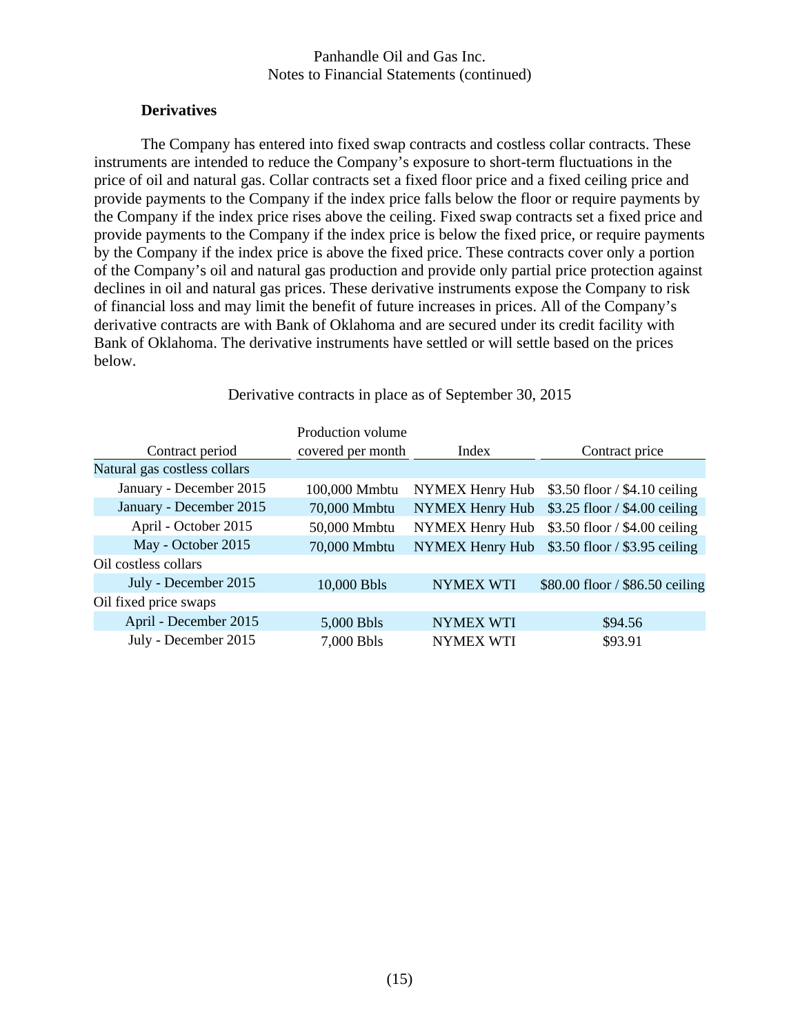### Derivatives

The Company has entered into fixed swap contracts and costless collar contracts. These instruments are intended to reduce the Company's exposure to short-term fluctuations in the price of oil and natural gas. Collar contracts set a fixed floor price and a fixed ceiling price and provide payments to the Company if the index price falls below the floor or require payments by the Company if the index price rises above the ceiling. Fixed swap contracts set a fixed price and provide payments to the Company if the index price is below the fixed price, or require payments by the Company if the index price is above the fixed price. These contracts cover only a portion of the Company's oil and natural gas production and provide only partial price protection against declines in oil and natural gas prices. These derivative instruments expose the Company to risk of financial loss and may limit the benefit of future increases in prices. All of the Company's derivative contracts are with Bank of Oklahoma and are secured under its credit facility with Bank of Oklahoma. The derivative instruments have settled or will settle based on the prices below.

Derivative contracts in place as of September 30, 2015

| Contract period | Production volume covered per month | Index | Contract price |
|---|---|---|---|
| Natural gas costless collars | | | |
| January - December 2015 | 100,000 Mmbtu | NYMEX Henry Hub | \$3.50 floor / \$4.10 ceiling |
| January - December 2015 | 70,000 Mmbtu | NYMEX Henry Hub | \$3.25 floor / \$4.00 ceiling |
| April - October 2015 | 50,000 Mmbtu | NYMEX Henry Hub | \$3.50 floor / \$4.00 ceiling |
| May - October 2015 | 70,000 Mmbtu | NYMEX Henry Hub | \$3.50 floor / \$3.95 ceiling |
| Oil costless collars | | | |
| July - December 2015 | 10,000 Bbls | NYMEX WTI | \$80.00 floor / \$86.50 ceiling |
| Oil fixed price swaps | | | |
| April - December 2015 | 5,000 Bbls | NYMEX WTI | \$94.56 |
| July - December 2015 | 7,000 Bbls | NYMEX WTI | \$93.91 |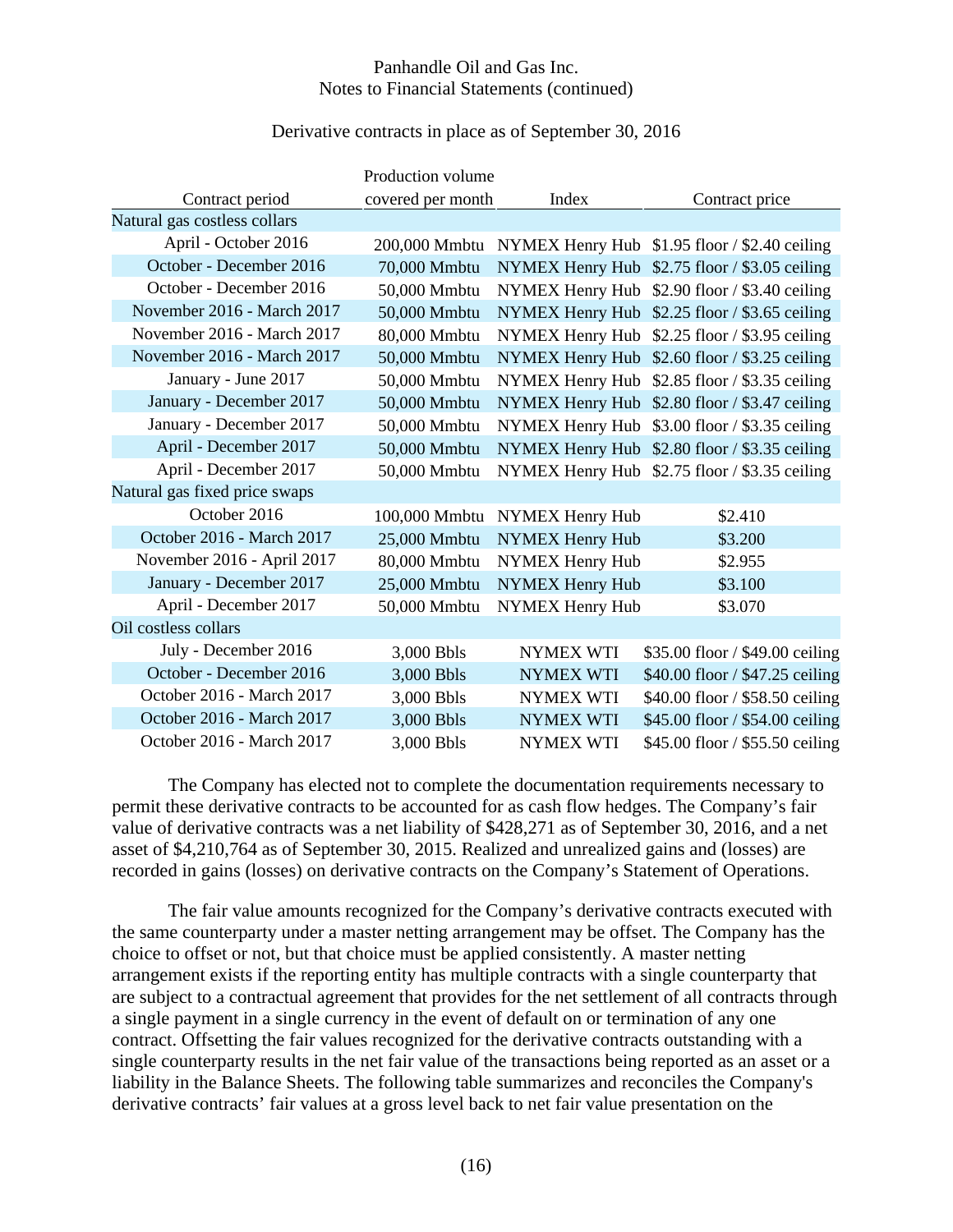Derivative contracts in place as of September 30, 2016

| Contract period | Production volume covered per month | Index | Contract price |
|---|---|---|---|
| Natural gas costless collars | | | |
| April - October 2016 | 200,000 Mmbtu | NYMEX Henry Hub | $1.95 floor / $2.40 ceiling |
| October - December 2016 | 70,000 Mmbtu | NYMEX Henry Hub | $2.75 floor / $3.05 ceiling |
| October - December 2016 | 50,000 Mmbtu | NYMEX Henry Hub | $2.90 floor / $3.40 ceiling |
| November 2016 - March 2017 | 50,000 Mmbtu | NYMEX Henry Hub | $2.25 floor / $3.65 ceiling |
| November 2016 - March 2017 | 80,000 Mmbtu | NYMEX Henry Hub | $2.25 floor / $3.95 ceiling |
| November 2016 - March 2017 | 50,000 Mmbtu | NYMEX Henry Hub | $2.60 floor / $3.25 ceiling |
| January - June 2017 | 50,000 Mmbtu | NYMEX Henry Hub | $2.85 floor / $3.35 ceiling |
| January - December 2017 | 50,000 Mmbtu | NYMEX Henry Hub | $2.80 floor / $3.47 ceiling |
| January - December 2017 | 50,000 Mmbtu | NYMEX Henry Hub | $3.00 floor / $3.35 ceiling |
| April - December 2017 | 50,000 Mmbtu | NYMEX Henry Hub | $2.80 floor / $3.35 ceiling |
| April - December 2017 | 50,000 Mmbtu | NYMEX Henry Hub | $2.75 floor / $3.35 ceiling |
| Natural gas fixed price swaps | | | |
| October 2016 | 100,000 Mmbtu | NYMEX Henry Hub | $2.410 |
| October 2016 - March 2017 | 25,000 Mmbtu | NYMEX Henry Hub | $3.200 |
| November 2016 - April 2017 | 80,000 Mmbtu | NYMEX Henry Hub | $2.955 |
| January - December 2017 | 25,000 Mmbtu | NYMEX Henry Hub | $3.100 |
| April - December 2017 | 50,000 Mmbtu | NYMEX Henry Hub | $3.070 |
| Oil costless collars | | | |
| July - December 2016 | 3,000 Bbls | NYMEX WTI | $35.00 floor / $49.00 ceiling |
| October - December 2016 | 3,000 Bbls | NYMEX WTI | $40.00 floor / $47.25 ceiling |
| October 2016 - March 2017 | 3,000 Bbls | NYMEX WTI | $40.00 floor / $58.50 ceiling |
| October 2016 - March 2017 | 3,000 Bbls | NYMEX WTI | $45.00 floor / $54.00 ceiling |
| October 2016 - March 2017 | 3,000 Bbls | NYMEX WTI | $45.00 floor / $55.50 ceiling |

The Company has elected not to complete the documentation requirements necessary to permit these derivative contracts to be accounted for as cash flow hedges. The Company's fair value of derivative contracts was a net liability of $428,271 as of September 30, 2016, and a net asset of $4,210,764 as of September 30, 2015. Realized and unrealized gains and (losses) are recorded in gains (losses) on derivative contracts on the Company's Statement of Operations.

The fair value amounts recognized for the Company's derivative contracts executed with the same counterparty under a master netting arrangement may be offset. The Company has the choice to offset or not, but that choice must be applied consistently. A master netting arrangement exists if the reporting entity has multiple contracts with a single counterparty that are subject to a contractual agreement that provides for the net settlement of all contracts through a single payment in a single currency in the event of default on or termination of any one contract. Offsetting the fair values recognized for the derivative contracts outstanding with a single counterparty results in the net fair value of the transactions being reported as an asset or a liability in the Balance Sheets. The following table summarizes and reconciles the Company's derivative contracts' fair values at a gross level back to net fair value presentation on the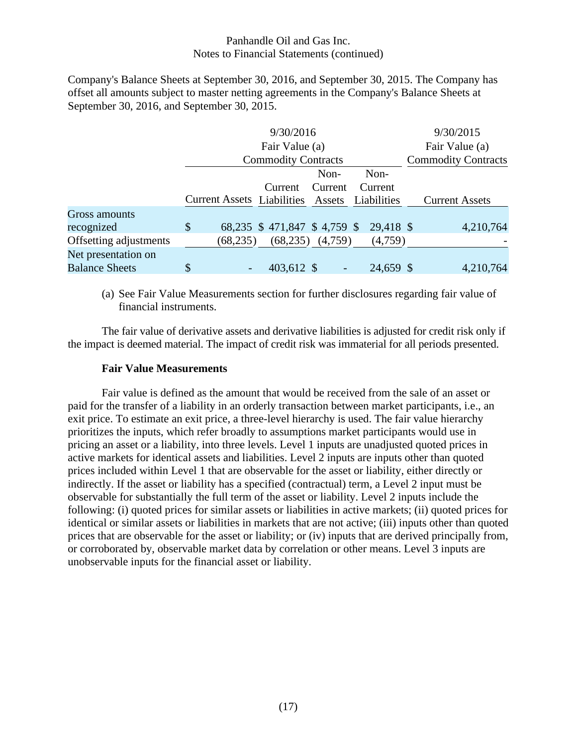Company's Balance Sheets at September 30, 2016, and September 30, 2015. The Company has offset all amounts subject to master netting agreements in the Company's Balance Sheets at September 30, 2016, and September 30, 2015.

| | 9/30/2016 Fair Value (a) Commodity Contracts | | | | 9/30/2015 Fair Value (a) Commodity Contracts |
|---|---|---|---|---|---|
| | Current Assets | Current Liabilities | Non-Current Assets | Non-Current Liabilities | Current Assets |
| Gross amounts recognized | $ 68,235 | $ 471,847 | $ 4,759 | $ 29,418 | $ 4,210,764 |
| Offsetting adjustments | (68,235) | (68,235) | (4,759) | (4,759) | - |
| Net presentation on Balance Sheets | $ - | 403,612 | $ - | 24,659 | $ 4,210,764 |

(a) See Fair Value Measurements section for further disclosures regarding fair value of financial instruments.

The fair value of derivative assets and derivative liabilities is adjusted for credit risk only if the impact is deemed material. The impact of credit risk was immaterial for all periods presented.

**Fair Value Measurements**

Fair value is defined as the amount that would be received from the sale of an asset or paid for the transfer of a liability in an orderly transaction between market participants, i.e., an exit price. To estimate an exit price, a three-level hierarchy is used. The fair value hierarchy prioritizes the inputs, which refer broadly to assumptions market participants would use in pricing an asset or a liability, into three levels. Level 1 inputs are unadjusted quoted prices in active markets for identical assets and liabilities. Level 2 inputs are inputs other than quoted prices included within Level 1 that are observable for the asset or liability, either directly or indirectly. If the asset or liability has a specified (contractual) term, a Level 2 input must be observable for substantially the full term of the asset or liability. Level 2 inputs include the following: (i) quoted prices for similar assets or liabilities in active markets; (ii) quoted prices for identical or similar assets or liabilities in markets that are not active; (iii) inputs other than quoted prices that are observable for the asset or liability; or (iv) inputs that are derived principally from, or corroborated by, observable market data by correlation or other means. Level 3 inputs are unobservable inputs for the financial asset or liability.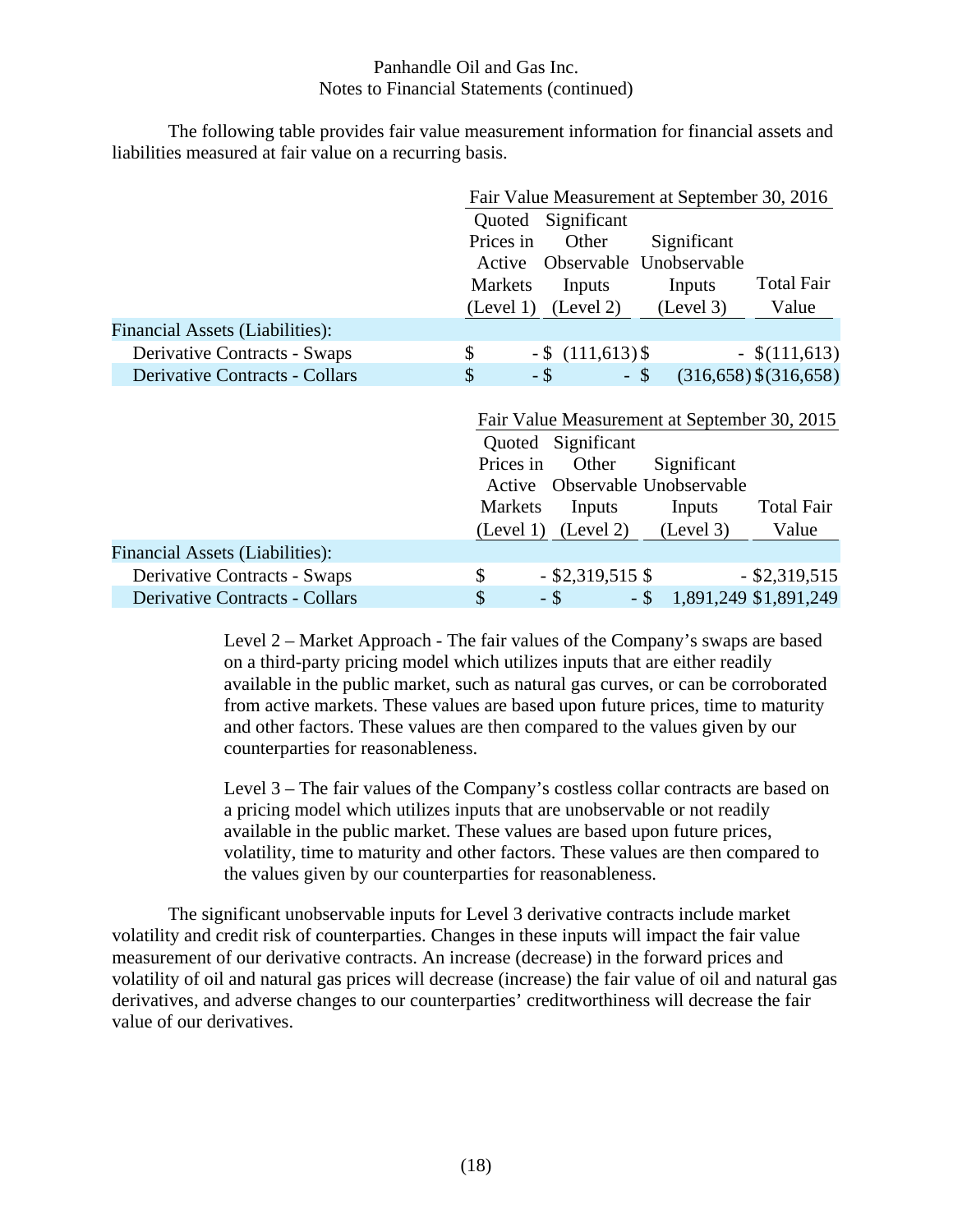The following table provides fair value measurement information for financial assets and liabilities measured at fair value on a recurring basis.

| | Fair Value Measurement at September 30, 2016 | | | |
|---|---|---|---|---|
| | Quoted Prices in Active Markets (Level 1) | Significant Other Observable Inputs (Level 2) | Significant Unobservable Inputs (Level 3) | Total Fair Value |
| Financial Assets (Liabilities): | | | | |
| Derivative Contracts - Swaps | $ - | $ (111,613) | $ - | $(111,613) |
| Derivative Contracts - Collars | $ - | $ - | $ (316,658) | $(316,658) |

| | Fair Value Measurement at September 30, 2015 | | | |
|---|---|---|---|---|
| | Quoted Prices in Active Markets (Level 1) | Significant Other Observable Inputs (Level 2) | Significant Unobservable Inputs (Level 3) | Total Fair Value |
| Financial Assets (Liabilities): | | | | |
| Derivative Contracts - Swaps | $ - | $2,319,515 | $ - | $2,319,515 |
| Derivative Contracts - Collars | $ - | $ - | $ 1,891,249 | $1,891,249 |

Level 2 – Market Approach - The fair values of the Company's swaps are based on a third-party pricing model which utilizes inputs that are either readily available in the public market, such as natural gas curves, or can be corroborated from active markets. These values are based upon future prices, time to maturity and other factors. These values are then compared to the values given by our counterparties for reasonableness.

Level 3 – The fair values of the Company's costless collar contracts are based on a pricing model which utilizes inputs that are unobservable or not readily available in the public market. These values are based upon future prices, volatility, time to maturity and other factors. These values are then compared to the values given by our counterparties for reasonableness.

The significant unobservable inputs for Level 3 derivative contracts include market volatility and credit risk of counterparties. Changes in these inputs will impact the fair value measurement of our derivative contracts. An increase (decrease) in the forward prices and volatility of oil and natural gas prices will decrease (increase) the fair value of oil and natural gas derivatives, and adverse changes to our counterparties' creditworthiness will decrease the fair value of our derivatives.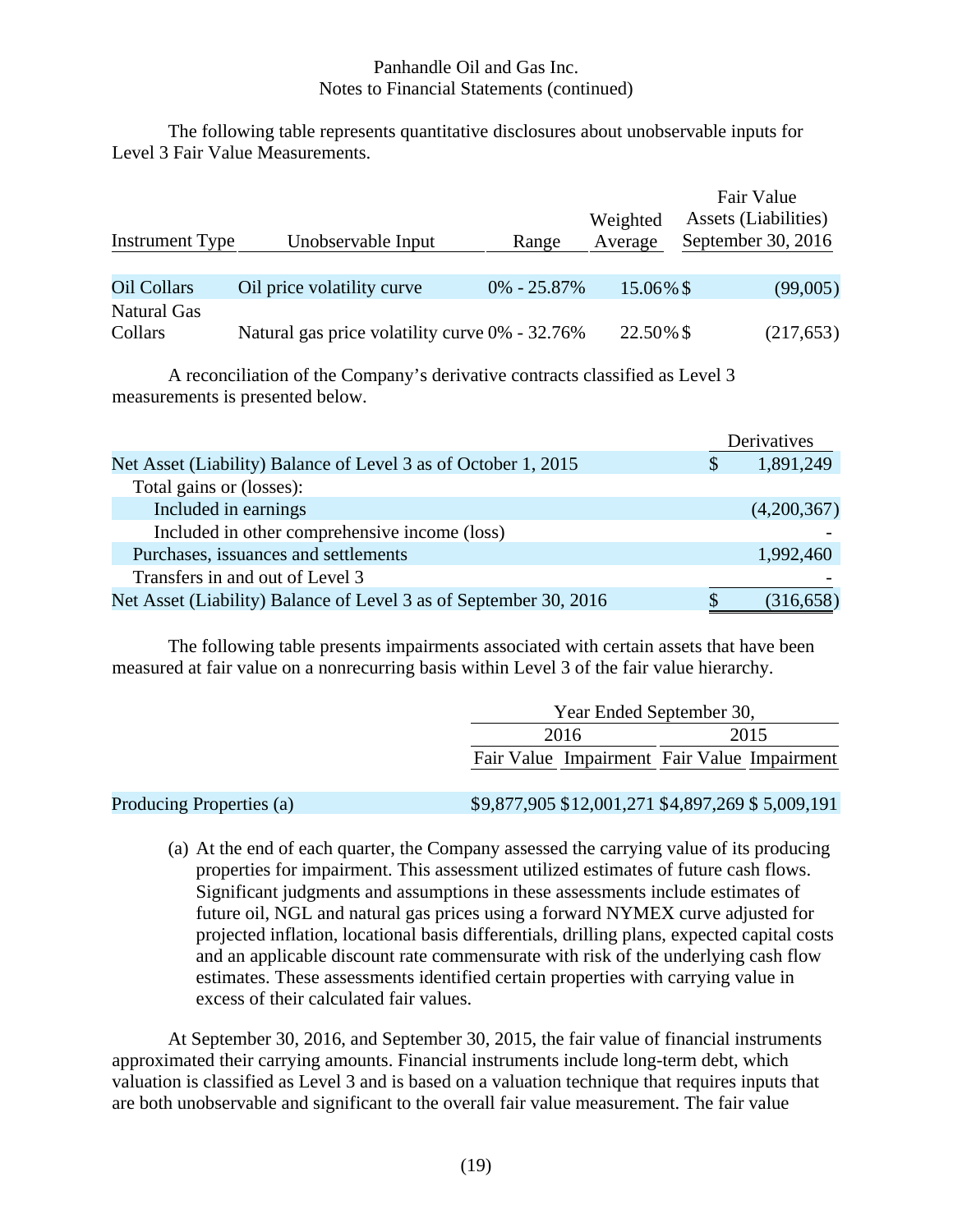The following table represents quantitative disclosures about unobservable inputs for Level 3 Fair Value Measurements.

| Instrument Type | Unobservable Input | Range | Weighted Average | Fair Value Assets (Liabilities) September 30, 2016 |
|---|---|---|---|---|
| Oil Collars | Oil price volatility curve | 0% - 25.87% | 15.06% | $ (99,005) |
| Natural Gas Collars | Natural gas price volatility curve | 0% - 32.76% | 22.50% | $ (217,653) |

A reconciliation of the Company's derivative contracts classified as Level 3 measurements is presented below.

| | Derivatives |
|---|---|
| Net Asset (Liability) Balance of Level 3 as of October 1, 2015 | $ 1,891,249 |
| Total gains or (losses): | |
| Included in earnings | (4,200,367) |
| Included in other comprehensive income (loss) | - |
| Purchases, issuances and settlements | 1,992,460 |
| Transfers in and out of Level 3 | - |
| Net Asset (Liability) Balance of Level 3 as of September 30, 2016 | $ (316,658) |

The following table presents impairments associated with certain assets that have been measured at fair value on a nonrecurring basis within Level 3 of the fair value hierarchy.

| | Year Ended September 30, | | | |
|---|---|---|---|---|
| | 2016 | | 2015 | |
| | Fair Value | Impairment | Fair Value | Impairment |
| Producing Properties (a) | $9,877,905 | $12,001,271 | $4,897,269 | $ 5,009,191 |

(a) At the end of each quarter, the Company assessed the carrying value of its producing properties for impairment. This assessment utilized estimates of future cash flows. Significant judgments and assumptions in these assessments include estimates of future oil, NGL and natural gas prices using a forward NYMEX curve adjusted for projected inflation, locational basis differentials, drilling plans, expected capital costs and an applicable discount rate commensurate with risk of the underlying cash flow estimates. These assessments identified certain properties with carrying value in excess of their calculated fair values.

At September 30, 2016, and September 30, 2015, the fair value of financial instruments approximated their carrying amounts. Financial instruments include long-term debt, which valuation is classified as Level 3 and is based on a valuation technique that requires inputs that are both unobservable and significant to the overall fair value measurement. The fair value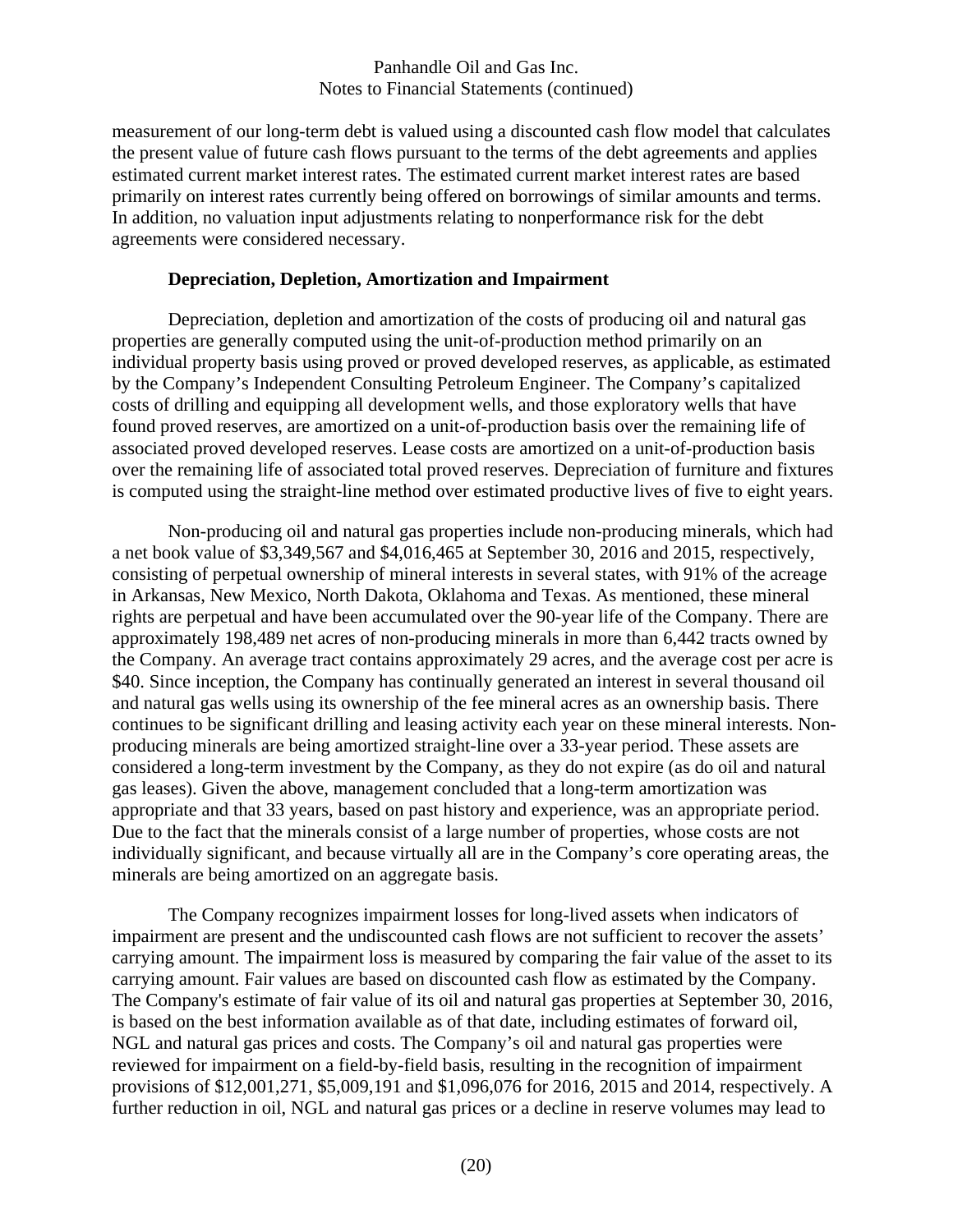measurement of our long-term debt is valued using a discounted cash flow model that calculates the present value of future cash flows pursuant to the terms of the debt agreements and applies estimated current market interest rates. The estimated current market interest rates are based primarily on interest rates currently being offered on borrowings of similar amounts and terms. In addition, no valuation input adjustments relating to nonperformance risk for the debt agreements were considered necessary.

**Depreciation, Depletion, Amortization and Impairment**

Depreciation, depletion and amortization of the costs of producing oil and natural gas properties are generally computed using the unit-of-production method primarily on an individual property basis using proved or proved developed reserves, as applicable, as estimated by the Company's Independent Consulting Petroleum Engineer. The Company's capitalized costs of drilling and equipping all development wells, and those exploratory wells that have found proved reserves, are amortized on a unit-of-production basis over the remaining life of associated proved developed reserves. Lease costs are amortized on a unit-of-production basis over the remaining life of associated total proved reserves. Depreciation of furniture and fixtures is computed using the straight-line method over estimated productive lives of five to eight years.

Non-producing oil and natural gas properties include non-producing minerals, which had a net book value of $3,349,567 and $4,016,465 at September 30, 2016 and 2015, respectively, consisting of perpetual ownership of mineral interests in several states, with 91% of the acreage in Arkansas, New Mexico, North Dakota, Oklahoma and Texas. As mentioned, these mineral rights are perpetual and have been accumulated over the 90-year life of the Company. There are approximately 198,489 net acres of non-producing minerals in more than 6,442 tracts owned by the Company. An average tract contains approximately 29 acres, and the average cost per acre is $40. Since inception, the Company has continually generated an interest in several thousand oil and natural gas wells using its ownership of the fee mineral acres as an ownership basis. There continues to be significant drilling and leasing activity each year on these mineral interests. Non-producing minerals are being amortized straight-line over a 33-year period. These assets are considered a long-term investment by the Company, as they do not expire (as do oil and natural gas leases). Given the above, management concluded that a long-term amortization was appropriate and that 33 years, based on past history and experience, was an appropriate period. Due to the fact that the minerals consist of a large number of properties, whose costs are not individually significant, and because virtually all are in the Company's core operating areas, the minerals are being amortized on an aggregate basis.

The Company recognizes impairment losses for long-lived assets when indicators of impairment are present and the undiscounted cash flows are not sufficient to recover the assets' carrying amount. The impairment loss is measured by comparing the fair value of the asset to its carrying amount. Fair values are based on discounted cash flow as estimated by the Company. The Company's estimate of fair value of its oil and natural gas properties at September 30, 2016, is based on the best information available as of that date, including estimates of forward oil, NGL and natural gas prices and costs. The Company's oil and natural gas properties were reviewed for impairment on a field-by-field basis, resulting in the recognition of impairment provisions of $12,001,271, $5,009,191 and $1,096,076 for 2016, 2015 and 2014, respectively. A further reduction in oil, NGL and natural gas prices or a decline in reserve volumes may lead to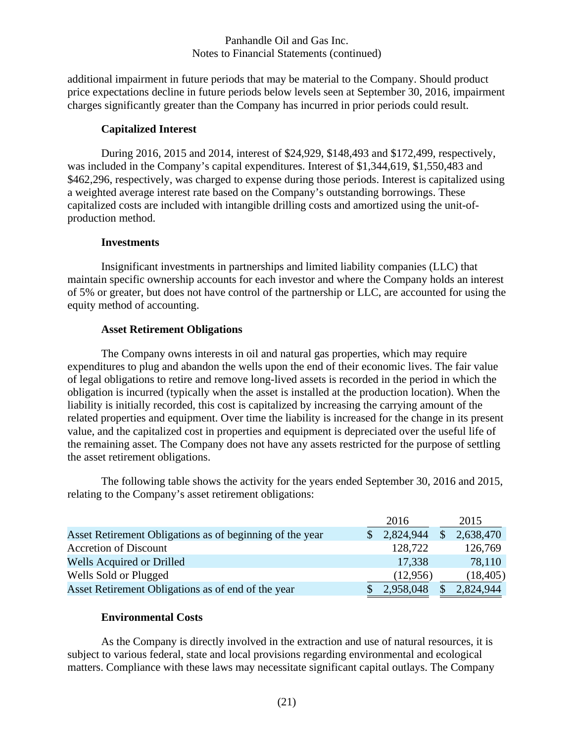additional impairment in future periods that may be material to the Company. Should product price expectations decline in future periods below levels seen at September 30, 2016, impairment charges significantly greater than the Company has incurred in prior periods could result.

**Capitalized Interest**

During 2016, 2015 and 2014, interest of $24,929, $148,493 and $172,499, respectively, was included in the Company's capital expenditures. Interest of $1,344,619, $1,550,483 and $462,296, respectively, was charged to expense during those periods. Interest is capitalized using a weighted average interest rate based on the Company's outstanding borrowings. These capitalized costs are included with intangible drilling costs and amortized using the unit-of-production method.

**Investments**

Insignificant investments in partnerships and limited liability companies (LLC) that maintain specific ownership accounts for each investor and where the Company holds an interest of 5% or greater, but does not have control of the partnership or LLC, are accounted for using the equity method of accounting.

**Asset Retirement Obligations**

The Company owns interests in oil and natural gas properties, which may require expenditures to plug and abandon the wells upon the end of their economic lives. The fair value of legal obligations to retire and remove long-lived assets is recorded in the period in which the obligation is incurred (typically when the asset is installed at the production location). When the liability is initially recorded, this cost is capitalized by increasing the carrying amount of the related properties and equipment. Over time the liability is increased for the change in its present value, and the capitalized cost in properties and equipment is depreciated over the useful life of the remaining asset. The Company does not have any assets restricted for the purpose of settling the asset retirement obligations.

The following table shows the activity for the years ended September 30, 2016 and 2015, relating to the Company's asset retirement obligations:

| | 2016 | 2015 |
|---|---|---|
| Asset Retirement Obligations as of beginning of the year | $ 2,824,944 | $ 2,638,470 |
| Accretion of Discount | 128,722 | 126,769 |
| Wells Acquired or Drilled | 17,338 | 78,110 |
| Wells Sold or Plugged | (12,956) | (18,405) |
| Asset Retirement Obligations as of end of the year | $ 2,958,048 | $ 2,824,944 |

**Environmental Costs**

As the Company is directly involved in the extraction and use of natural resources, it is subject to various federal, state and local provisions regarding environmental and ecological matters. Compliance with these laws may necessitate significant capital outlays. The Company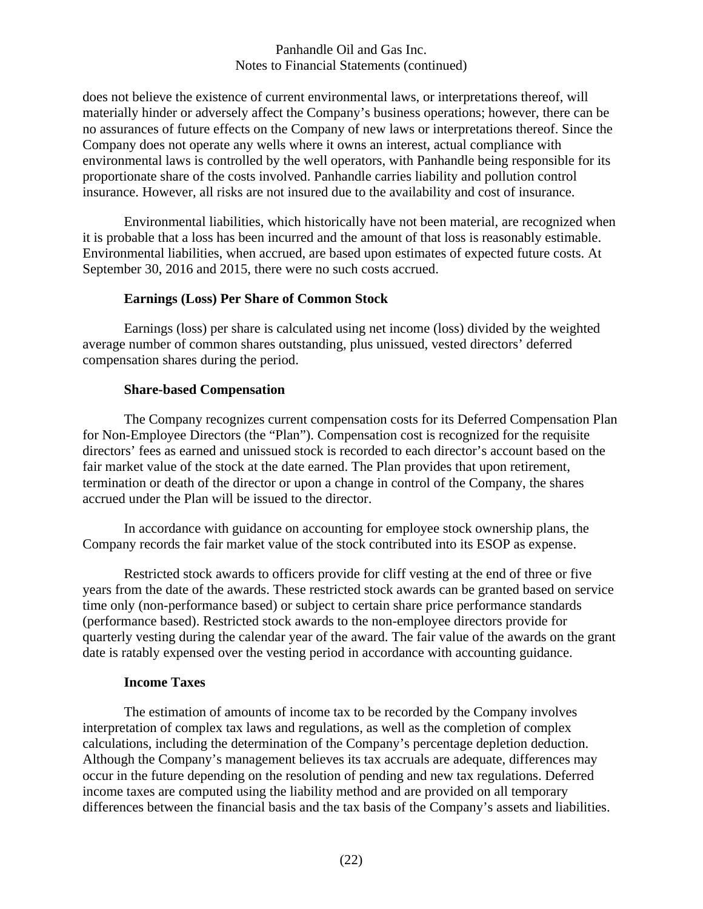does not believe the existence of current environmental laws, or interpretations thereof, will materially hinder or adversely affect the Company's business operations; however, there can be no assurances of future effects on the Company of new laws or interpretations thereof. Since the Company does not operate any wells where it owns an interest, actual compliance with environmental laws is controlled by the well operators, with Panhandle being responsible for its proportionate share of the costs involved. Panhandle carries liability and pollution control insurance. However, all risks are not insured due to the availability and cost of insurance.

Environmental liabilities, which historically have not been material, are recognized when it is probable that a loss has been incurred and the amount of that loss is reasonably estimable. Environmental liabilities, when accrued, are based upon estimates of expected future costs. At September 30, 2016 and 2015, there were no such costs accrued.

**Earnings (Loss) Per Share of Common Stock**

Earnings (loss) per share is calculated using net income (loss) divided by the weighted average number of common shares outstanding, plus unissued, vested directors' deferred compensation shares during the period.

**Share-based Compensation**

The Company recognizes current compensation costs for its Deferred Compensation Plan for Non-Employee Directors (the "Plan"). Compensation cost is recognized for the requisite directors' fees as earned and unissued stock is recorded to each director's account based on the fair market value of the stock at the date earned. The Plan provides that upon retirement, termination or death of the director or upon a change in control of the Company, the shares accrued under the Plan will be issued to the director.

In accordance with guidance on accounting for employee stock ownership plans, the Company records the fair market value of the stock contributed into its ESOP as expense.

Restricted stock awards to officers provide for cliff vesting at the end of three or five years from the date of the awards. These restricted stock awards can be granted based on service time only (non-performance based) or subject to certain share price performance standards (performance based). Restricted stock awards to the non-employee directors provide for quarterly vesting during the calendar year of the award. The fair value of the awards on the grant date is ratably expensed over the vesting period in accordance with accounting guidance.

**Income Taxes**

The estimation of amounts of income tax to be recorded by the Company involves interpretation of complex tax laws and regulations, as well as the completion of complex calculations, including the determination of the Company's percentage depletion deduction. Although the Company's management believes its tax accruals are adequate, differences may occur in the future depending on the resolution of pending and new tax regulations. Deferred income taxes are computed using the liability method and are provided on all temporary differences between the financial basis and the tax basis of the Company's assets and liabilities.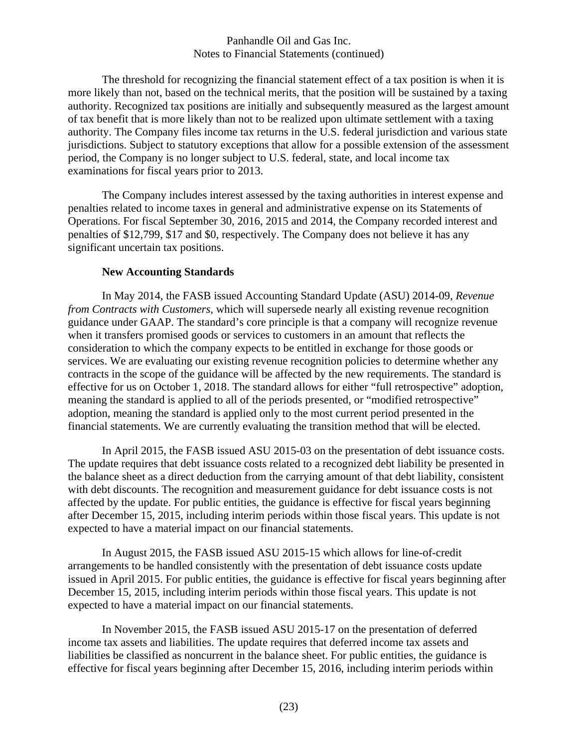The threshold for recognizing the financial statement effect of a tax position is when it is more likely than not, based on the technical merits, that the position will be sustained by a taxing authority. Recognized tax positions are initially and subsequently measured as the largest amount of tax benefit that is more likely than not to be realized upon ultimate settlement with a taxing authority. The Company files income tax returns in the U.S. federal jurisdiction and various state jurisdictions. Subject to statutory exceptions that allow for a possible extension of the assessment period, the Company is no longer subject to U.S. federal, state, and local income tax examinations for fiscal years prior to 2013.

The Company includes interest assessed by the taxing authorities in interest expense and penalties related to income taxes in general and administrative expense on its Statements of Operations. For fiscal September 30, 2016, 2015 and 2014, the Company recorded interest and penalties of $12,799, $17 and $0, respectively. The Company does not believe it has any significant uncertain tax positions.

**New Accounting Standards**

In May 2014, the FASB issued Accounting Standard Update (ASU) 2014-09, *Revenue from Contracts with Customers*, which will supersede nearly all existing revenue recognition guidance under GAAP. The standard's core principle is that a company will recognize revenue when it transfers promised goods or services to customers in an amount that reflects the consideration to which the company expects to be entitled in exchange for those goods or services. We are evaluating our existing revenue recognition policies to determine whether any contracts in the scope of the guidance will be affected by the new requirements. The standard is effective for us on October 1, 2018. The standard allows for either "full retrospective" adoption, meaning the standard is applied to all of the periods presented, or "modified retrospective" adoption, meaning the standard is applied only to the most current period presented in the financial statements. We are currently evaluating the transition method that will be elected.

In April 2015, the FASB issued ASU 2015-03 on the presentation of debt issuance costs. The update requires that debt issuance costs related to a recognized debt liability be presented in the balance sheet as a direct deduction from the carrying amount of that debt liability, consistent with debt discounts. The recognition and measurement guidance for debt issuance costs is not affected by the update. For public entities, the guidance is effective for fiscal years beginning after December 15, 2015, including interim periods within those fiscal years. This update is not expected to have a material impact on our financial statements.

In August 2015, the FASB issued ASU 2015-15 which allows for line-of-credit arrangements to be handled consistently with the presentation of debt issuance costs update issued in April 2015. For public entities, the guidance is effective for fiscal years beginning after December 15, 2015, including interim periods within those fiscal years. This update is not expected to have a material impact on our financial statements.

In November 2015, the FASB issued ASU 2015-17 on the presentation of deferred income tax assets and liabilities. The update requires that deferred income tax assets and liabilities be classified as noncurrent in the balance sheet. For public entities, the guidance is effective for fiscal years beginning after December 15, 2016, including interim periods within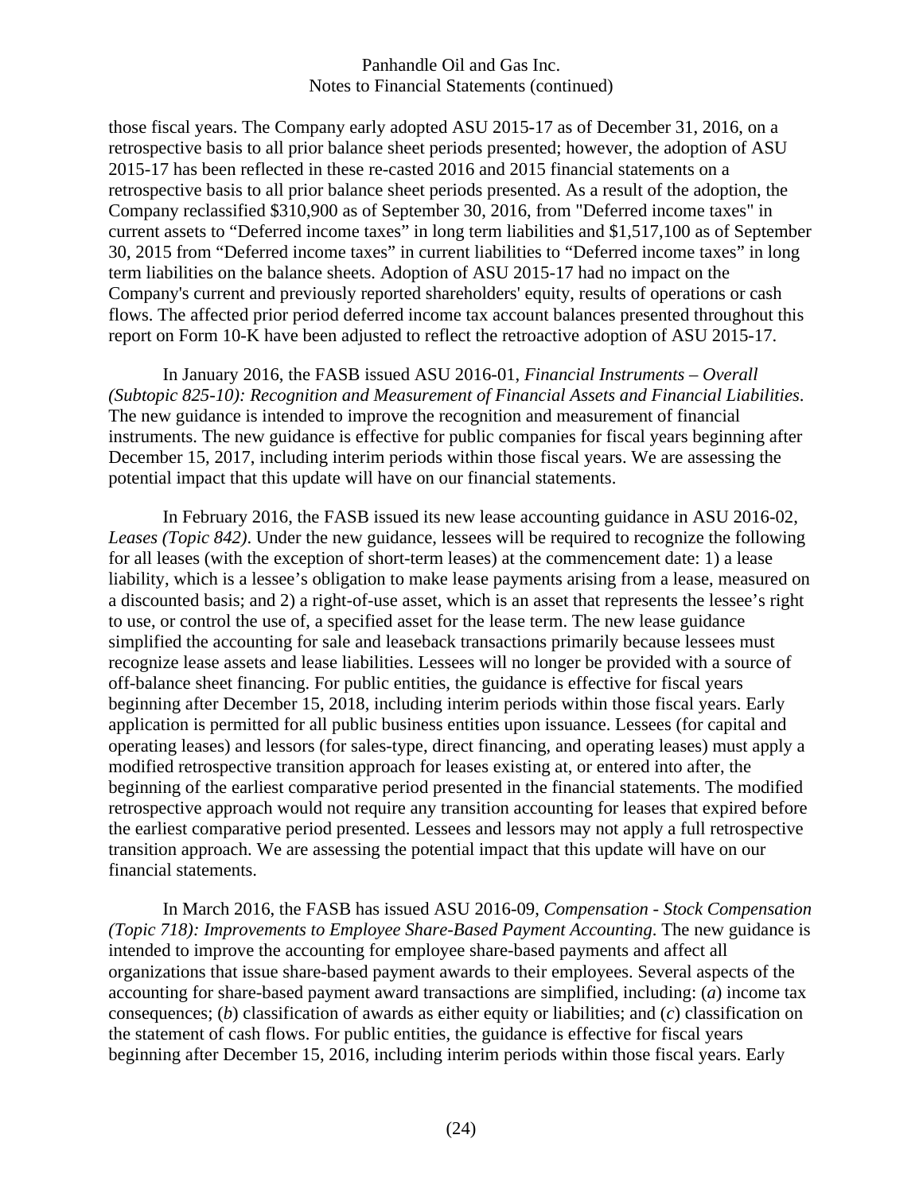those fiscal years. The Company early adopted ASU 2015-17 as of December 31, 2016, on a retrospective basis to all prior balance sheet periods presented; however, the adoption of ASU 2015-17 has been reflected in these re-casted 2016 and 2015 financial statements on a retrospective basis to all prior balance sheet periods presented. As a result of the adoption, the Company reclassified $310,900 as of September 30, 2016, from "Deferred income taxes" in current assets to "Deferred income taxes" in long term liabilities and $1,517,100 as of September 30, 2015 from "Deferred income taxes" in current liabilities to "Deferred income taxes" in long term liabilities on the balance sheets. Adoption of ASU 2015-17 had no impact on the Company's current and previously reported shareholders' equity, results of operations or cash flows. The affected prior period deferred income tax account balances presented throughout this report on Form 10-K have been adjusted to reflect the retroactive adoption of ASU 2015-17.

In January 2016, the FASB issued ASU 2016-01, *Financial Instruments – Overall (Subtopic 825-10): Recognition and Measurement of Financial Assets and Financial Liabilities*. The new guidance is intended to improve the recognition and measurement of financial instruments. The new guidance is effective for public companies for fiscal years beginning after December 15, 2017, including interim periods within those fiscal years. We are assessing the potential impact that this update will have on our financial statements.

In February 2016, the FASB issued its new lease accounting guidance in ASU 2016-02, *Leases (Topic 842)*. Under the new guidance, lessees will be required to recognize the following for all leases (with the exception of short-term leases) at the commencement date: 1) a lease liability, which is a lessee's obligation to make lease payments arising from a lease, measured on a discounted basis; and 2) a right-of-use asset, which is an asset that represents the lessee's right to use, or control the use of, a specified asset for the lease term. The new lease guidance simplified the accounting for sale and leaseback transactions primarily because lessees must recognize lease assets and lease liabilities. Lessees will no longer be provided with a source of off-balance sheet financing. For public entities, the guidance is effective for fiscal years beginning after December 15, 2018, including interim periods within those fiscal years. Early application is permitted for all public business entities upon issuance. Lessees (for capital and operating leases) and lessors (for sales-type, direct financing, and operating leases) must apply a modified retrospective transition approach for leases existing at, or entered into after, the beginning of the earliest comparative period presented in the financial statements. The modified retrospective approach would not require any transition accounting for leases that expired before the earliest comparative period presented. Lessees and lessors may not apply a full retrospective transition approach. We are assessing the potential impact that this update will have on our financial statements.

In March 2016, the FASB has issued ASU 2016-09, *Compensation - Stock Compensation (Topic 718): Improvements to Employee Share-Based Payment Accounting*. The new guidance is intended to improve the accounting for employee share-based payments and affect all organizations that issue share-based payment awards to their employees. Several aspects of the accounting for share-based payment award transactions are simplified, including: (*a*) income tax consequences; (*b*) classification of awards as either equity or liabilities; and (*c*) classification on the statement of cash flows. For public entities, the guidance is effective for fiscal years beginning after December 15, 2016, including interim periods within those fiscal years. Early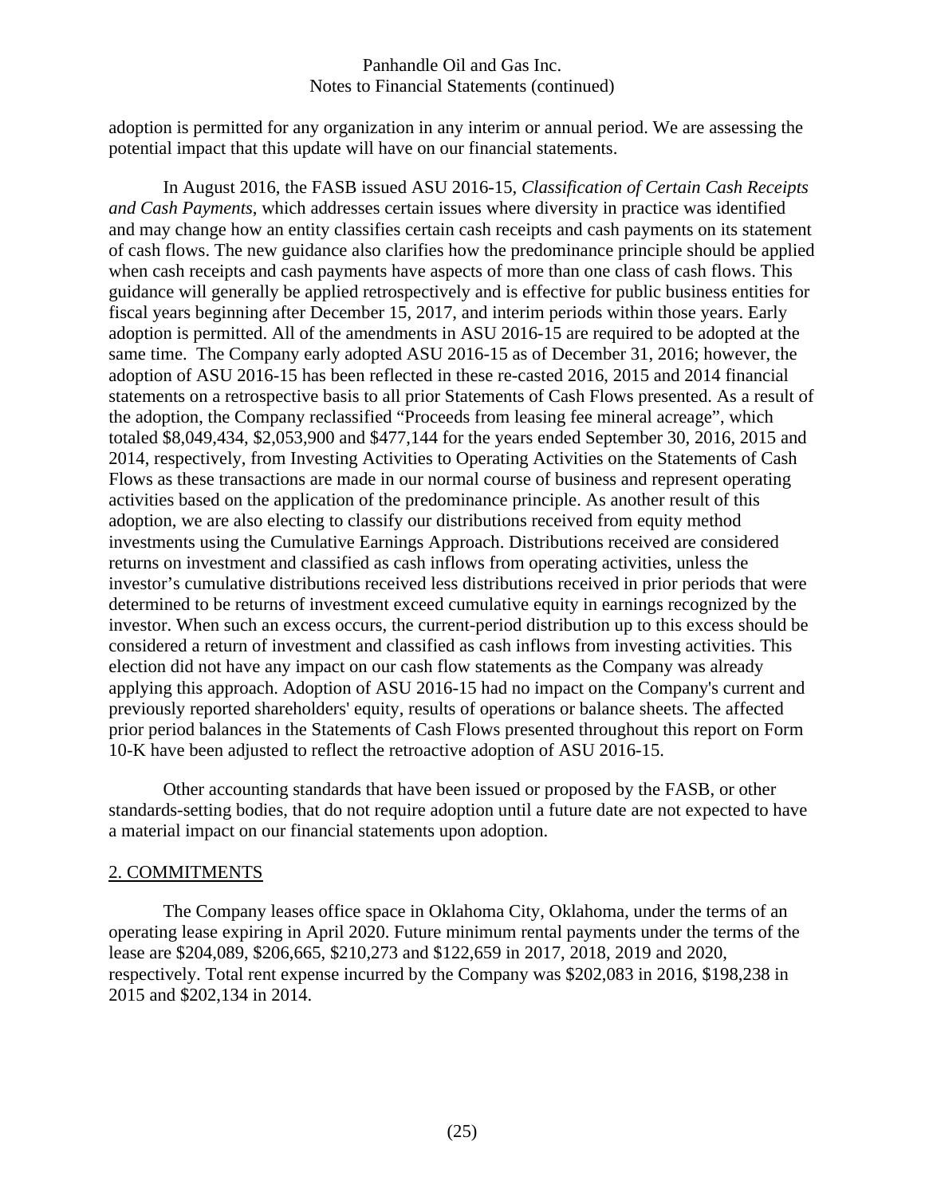adoption is permitted for any organization in any interim or annual period. We are assessing the potential impact that this update will have on our financial statements.

In August 2016, the FASB issued ASU 2016-15, *Classification of Certain Cash Receipts and Cash Payments*, which addresses certain issues where diversity in practice was identified and may change how an entity classifies certain cash receipts and cash payments on its statement of cash flows. The new guidance also clarifies how the predominance principle should be applied when cash receipts and cash payments have aspects of more than one class of cash flows. This guidance will generally be applied retrospectively and is effective for public business entities for fiscal years beginning after December 15, 2017, and interim periods within those years. Early adoption is permitted. All of the amendments in ASU 2016-15 are required to be adopted at the same time. The Company early adopted ASU 2016-15 as of December 31, 2016; however, the adoption of ASU 2016-15 has been reflected in these re-casted 2016, 2015 and 2014 financial statements on a retrospective basis to all prior Statements of Cash Flows presented. As a result of the adoption, the Company reclassified "Proceeds from leasing fee mineral acreage", which totaled $8,049,434, $2,053,900 and $477,144 for the years ended September 30, 2016, 2015 and 2014, respectively, from Investing Activities to Operating Activities on the Statements of Cash Flows as these transactions are made in our normal course of business and represent operating activities based on the application of the predominance principle. As another result of this adoption, we are also electing to classify our distributions received from equity method investments using the Cumulative Earnings Approach. Distributions received are considered returns on investment and classified as cash inflows from operating activities, unless the investor's cumulative distributions received less distributions received in prior periods that were determined to be returns of investment exceed cumulative equity in earnings recognized by the investor. When such an excess occurs, the current-period distribution up to this excess should be considered a return of investment and classified as cash inflows from investing activities. This election did not have any impact on our cash flow statements as the Company was already applying this approach. Adoption of ASU 2016-15 had no impact on the Company's current and previously reported shareholders' equity, results of operations or balance sheets. The affected prior period balances in the Statements of Cash Flows presented throughout this report on Form 10-K have been adjusted to reflect the retroactive adoption of ASU 2016-15.

Other accounting standards that have been issued or proposed by the FASB, or other standards-setting bodies, that do not require adoption until a future date are not expected to have a material impact on our financial statements upon adoption.

## 2. COMMITMENTS

The Company leases office space in Oklahoma City, Oklahoma, under the terms of an operating lease expiring in April 2020. Future minimum rental payments under the terms of the lease are $204,089, $206,665, $210,273 and $122,659 in 2017, 2018, 2019 and 2020, respectively. Total rent expense incurred by the Company was $202,083 in 2016, $198,238 in 2015 and $202,134 in 2014.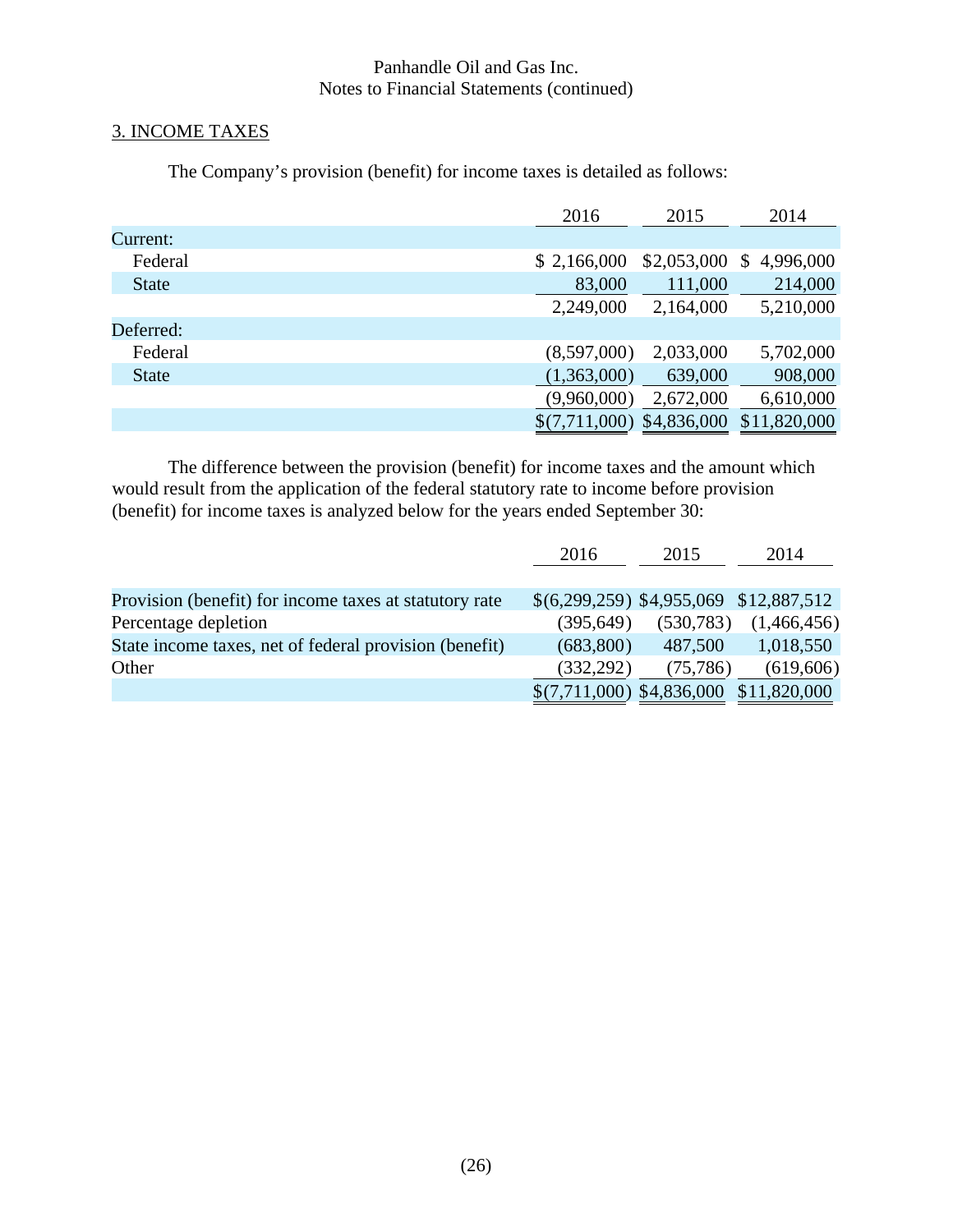## 3. INCOME TAXES

The Company's provision (benefit) for income taxes is detailed as follows:

| | 2016 | 2015 | 2014 |
|---|---|---|---|
| Current: | | | |
| Federal | $ 2,166,000 | $2,053,000 | $ 4,996,000 |
| State | 83,000 | 111,000 | 214,000 |
| | 2,249,000 | 2,164,000 | 5,210,000 |
| Deferred: | | | |
| Federal | (8,597,000) | 2,033,000 | 5,702,000 |
| State | (1,363,000) | 639,000 | 908,000 |
| | (9,960,000) | 2,672,000 | 6,610,000 |
| | $(7,711,000) | $4,836,000 | $11,820,000 |

The difference between the provision (benefit) for income taxes and the amount which would result from the application of the federal statutory rate to income before provision (benefit) for income taxes is analyzed below for the years ended September 30:

| | 2016 | 2015 | 2014 |
|---|---|---|---|
| Provision (benefit) for income taxes at statutory rate | $(6,299,259) | $4,955,069 | $12,887,512 |
| Percentage depletion | (395,649) | (530,783) | (1,466,456) |
| State income taxes, net of federal provision (benefit) | (683,800) | 487,500 | 1,018,550 |
| Other | (332,292) | (75,786) | (619,606) |
| | $(7,711,000) | $4,836,000 | $11,820,000 |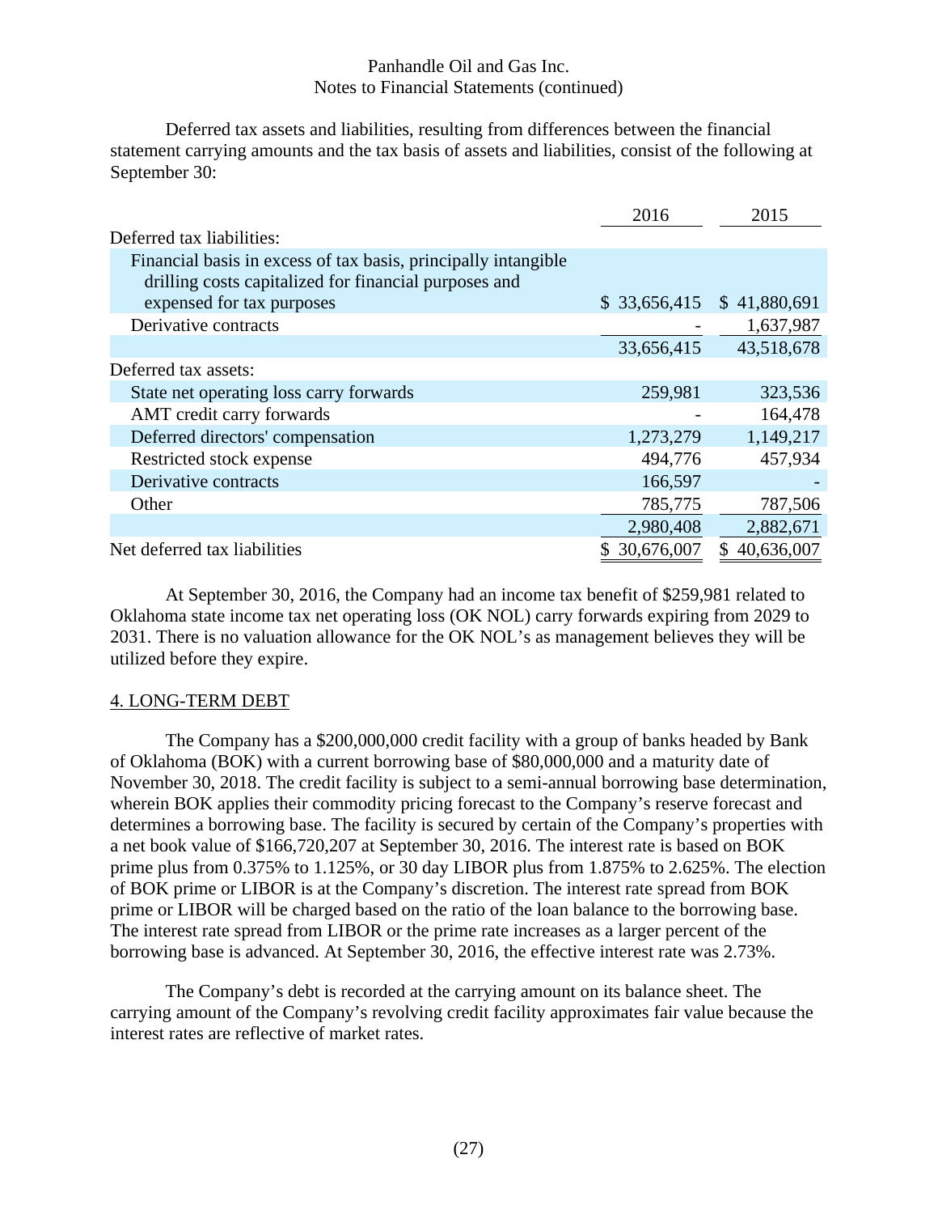Deferred tax assets and liabilities, resulting from differences between the financial statement carrying amounts and the tax basis of assets and liabilities, consist of the following at September 30:

| | 2016 | 2015 |
|---|---|---|
| Deferred tax liabilities: | | |
| Financial basis in excess of tax basis, principally intangible drilling costs capitalized for financial purposes and expensed for tax purposes | $ 33,656,415 | $ 41,880,691 |
| Derivative contracts | - | 1,637,987 |
| | 33,656,415 | 43,518,678 |
| Deferred tax assets: | | |
| State net operating loss carry forwards | 259,981 | 323,536 |
| AMT credit carry forwards | - | 164,478 |
| Deferred directors' compensation | 1,273,279 | 1,149,217 |
| Restricted stock expense | 494,776 | 457,934 |
| Derivative contracts | 166,597 | - |
| Other | 785,775 | 787,506 |
| | 2,980,408 | 2,882,671 |
| Net deferred tax liabilities | $ 30,676,007 | $ 40,636,007 |

At September 30, 2016, the Company had an income tax benefit of $259,981 related to Oklahoma state income tax net operating loss (OK NOL) carry forwards expiring from 2029 to 2031. There is no valuation allowance for the OK NOL's as management believes they will be utilized before they expire.

## 4. LONG-TERM DEBT

The Company has a $200,000,000 credit facility with a group of banks headed by Bank of Oklahoma (BOK) with a current borrowing base of $80,000,000 and a maturity date of November 30, 2018. The credit facility is subject to a semi-annual borrowing base determination, wherein BOK applies their commodity pricing forecast to the Company's reserve forecast and determines a borrowing base. The facility is secured by certain of the Company's properties with a net book value of $166,720,207 at September 30, 2016. The interest rate is based on BOK prime plus from 0.375% to 1.125%, or 30 day LIBOR plus from 1.875% to 2.625%. The election of BOK prime or LIBOR is at the Company's discretion. The interest rate spread from BOK prime or LIBOR will be charged based on the ratio of the loan balance to the borrowing base. The interest rate spread from LIBOR or the prime rate increases as a larger percent of the borrowing base is advanced. At September 30, 2016, the effective interest rate was 2.73%.

The Company's debt is recorded at the carrying amount on its balance sheet. The carrying amount of the Company's revolving credit facility approximates fair value because the interest rates are reflective of market rates.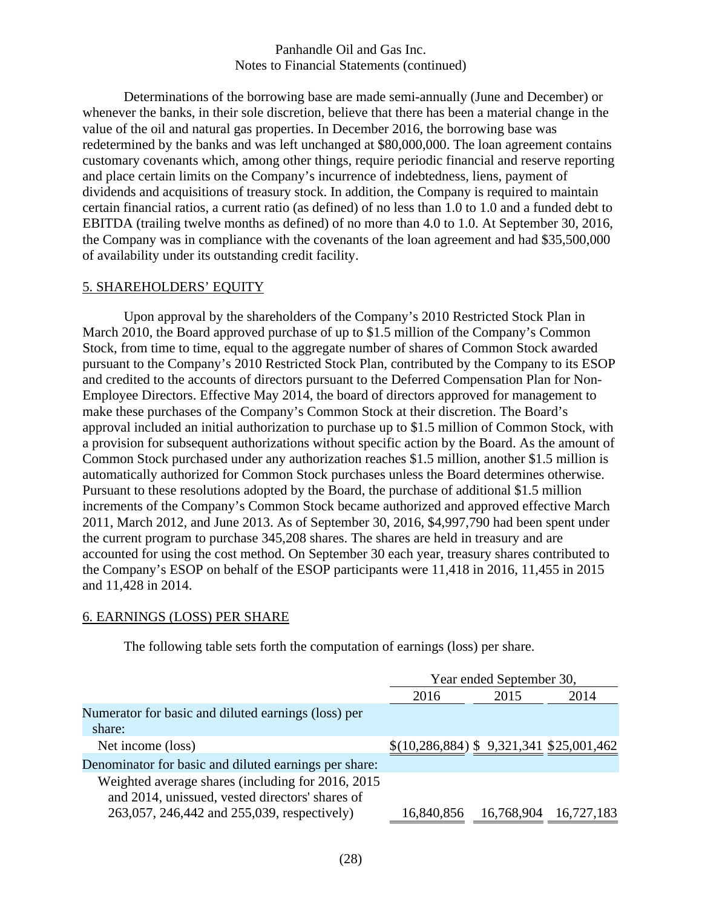Determinations of the borrowing base are made semi-annually (June and December) or whenever the banks, in their sole discretion, believe that there has been a material change in the value of the oil and natural gas properties. In December 2016, the borrowing base was redetermined by the banks and was left unchanged at $80,000,000. The loan agreement contains customary covenants which, among other things, require periodic financial and reserve reporting and place certain limits on the Company's incurrence of indebtedness, liens, payment of dividends and acquisitions of treasury stock. In addition, the Company is required to maintain certain financial ratios, a current ratio (as defined) of no less than 1.0 to 1.0 and a funded debt to EBITDA (trailing twelve months as defined) of no more than 4.0 to 1.0. At September 30, 2016, the Company was in compliance with the covenants of the loan agreement and had $35,500,000 of availability under its outstanding credit facility.

## 5. SHAREHOLDERS' EQUITY

Upon approval by the shareholders of the Company's 2010 Restricted Stock Plan in March 2010, the Board approved purchase of up to $1.5 million of the Company's Common Stock, from time to time, equal to the aggregate number of shares of Common Stock awarded pursuant to the Company's 2010 Restricted Stock Plan, contributed by the Company to its ESOP and credited to the accounts of directors pursuant to the Deferred Compensation Plan for Non-Employee Directors. Effective May 2014, the board of directors approved for management to make these purchases of the Company's Common Stock at their discretion. The Board's approval included an initial authorization to purchase up to $1.5 million of Common Stock, with a provision for subsequent authorizations without specific action by the Board. As the amount of Common Stock purchased under any authorization reaches $1.5 million, another $1.5 million is automatically authorized for Common Stock purchases unless the Board determines otherwise. Pursuant to these resolutions adopted by the Board, the purchase of additional $1.5 million increments of the Company's Common Stock became authorized and approved effective March 2011, March 2012, and June 2013. As of September 30, 2016, $4,997,790 had been spent under the current program to purchase 345,208 shares. The shares are held in treasury and are accounted for using the cost method. On September 30 each year, treasury shares contributed to the Company's ESOP on behalf of the ESOP participants were 11,418 in 2016, 11,455 in 2015 and 11,428 in 2014.

## 6. EARNINGS (LOSS) PER SHARE

The following table sets forth the computation of earnings (loss) per share.

| | Year ended September 30, | | |
|---|---|---|---|
| | 2016 | 2015 | 2014 |
| Numerator for basic and diluted earnings (loss) per share: | | | |
| Net income (loss) | $(10,286,884) | $ 9,321,341 | $25,001,462 |
| Denominator for basic and diluted earnings per share: | | | |
| Weighted average shares (including for 2016, 2015 and 2014, unissued, vested directors' shares of 263,057, 246,442 and 255,039, respectively) | 16,840,856 | 16,768,904 | 16,727,183 |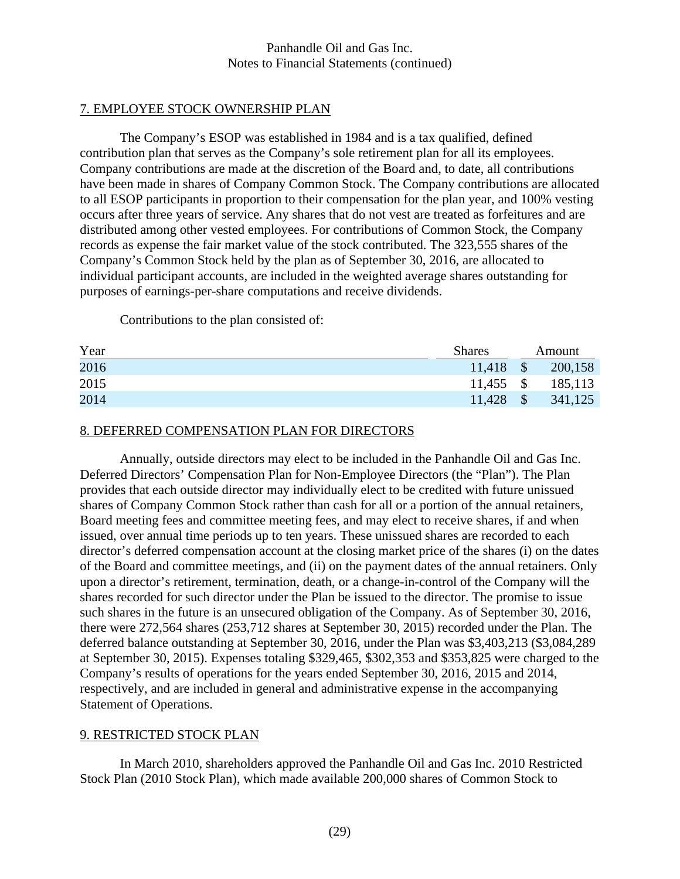## 7. EMPLOYEE STOCK OWNERSHIP PLAN

The Company's ESOP was established in 1984 and is a tax qualified, defined contribution plan that serves as the Company's sole retirement plan for all its employees. Company contributions are made at the discretion of the Board and, to date, all contributions have been made in shares of Company Common Stock. The Company contributions are allocated to all ESOP participants in proportion to their compensation for the plan year, and 100% vesting occurs after three years of service. Any shares that do not vest are treated as forfeitures and are distributed among other vested employees. For contributions of Common Stock, the Company records as expense the fair market value of the stock contributed. The 323,555 shares of the Company's Common Stock held by the plan as of September 30, 2016, are allocated to individual participant accounts, are included in the weighted average shares outstanding for purposes of earnings-per-share computations and receive dividends.

Contributions to the plan consisted of:

| Year | Shares | Amount |
|---|---|---|
| 2016 | 11,418 | $ 200,158 |
| 2015 | 11,455 | $ 185,113 |
| 2014 | 11,428 | $ 341,125 |

## 8. DEFERRED COMPENSATION PLAN FOR DIRECTORS

Annually, outside directors may elect to be included in the Panhandle Oil and Gas Inc. Deferred Directors' Compensation Plan for Non-Employee Directors (the "Plan"). The Plan provides that each outside director may individually elect to be credited with future unissued shares of Company Common Stock rather than cash for all or a portion of the annual retainers, Board meeting fees and committee meeting fees, and may elect to receive shares, if and when issued, over annual time periods up to ten years. These unissued shares are recorded to each director's deferred compensation account at the closing market price of the shares (i) on the dates of the Board and committee meetings, and (ii) on the payment dates of the annual retainers. Only upon a director's retirement, termination, death, or a change-in-control of the Company will the shares recorded for such director under the Plan be issued to the director. The promise to issue such shares in the future is an unsecured obligation of the Company. As of September 30, 2016, there were 272,564 shares (253,712 shares at September 30, 2015) recorded under the Plan. The deferred balance outstanding at September 30, 2016, under the Plan was $3,403,213 ($3,084,289 at September 30, 2015). Expenses totaling $329,465, $302,353 and $353,825 were charged to the Company's results of operations for the years ended September 30, 2016, 2015 and 2014, respectively, and are included in general and administrative expense in the accompanying Statement of Operations.

## 9. RESTRICTED STOCK PLAN

In March 2010, shareholders approved the Panhandle Oil and Gas Inc. 2010 Restricted Stock Plan (2010 Stock Plan), which made available 200,000 shares of Common Stock to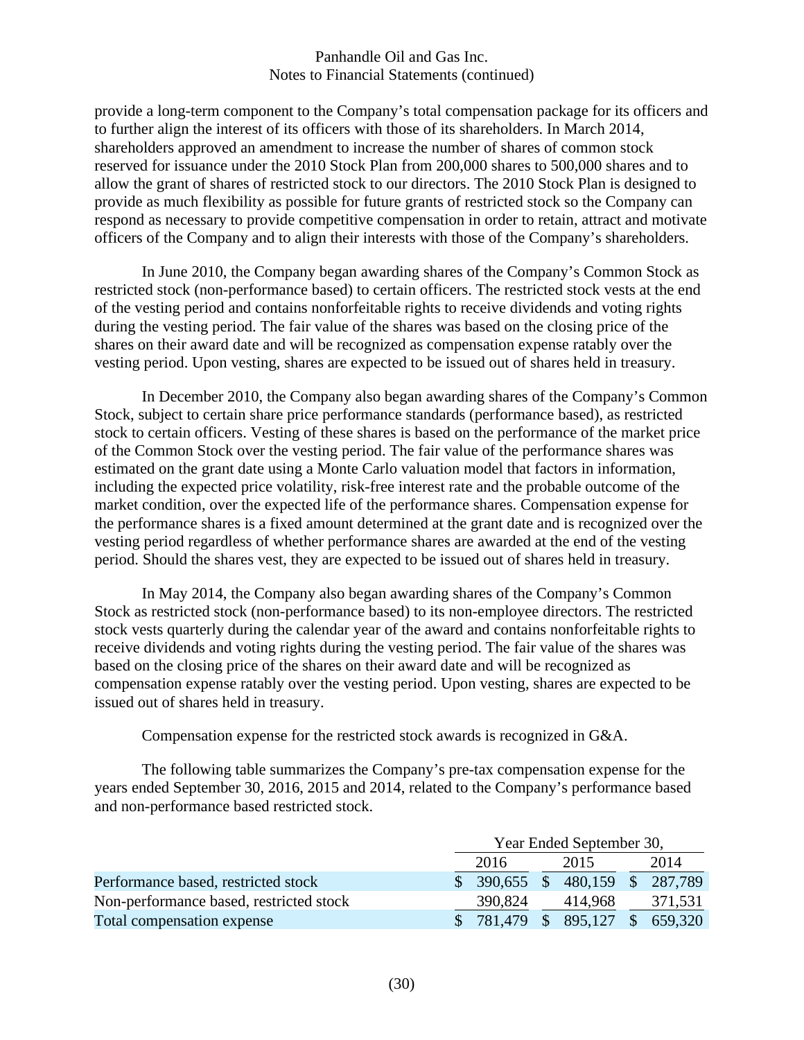provide a long-term component to the Company's total compensation package for its officers and to further align the interest of its officers with those of its shareholders. In March 2014, shareholders approved an amendment to increase the number of shares of common stock reserved for issuance under the 2010 Stock Plan from 200,000 shares to 500,000 shares and to allow the grant of shares of restricted stock to our directors. The 2010 Stock Plan is designed to provide as much flexibility as possible for future grants of restricted stock so the Company can respond as necessary to provide competitive compensation in order to retain, attract and motivate officers of the Company and to align their interests with those of the Company's shareholders.

In June 2010, the Company began awarding shares of the Company's Common Stock as restricted stock (non-performance based) to certain officers. The restricted stock vests at the end of the vesting period and contains nonforfeitable rights to receive dividends and voting rights during the vesting period. The fair value of the shares was based on the closing price of the shares on their award date and will be recognized as compensation expense ratably over the vesting period. Upon vesting, shares are expected to be issued out of shares held in treasury.

In December 2010, the Company also began awarding shares of the Company's Common Stock, subject to certain share price performance standards (performance based), as restricted stock to certain officers. Vesting of these shares is based on the performance of the market price of the Common Stock over the vesting period. The fair value of the performance shares was estimated on the grant date using a Monte Carlo valuation model that factors in information, including the expected price volatility, risk-free interest rate and the probable outcome of the market condition, over the expected life of the performance shares. Compensation expense for the performance shares is a fixed amount determined at the grant date and is recognized over the vesting period regardless of whether performance shares are awarded at the end of the vesting period. Should the shares vest, they are expected to be issued out of shares held in treasury.

In May 2014, the Company also began awarding shares of the Company's Common Stock as restricted stock (non-performance based) to its non-employee directors. The restricted stock vests quarterly during the calendar year of the award and contains nonforfeitable rights to receive dividends and voting rights during the vesting period. The fair value of the shares was based on the closing price of the shares on their award date and will be recognized as compensation expense ratably over the vesting period. Upon vesting, shares are expected to be issued out of shares held in treasury.

Compensation expense for the restricted stock awards is recognized in G&A.

The following table summarizes the Company's pre-tax compensation expense for the years ended September 30, 2016, 2015 and 2014, related to the Company's performance based and non-performance based restricted stock.

| | Year Ended September 30, | | |
|---|---|---|---|
| | 2016 | 2015 | 2014 |
| Performance based, restricted stock | $ 390,655 | $ 480,159 | $ 287,789 |
| Non-performance based, restricted stock | 390,824 | 414,968 | 371,531 |
| Total compensation expense | $ 781,479 | $ 895,127 | $ 659,320 |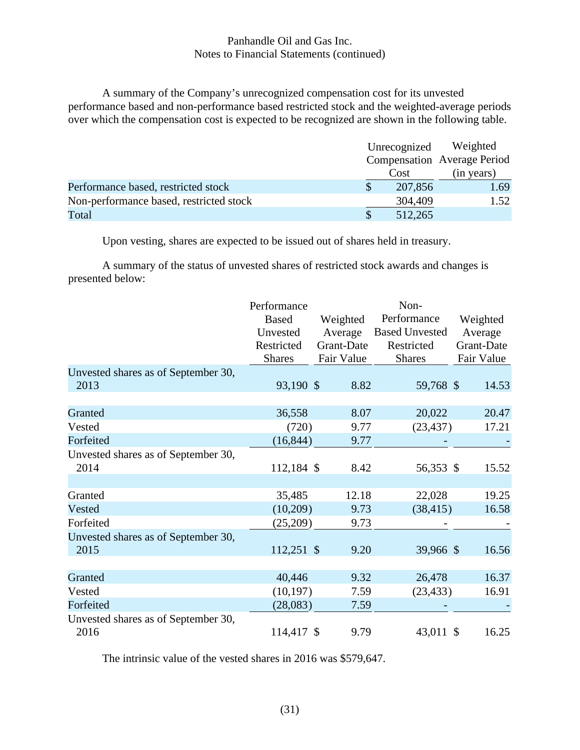A summary of the Company's unrecognized compensation cost for its unvested performance based and non-performance based restricted stock and the weighted-average periods over which the compensation cost is expected to be recognized are shown in the following table.

| | Unrecognized Compensation Cost | Weighted Average Period (in years) |
|---|---|---|
| Performance based, restricted stock | $ 207,856 | 1.69 |
| Non-performance based, restricted stock | 304,409 | 1.52 |
| Total | $ 512,265 | |

Upon vesting, shares are expected to be issued out of shares held in treasury.

A summary of the status of unvested shares of restricted stock awards and changes is presented below:

| | Performance Based Unvested Restricted Shares | Weighted Average Grant-Date Fair Value | Non-Performance Based Unvested Restricted Shares | Weighted Average Grant-Date Fair Value |
|---|---|---|---|---|
| Unvested shares as of September 30, 2013 | 93,190 | $ 8.82 | 59,768 | $ 14.53 |
| Granted | 36,558 | 8.07 | 20,022 | 20.47 |
| Vested | (720) | 9.77 | (23,437) | 17.21 |
| Forfeited | (16,844) | 9.77 | - | - |
| Unvested shares as of September 30, 2014 | 112,184 | $ 8.42 | 56,353 | $ 15.52 |
| Granted | 35,485 | 12.18 | 22,028 | 19.25 |
| Vested | (10,209) | 9.73 | (38,415) | 16.58 |
| Forfeited | (25,209) | 9.73 | - | - |
| Unvested shares as of September 30, 2015 | 112,251 | $ 9.20 | 39,966 | $ 16.56 |
| Granted | 40,446 | 9.32 | 26,478 | 16.37 |
| Vested | (10,197) | 7.59 | (23,433) | 16.91 |
| Forfeited | (28,083) | 7.59 | - | - |
| Unvested shares as of September 30, 2016 | 114,417 | $ 9.79 | 43,011 | $ 16.25 |

The intrinsic value of the vested shares in 2016 was $579,647.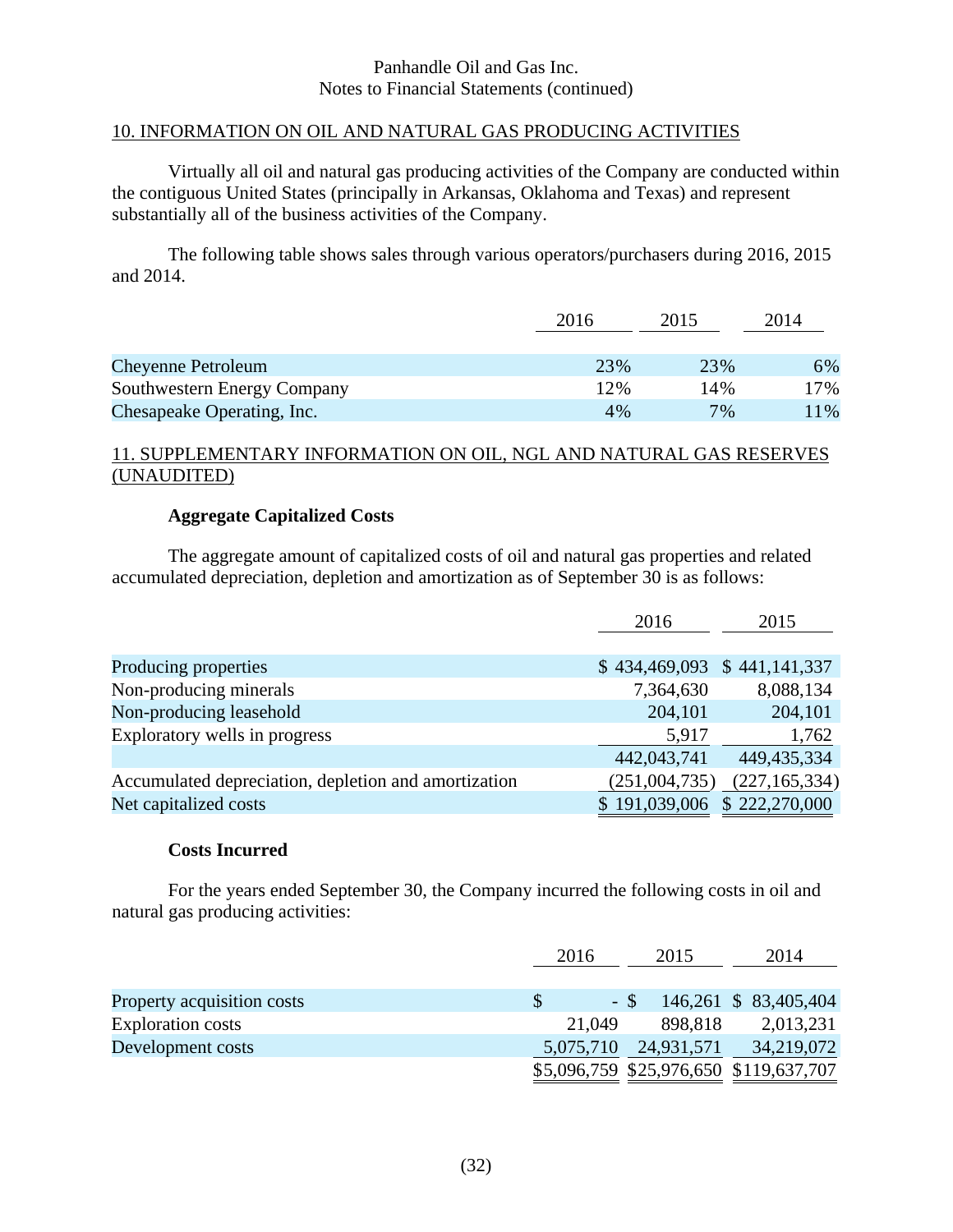Panhandle Oil and Gas Inc.
Notes to Financial Statements (continued)

## 10. INFORMATION ON OIL AND NATURAL GAS PRODUCING ACTIVITIES

Virtually all oil and natural gas producing activities of the Company are conducted within the contiguous United States (principally in Arkansas, Oklahoma and Texas) and represent substantially all of the business activities of the Company.

The following table shows sales through various operators/purchasers during 2016, 2015 and 2014.

| | 2016 | 2015 | 2014 |
|---|---|---|---|
| Cheyenne Petroleum | 23% | 23% | 6% |
| Southwestern Energy Company | 12% | 14% | 17% |
| Chesapeake Operating, Inc. | 4% | 7% | 11% |

## 11. SUPPLEMENTARY INFORMATION ON OIL, NGL AND NATURAL GAS RESERVES (UNAUDITED)

### Aggregate Capitalized Costs

The aggregate amount of capitalized costs of oil and natural gas properties and related accumulated depreciation, depletion and amortization as of September 30 is as follows:

| | 2016 | 2015 |
|---|---|---|
| Producing properties | $ 434,469,093 | $ 441,141,337 |
| Non-producing minerals | 7,364,630 | 8,088,134 |
| Non-producing leasehold | 204,101 | 204,101 |
| Exploratory wells in progress | 5,917 | 1,762 |
| | 442,043,741 | 449,435,334 |
| Accumulated depreciation, depletion and amortization | (251,004,735) | (227,165,334) |
| Net capitalized costs | $ 191,039,006 | $ 222,270,000 |

### Costs Incurred

For the years ended September 30, the Company incurred the following costs in oil and natural gas producing activities:

| | 2016 | 2015 | 2014 |
|---|---|---|---|
| Property acquisition costs | $ - | $ 146,261 | $ 83,405,404 |
| Exploration costs | 21,049 | 898,818 | 2,013,231 |
| Development costs | 5,075,710 | 24,931,571 | 34,219,072 |
| | $5,096,759 | $25,976,650 | $119,637,707 |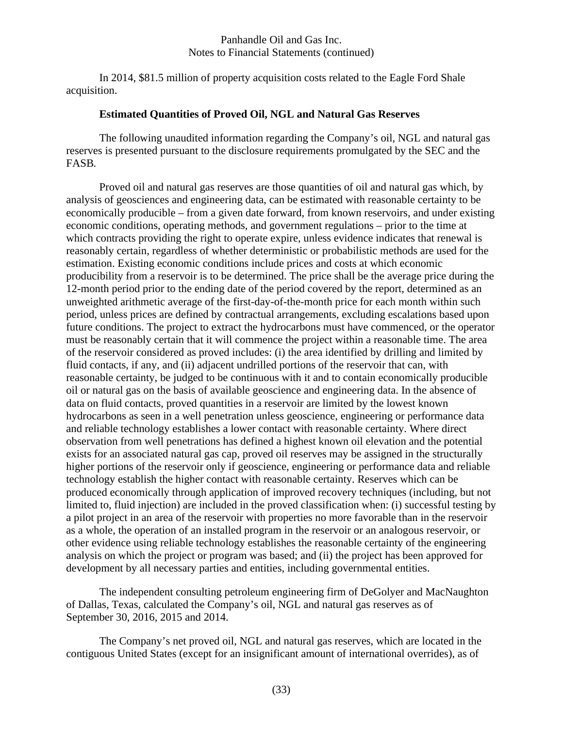In 2014, $81.5 million of property acquisition costs related to the Eagle Ford Shale acquisition.

### Estimated Quantities of Proved Oil, NGL and Natural Gas Reserves

The following unaudited information regarding the Company's oil, NGL and natural gas reserves is presented pursuant to the disclosure requirements promulgated by the SEC and the FASB.

Proved oil and natural gas reserves are those quantities of oil and natural gas which, by analysis of geosciences and engineering data, can be estimated with reasonable certainty to be economically producible – from a given date forward, from known reservoirs, and under existing economic conditions, operating methods, and government regulations – prior to the time at which contracts providing the right to operate expire, unless evidence indicates that renewal is reasonably certain, regardless of whether deterministic or probabilistic methods are used for the estimation. Existing economic conditions include prices and costs at which economic producibility from a reservoir is to be determined. The price shall be the average price during the 12-month period prior to the ending date of the period covered by the report, determined as an unweighted arithmetic average of the first-day-of-the-month price for each month within such period, unless prices are defined by contractual arrangements, excluding escalations based upon future conditions. The project to extract the hydrocarbons must have commenced, or the operator must be reasonably certain that it will commence the project within a reasonable time. The area of the reservoir considered as proved includes: (i) the area identified by drilling and limited by fluid contacts, if any, and (ii) adjacent undrilled portions of the reservoir that can, with reasonable certainty, be judged to be continuous with it and to contain economically producible oil or natural gas on the basis of available geoscience and engineering data. In the absence of data on fluid contacts, proved quantities in a reservoir are limited by the lowest known hydrocarbons as seen in a well penetration unless geoscience, engineering or performance data and reliable technology establishes a lower contact with reasonable certainty. Where direct observation from well penetrations has defined a highest known oil elevation and the potential exists for an associated natural gas cap, proved oil reserves may be assigned in the structurally higher portions of the reservoir only if geoscience, engineering or performance data and reliable technology establish the higher contact with reasonable certainty. Reserves which can be produced economically through application of improved recovery techniques (including, but not limited to, fluid injection) are included in the proved classification when: (i) successful testing by a pilot project in an area of the reservoir with properties no more favorable than in the reservoir as a whole, the operation of an installed program in the reservoir or an analogous reservoir, or other evidence using reliable technology establishes the reasonable certainty of the engineering analysis on which the project or program was based; and (ii) the project has been approved for development by all necessary parties and entities, including governmental entities.

The independent consulting petroleum engineering firm of DeGolyer and MacNaughton of Dallas, Texas, calculated the Company's oil, NGL and natural gas reserves as of September 30, 2016, 2015 and 2014.

The Company's net proved oil, NGL and natural gas reserves, which are located in the contiguous United States (except for an insignificant amount of international overrides), as of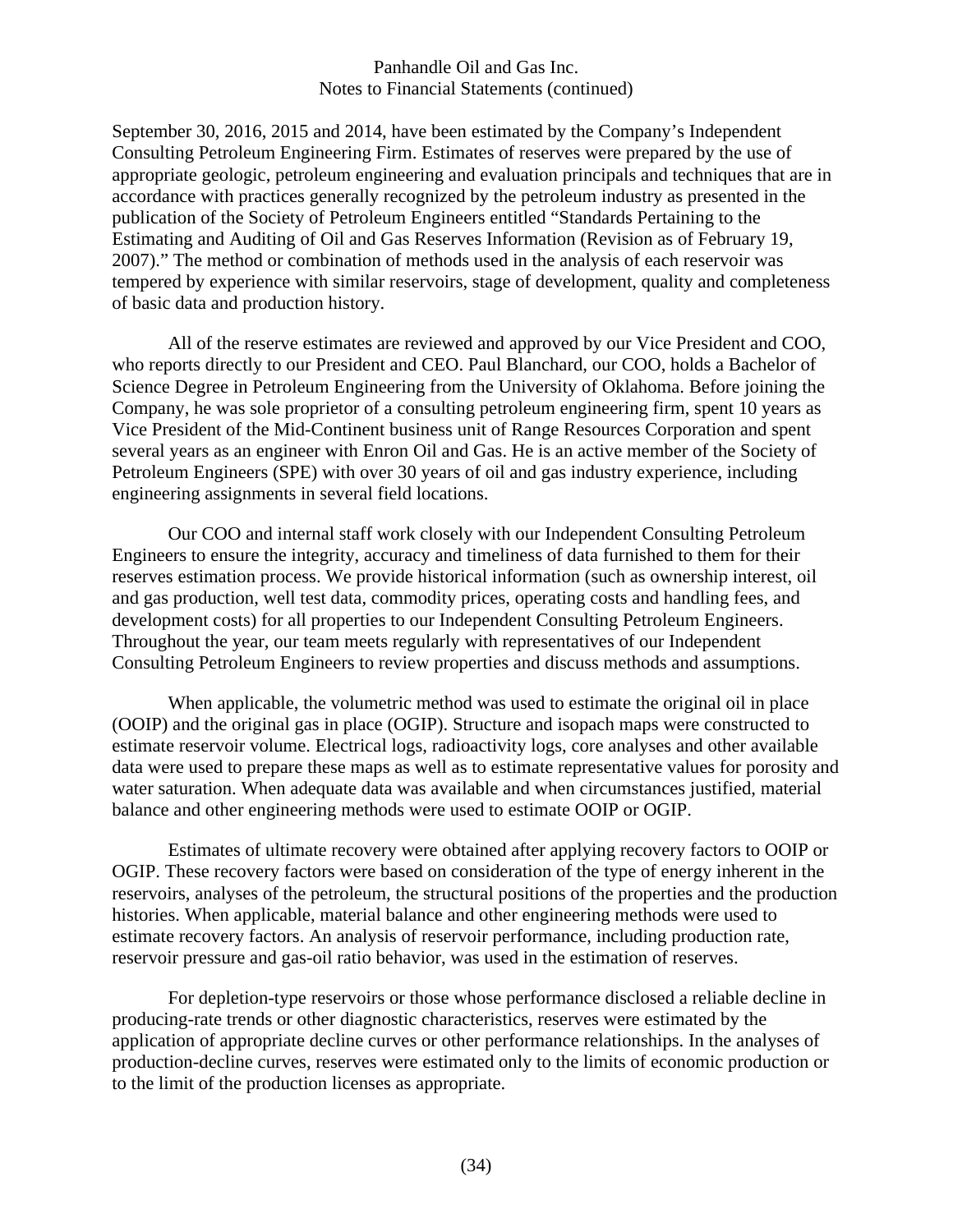September 30, 2016, 2015 and 2014, have been estimated by the Company's Independent Consulting Petroleum Engineering Firm. Estimates of reserves were prepared by the use of appropriate geologic, petroleum engineering and evaluation principals and techniques that are in accordance with practices generally recognized by the petroleum industry as presented in the publication of the Society of Petroleum Engineers entitled "Standards Pertaining to the Estimating and Auditing of Oil and Gas Reserves Information (Revision as of February 19, 2007)." The method or combination of methods used in the analysis of each reservoir was tempered by experience with similar reservoirs, stage of development, quality and completeness of basic data and production history.

All of the reserve estimates are reviewed and approved by our Vice President and COO, who reports directly to our President and CEO. Paul Blanchard, our COO, holds a Bachelor of Science Degree in Petroleum Engineering from the University of Oklahoma. Before joining the Company, he was sole proprietor of a consulting petroleum engineering firm, spent 10 years as Vice President of the Mid-Continent business unit of Range Resources Corporation and spent several years as an engineer with Enron Oil and Gas. He is an active member of the Society of Petroleum Engineers (SPE) with over 30 years of oil and gas industry experience, including engineering assignments in several field locations.

Our COO and internal staff work closely with our Independent Consulting Petroleum Engineers to ensure the integrity, accuracy and timeliness of data furnished to them for their reserves estimation process. We provide historical information (such as ownership interest, oil and gas production, well test data, commodity prices, operating costs and handling fees, and development costs) for all properties to our Independent Consulting Petroleum Engineers. Throughout the year, our team meets regularly with representatives of our Independent Consulting Petroleum Engineers to review properties and discuss methods and assumptions.

When applicable, the volumetric method was used to estimate the original oil in place (OOIP) and the original gas in place (OGIP). Structure and isopach maps were constructed to estimate reservoir volume. Electrical logs, radioactivity logs, core analyses and other available data were used to prepare these maps as well as to estimate representative values for porosity and water saturation. When adequate data was available and when circumstances justified, material balance and other engineering methods were used to estimate OOIP or OGIP.

Estimates of ultimate recovery were obtained after applying recovery factors to OOIP or OGIP. These recovery factors were based on consideration of the type of energy inherent in the reservoirs, analyses of the petroleum, the structural positions of the properties and the production histories. When applicable, material balance and other engineering methods were used to estimate recovery factors. An analysis of reservoir performance, including production rate, reservoir pressure and gas-oil ratio behavior, was used in the estimation of reserves.

For depletion-type reservoirs or those whose performance disclosed a reliable decline in producing-rate trends or other diagnostic characteristics, reserves were estimated by the application of appropriate decline curves or other performance relationships. In the analyses of production-decline curves, reserves were estimated only to the limits of economic production or to the limit of the production licenses as appropriate.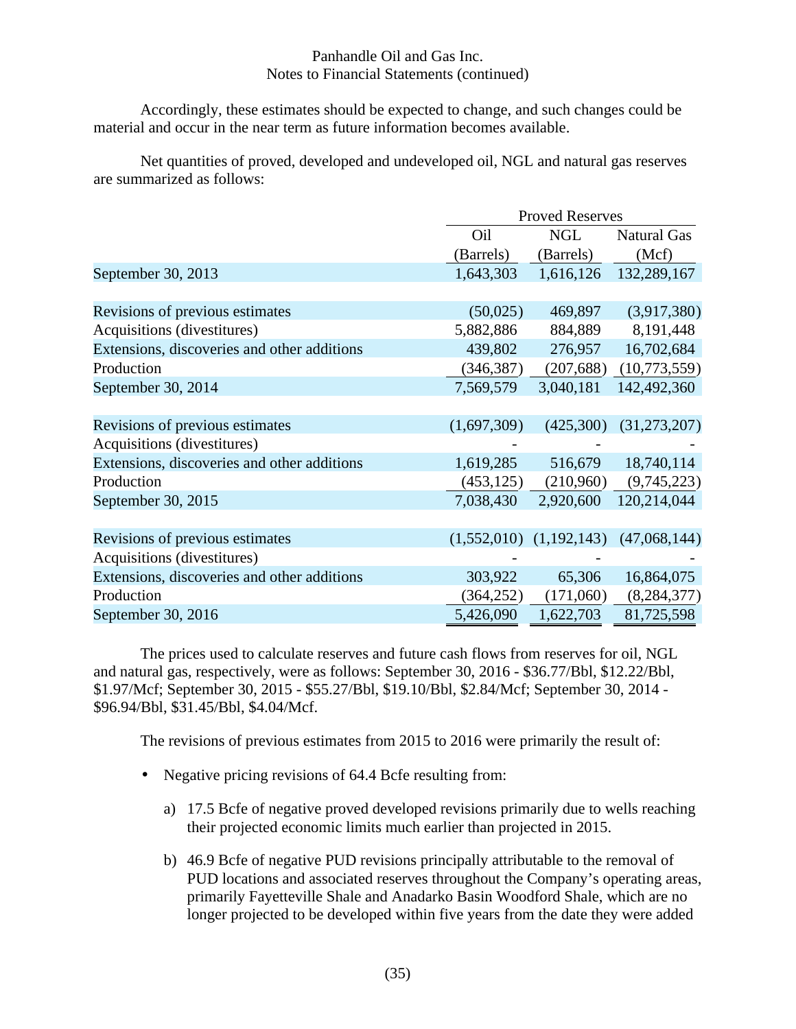Accordingly, these estimates should be expected to change, and such changes could be material and occur in the near term as future information becomes available.

Net quantities of proved, developed and undeveloped oil, NGL and natural gas reserves are summarized as follows:

| | Proved Reserves | | |
|---|---|---|---|
| | Oil (Barrels) | NGL (Barrels) | Natural Gas (Mcf) |
| September 30, 2013 | 1,643,303 | 1,616,126 | 132,289,167 |
| Revisions of previous estimates | (50,025) | 469,897 | (3,917,380) |
| Acquisitions (divestitures) | 5,882,886 | 884,889 | 8,191,448 |
| Extensions, discoveries and other additions | 439,802 | 276,957 | 16,702,684 |
| Production | (346,387) | (207,688) | (10,773,559) |
| September 30, 2014 | 7,569,579 | 3,040,181 | 142,492,360 |
| Revisions of previous estimates | (1,697,309) | (425,300) | (31,273,207) |
| Acquisitions (divestitures) | - | - | - |
| Extensions, discoveries and other additions | 1,619,285 | 516,679 | 18,740,114 |
| Production | (453,125) | (210,960) | (9,745,223) |
| September 30, 2015 | 7,038,430 | 2,920,600 | 120,214,044 |
| Revisions of previous estimates | (1,552,010) | (1,192,143) | (47,068,144) |
| Acquisitions (divestitures) | - | - | - |
| Extensions, discoveries and other additions | 303,922 | 65,306 | 16,864,075 |
| Production | (364,252) | (171,060) | (8,284,377) |
| September 30, 2016 | 5,426,090 | 1,622,703 | 81,725,598 |

The prices used to calculate reserves and future cash flows from reserves for oil, NGL and natural gas, respectively, were as follows: September 30, 2016 - $36.77/Bbl, $12.22/Bbl, $1.97/Mcf; September 30, 2015 - $55.27/Bbl, $19.10/Bbl, $2.84/Mcf; September 30, 2014 - $96.94/Bbl, $31.45/Bbl, $4.04/Mcf.

The revisions of previous estimates from 2015 to 2016 were primarily the result of:

- Negative pricing revisions of 64.4 Bcfe resulting from:

  a) 17.5 Bcfe of negative proved developed revisions primarily due to wells reaching their projected economic limits much earlier than projected in 2015.

  b) 46.9 Bcfe of negative PUD revisions principally attributable to the removal of PUD locations and associated reserves throughout the Company's operating areas, primarily Fayetteville Shale and Anadarko Basin Woodford Shale, which are no longer projected to be developed within five years from the date they were added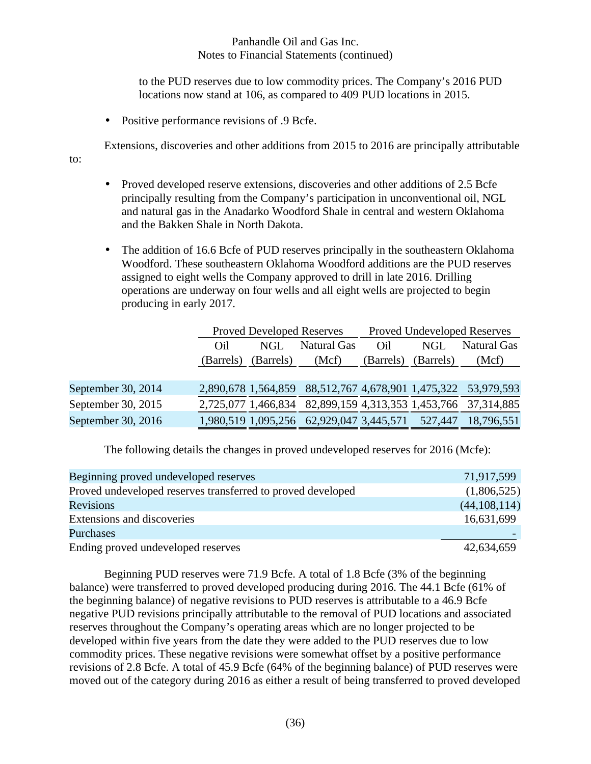to the PUD reserves due to low commodity prices. The Company's 2016 PUD locations now stand at 106, as compared to 409 PUD locations in 2015.

- Positive performance revisions of .9 Bcfe.

Extensions, discoveries and other additions from 2015 to 2016 are principally attributable to:

- Proved developed reserve extensions, discoveries and other additions of 2.5 Bcfe principally resulting from the Company's participation in unconventional oil, NGL and natural gas in the Anadarko Woodford Shale in central and western Oklahoma and the Bakken Shale in North Dakota.

- The addition of 16.6 Bcfe of PUD reserves principally in the southeastern Oklahoma Woodford. These southeastern Oklahoma Woodford additions are the PUD reserves assigned to eight wells the Company approved to drill in late 2016. Drilling operations are underway on four wells and all eight wells are projected to begin producing in early 2017.

| | Proved Developed Reserves | | | Proved Undeveloped Reserves | | |
|---|---|---|---|---|---|---|
| | Oil (Barrels) | NGL (Barrels) | Natural Gas (Mcf) | Oil (Barrels) | NGL (Barrels) | Natural Gas (Mcf) |
| September 30, 2014 | 2,890,678 | 1,564,859 | 88,512,767 | 4,678,901 | 1,475,322 | 53,979,593 |
| September 30, 2015 | 2,725,077 | 1,466,834 | 82,899,159 | 4,313,353 | 1,453,766 | 37,314,885 |
| September 30, 2016 | 1,980,519 | 1,095,256 | 62,929,047 | 3,445,571 | 527,447 | 18,796,551 |

The following details the changes in proved undeveloped reserves for 2016 (Mcfe):

| | |
|---|---|
| Beginning proved undeveloped reserves | 71,917,599 |
| Proved undeveloped reserves transferred to proved developed | (1,806,525) |
| Revisions | (44,108,114) |
| Extensions and discoveries | 16,631,699 |
| Purchases | - |
| Ending proved undeveloped reserves | 42,634,659 |

Beginning PUD reserves were 71.9 Bcfe. A total of 1.8 Bcfe (3% of the beginning balance) were transferred to proved developed producing during 2016. The 44.1 Bcfe (61% of the beginning balance) of negative revisions to PUD reserves is attributable to a 46.9 Bcfe negative PUD revisions principally attributable to the removal of PUD locations and associated reserves throughout the Company's operating areas which are no longer projected to be developed within five years from the date they were added to the PUD reserves due to low commodity prices. These negative revisions were somewhat offset by a positive performance revisions of 2.8 Bcfe. A total of 45.9 Bcfe (64% of the beginning balance) of PUD reserves were moved out of the category during 2016 as either a result of being transferred to proved developed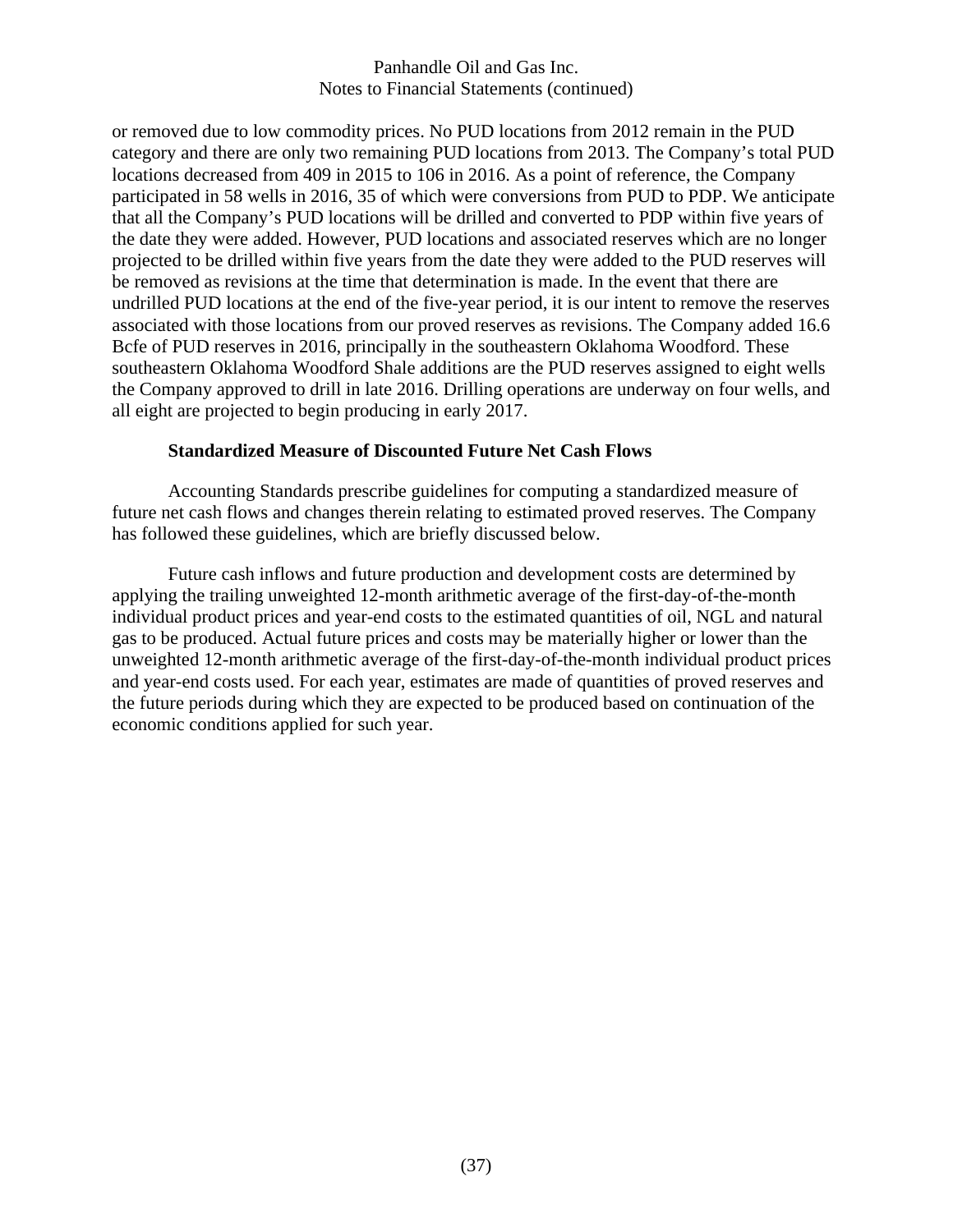or removed due to low commodity prices. No PUD locations from 2012 remain in the PUD category and there are only two remaining PUD locations from 2013. The Company's total PUD locations decreased from 409 in 2015 to 106 in 2016. As a point of reference, the Company participated in 58 wells in 2016, 35 of which were conversions from PUD to PDP. We anticipate that all the Company's PUD locations will be drilled and converted to PDP within five years of the date they were added. However, PUD locations and associated reserves which are no longer projected to be drilled within five years from the date they were added to the PUD reserves will be removed as revisions at the time that determination is made. In the event that there are undrilled PUD locations at the end of the five-year period, it is our intent to remove the reserves associated with those locations from our proved reserves as revisions. The Company added 16.6 Bcfe of PUD reserves in 2016, principally in the southeastern Oklahoma Woodford. These southeastern Oklahoma Woodford Shale additions are the PUD reserves assigned to eight wells the Company approved to drill in late 2016. Drilling operations are underway on four wells, and all eight are projected to begin producing in early 2017.

**Standardized Measure of Discounted Future Net Cash Flows**

Accounting Standards prescribe guidelines for computing a standardized measure of future net cash flows and changes therein relating to estimated proved reserves. The Company has followed these guidelines, which are briefly discussed below.

Future cash inflows and future production and development costs are determined by applying the trailing unweighted 12-month arithmetic average of the first-day-of-the-month individual product prices and year-end costs to the estimated quantities of oil, NGL and natural gas to be produced. Actual future prices and costs may be materially higher or lower than the unweighted 12-month arithmetic average of the first-day-of-the-month individual product prices and year-end costs used. For each year, estimates are made of quantities of proved reserves and the future periods during which they are expected to be produced based on continuation of the economic conditions applied for such year.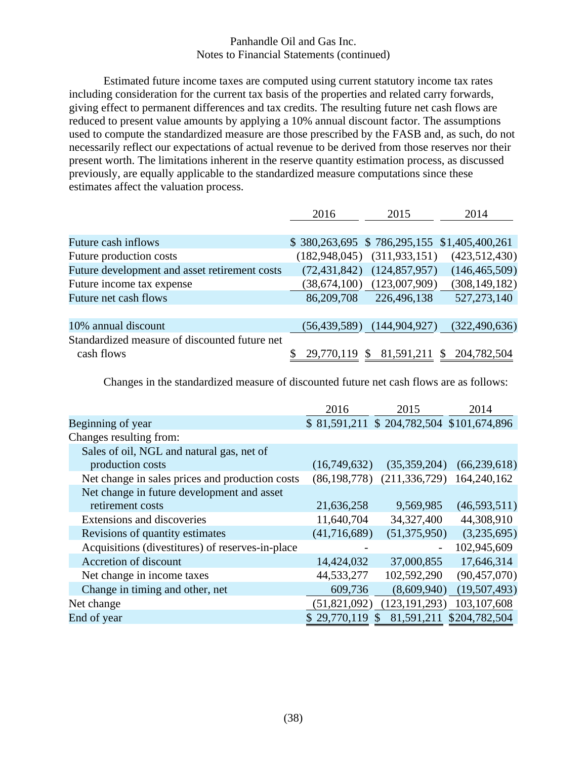Panhandle Oil and Gas Inc.
Notes to Financial Statements (continued)

Estimated future income taxes are computed using current statutory income tax rates including consideration for the current tax basis of the properties and related carry forwards, giving effect to permanent differences and tax credits. The resulting future net cash flows are reduced to present value amounts by applying a 10% annual discount factor. The assumptions used to compute the standardized measure are those prescribed by the FASB and, as such, do not necessarily reflect our expectations of actual revenue to be derived from those reserves nor their present worth. The limitations inherent in the reserve quantity estimation process, as discussed previously, are equally applicable to the standardized measure computations since these estimates affect the valuation process.

| | 2016 | 2015 | 2014 |
|---|---|---|---|
| Future cash inflows | $ 380,263,695 | $ 786,295,155 | $1,405,400,261 |
| Future production costs | (182,948,045) | (311,933,151) | (423,512,430) |
| Future development and asset retirement costs | (72,431,842) | (124,857,957) | (146,465,509) |
| Future income tax expense | (38,674,100) | (123,007,909) | (308,149,182) |
| Future net cash flows | 86,209,708 | 226,496,138 | 527,273,140 |
| | | | |
| 10% annual discount | (56,439,589) | (144,904,927) | (322,490,636) |
| Standardized measure of discounted future net cash flows | $ 29,770,119 | $ 81,591,211 | $ 204,782,504 |

Changes in the standardized measure of discounted future net cash flows are as follows:

| | 2016 | 2015 | 2014 |
|---|---|---|---|
| Beginning of year | $ 81,591,211 | $ 204,782,504 | $101,674,896 |
| Changes resulting from: | | | |
| Sales of oil, NGL and natural gas, net of production costs | (16,749,632) | (35,359,204) | (66,239,618) |
| Net change in sales prices and production costs | (86,198,778) | (211,336,729) | 164,240,162 |
| Net change in future development and asset retirement costs | 21,636,258 | 9,569,985 | (46,593,511) |
| Extensions and discoveries | 11,640,704 | 34,327,400 | 44,308,910 |
| Revisions of quantity estimates | (41,716,689) | (51,375,950) | (3,235,695) |
| Acquisitions (divestitures) of reserves-in-place | - | - | 102,945,609 |
| Accretion of discount | 14,424,032 | 37,000,855 | 17,646,314 |
| Net change in income taxes | 44,533,277 | 102,592,290 | (90,457,070) |
| Change in timing and other, net | 609,736 | (8,609,940) | (19,507,493) |
| Net change | (51,821,092) | (123,191,293) | 103,107,608 |
| End of year | $ 29,770,119 | $ 81,591,211 | $204,782,504 |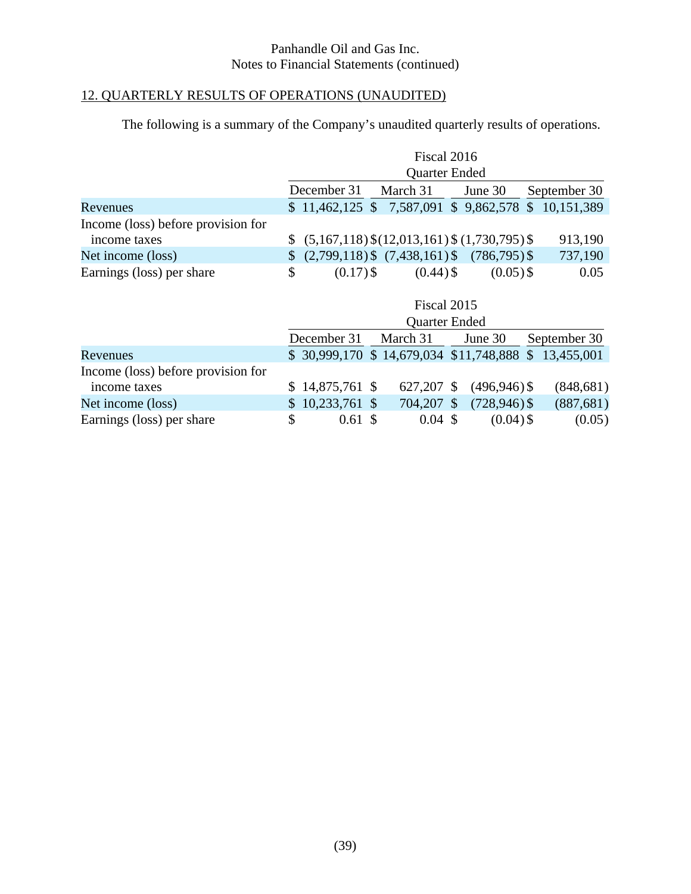Panhandle Oil and Gas Inc.
Notes to Financial Statements (continued)

## 12. QUARTERLY RESULTS OF OPERATIONS (UNAUDITED)

The following is a summary of the Company's unaudited quarterly results of operations.

| | Fiscal 2016 | | | |
|---|---|---|---|---|
| | Quarter Ended | | | |
| | December 31 | March 31 | June 30 | September 30 |
| Revenues | $ 11,462,125 | $ 7,587,091 | $ 9,862,578 | $ 10,151,389 |
| Income (loss) before provision for income taxes | $ (5,167,118) | $ (12,013,161) | $ (1,730,795) | $ 913,190 |
| Net income (loss) | $ (2,799,118) | $ (7,438,161) | $ (786,795) | $ 737,190 |
| Earnings (loss) per share | $ (0.17) | $ (0.44) | $ (0.05) | $ 0.05 |

| | Fiscal 2015 | | | |
|---|---|---|---|---|
| | Quarter Ended | | | |
| | December 31 | March 31 | June 30 | September 30 |
| Revenues | $ 30,999,170 | $ 14,679,034 | $ 11,748,888 | $ 13,455,001 |
| Income (loss) before provision for income taxes | $ 14,875,761 | $ 627,207 | $ (496,946) | $ (848,681) |
| Net income (loss) | $ 10,233,761 | $ 704,207 | $ (728,946) | $ (887,681) |
| Earnings (loss) per share | $ 0.61 | $ 0.04 | $ (0.04) | $ (0.05) |